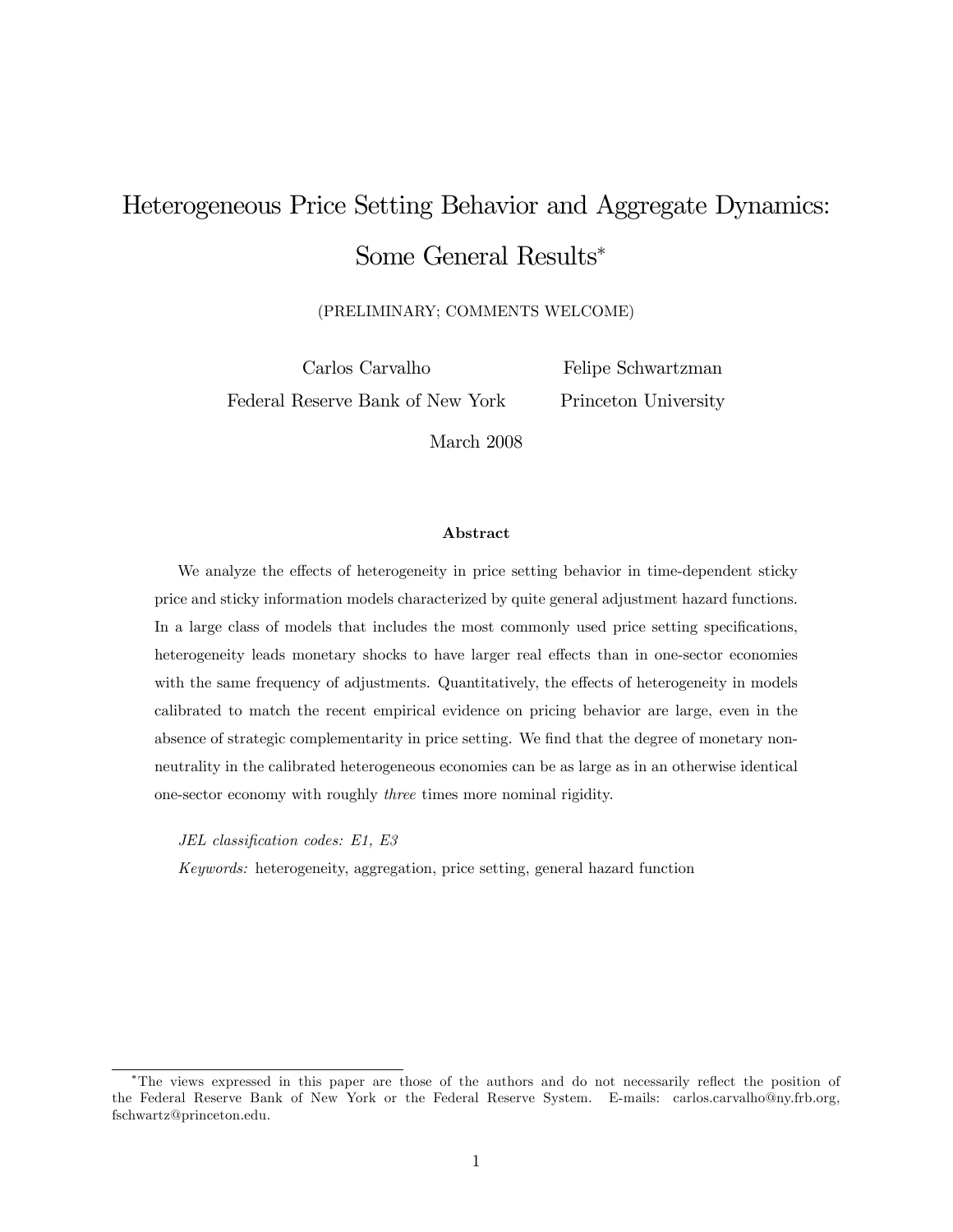# Heterogeneous Price Setting Behavior and Aggregate Dynamics: Some General Results*

(PRELIMINARY; COMMENTS WELCOME)

Carlos Carvalho
Federal Reserve Bank of New York

Felipe Schwartzman
Princeton University

March 2008

### Abstract

We analyze the effects of heterogeneity in price setting behavior in time-dependent sticky price and sticky information models characterized by quite general adjustment hazard functions. In a large class of models that includes the most commonly used price setting specifications, heterogeneity leads monetary shocks to have larger real effects than in one-sector economies with the same frequency of adjustments. Quantitatively, the effects of heterogeneity in models calibrated to match the recent empirical evidence on pricing behavior are large, even in the absence of strategic complementarity in price setting. We find that the degree of monetary non-neutrality in the calibrated heterogeneous economies can be as large as in an otherwise identical one-sector economy with roughly *three* times more nominal rigidity.

*JEL classification codes: E1, E3*

*Keywords:* heterogeneity, aggregation, price setting, general hazard function

---

*The views expressed in this paper are those of the authors and do not necessarily reflect the position of the Federal Reserve Bank of New York or the Federal Reserve System. E-mails: carlos.carvalho@ny.frb.org, fschwartz@princeton.edu.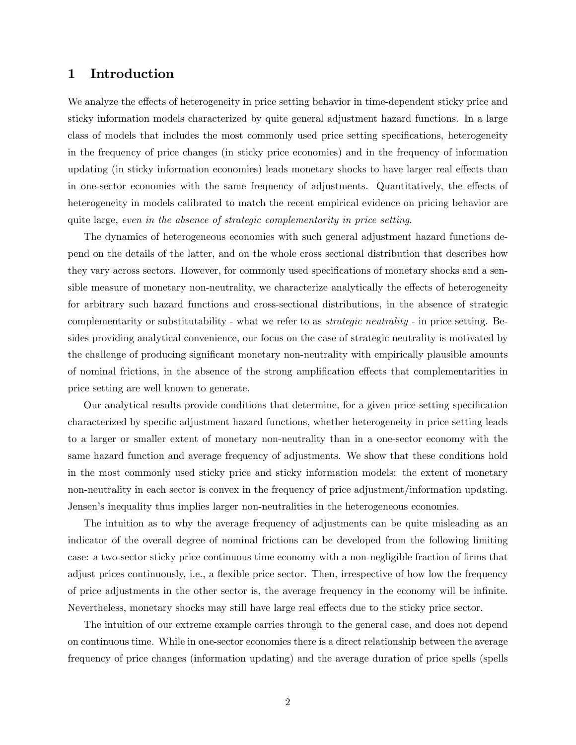# 1 Introduction

We analyze the effects of heterogeneity in price setting behavior in time-dependent sticky price and sticky information models characterized by quite general adjustment hazard functions. In a large class of models that includes the most commonly used price setting specifications, heterogeneity in the frequency of price changes (in sticky price economies) and in the frequency of information updating (in sticky information economies) leads monetary shocks to have larger real effects than in one-sector economies with the same frequency of adjustments. Quantitatively, the effects of heterogeneity in models calibrated to match the recent empirical evidence on pricing behavior are quite large, *even in the absence of strategic complementarity in price setting*.

The dynamics of heterogeneous economies with such general adjustment hazard functions depend on the details of the latter, and on the whole cross sectional distribution that describes how they vary across sectors. However, for commonly used specifications of monetary shocks and a sensible measure of monetary non-neutrality, we characterize analytically the effects of heterogeneity for arbitrary such hazard functions and cross-sectional distributions, in the absence of strategic complementarity or substitutability - what we refer to as *strategic neutrality* - in price setting. Besides providing analytical convenience, our focus on the case of strategic neutrality is motivated by the challenge of producing significant monetary non-neutrality with empirically plausible amounts of nominal frictions, in the absence of the strong amplification effects that complementarities in price setting are well known to generate.

Our analytical results provide conditions that determine, for a given price setting specification characterized by specific adjustment hazard functions, whether heterogeneity in price setting leads to a larger or smaller extent of monetary non-neutrality than in a one-sector economy with the same hazard function and average frequency of adjustments. We show that these conditions hold in the most commonly used sticky price and sticky information models: the extent of monetary non-neutrality in each sector is convex in the frequency of price adjustment/information updating. Jensen's inequality thus implies larger non-neutralities in the heterogeneous economies.

The intuition as to why the average frequency of adjustments can be quite misleading as an indicator of the overall degree of nominal frictions can be developed from the following limiting case: a two-sector sticky price continuous time economy with a non-negligible fraction of firms that adjust prices continuously, i.e., a flexible price sector. Then, irrespective of how low the frequency of price adjustments in the other sector is, the average frequency in the economy will be infinite. Nevertheless, monetary shocks may still have large real effects due to the sticky price sector.

The intuition of our extreme example carries through to the general case, and does not depend on continuous time. While in one-sector economies there is a direct relationship between the average frequency of price changes (information updating) and the average duration of price spells (spells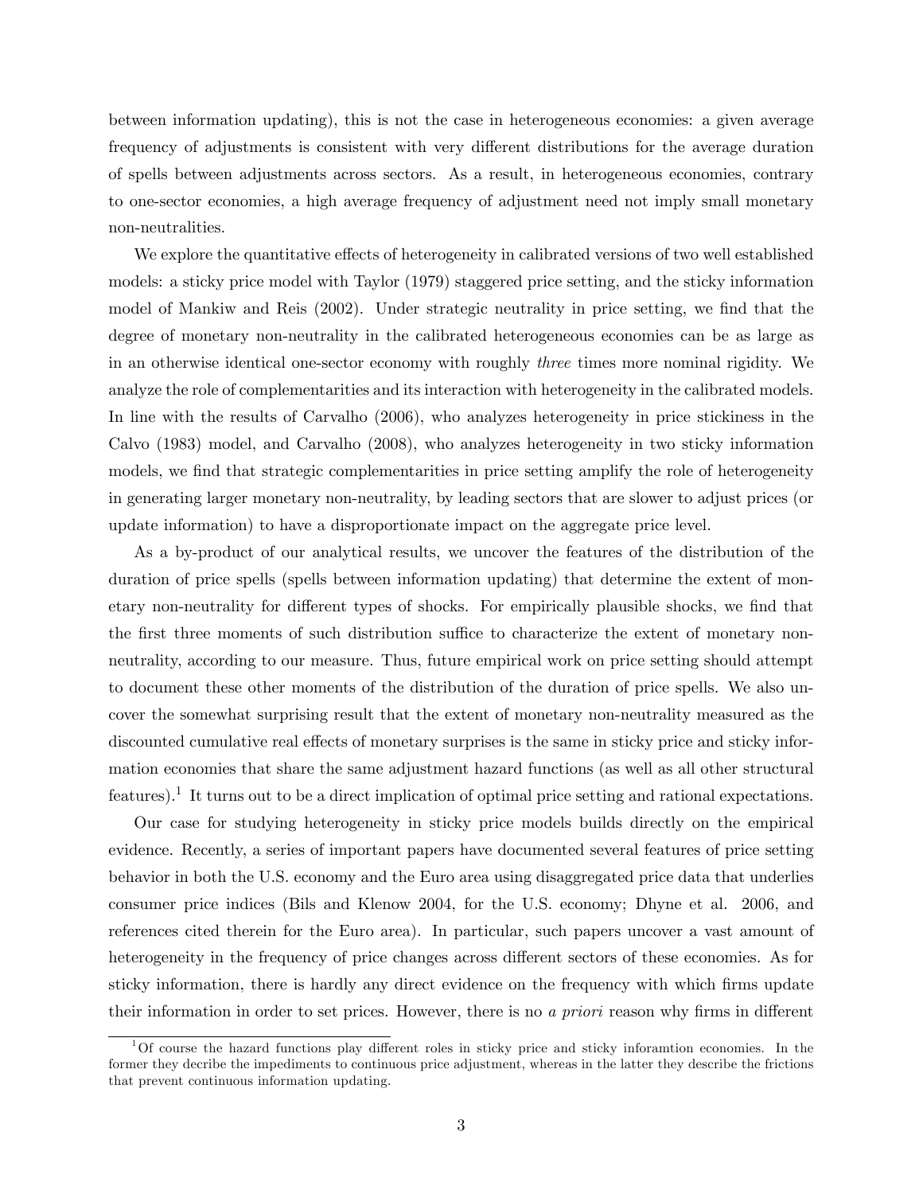between information updating), this is not the case in heterogeneous economies: a given average frequency of adjustments is consistent with very different distributions for the average duration of spells between adjustments across sectors. As a result, in heterogeneous economies, contrary to one-sector economies, a high average frequency of adjustment need not imply small monetary non-neutralities.

We explore the quantitative effects of heterogeneity in calibrated versions of two well established models: a sticky price model with Taylor (1979) staggered price setting, and the sticky information model of Mankiw and Reis (2002). Under strategic neutrality in price setting, we find that the degree of monetary non-neutrality in the calibrated heterogeneous economies can be as large as in an otherwise identical one-sector economy with roughly *three* times more nominal rigidity. We analyze the role of complementarities and its interaction with heterogeneity in the calibrated models. In line with the results of Carvalho (2006), who analyzes heterogeneity in price stickiness in the Calvo (1983) model, and Carvalho (2008), who analyzes heterogeneity in two sticky information models, we find that strategic complementarities in price setting amplify the role of heterogeneity in generating larger monetary non-neutrality, by leading sectors that are slower to adjust prices (or update information) to have a disproportionate impact on the aggregate price level.

As a by-product of our analytical results, we uncover the features of the distribution of the duration of price spells (spells between information updating) that determine the extent of monetary non-neutrality for different types of shocks. For empirically plausible shocks, we find that the first three moments of such distribution suffice to characterize the extent of monetary non-neutrality, according to our measure. Thus, future empirical work on price setting should attempt to document these other moments of the distribution of the duration of price spells. We also uncover the somewhat surprising result that the extent of monetary non-neutrality measured as the discounted cumulative real effects of monetary surprises is the same in sticky price and sticky information economies that share the same adjustment hazard functions (as well as all other structural features).[1] It turns out to be a direct implication of optimal price setting and rational expectations.

Our case for studying heterogeneity in sticky price models builds directly on the empirical evidence. Recently, a series of important papers have documented several features of price setting behavior in both the U.S. economy and the Euro area using disaggregated price data that underlies consumer price indices (Bils and Klenow 2004, for the U.S. economy; Dhyne et al. 2006, and references cited therein for the Euro area). In particular, such papers uncover a vast amount of heterogeneity in the frequency of price changes across different sectors of these economies. As for sticky information, there is hardly any direct evidence on the frequency with which firms update their information in order to set prices. However, there is no *a priori* reason why firms in different

[1] Of course the hazard functions play different roles in sticky price and sticky inforamtion economies. In the former they decribe the impediments to continuous price adjustment, whereas in the latter they describe the frictions that prevent continuous information updating.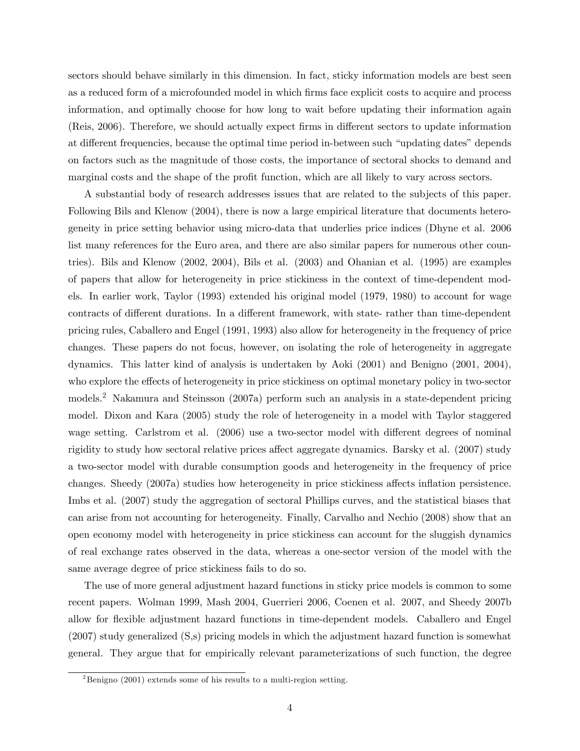sectors should behave similarly in this dimension. In fact, sticky information models are best seen as a reduced form of a microfounded model in which firms face explicit costs to acquire and process information, and optimally choose for how long to wait before updating their information again (Reis, 2006). Therefore, we should actually expect firms in different sectors to update information at different frequencies, because the optimal time period in-between such "updating dates" depends on factors such as the magnitude of those costs, the importance of sectoral shocks to demand and marginal costs and the shape of the profit function, which are all likely to vary across sectors.

A substantial body of research addresses issues that are related to the subjects of this paper. Following Bils and Klenow (2004), there is now a large empirical literature that documents heterogeneity in price setting behavior using micro-data that underlies price indices (Dhyne et al. 2006 list many references for the Euro area, and there are also similar papers for numerous other countries). Bils and Klenow (2002, 2004), Bils et al. (2003) and Ohanian et al. (1995) are examples of papers that allow for heterogeneity in price stickiness in the context of time-dependent models. In earlier work, Taylor (1993) extended his original model (1979, 1980) to account for wage contracts of different durations. In a different framework, with state- rather than time-dependent pricing rules, Caballero and Engel (1991, 1993) also allow for heterogeneity in the frequency of price changes. These papers do not focus, however, on isolating the role of heterogeneity in aggregate dynamics. This latter kind of analysis is undertaken by Aoki (2001) and Benigno (2001, 2004), who explore the effects of heterogeneity in price stickiness on optimal monetary policy in two-sector models.[2] Nakamura and Steinsson (2007a) perform such an analysis in a state-dependent pricing model. Dixon and Kara (2005) study the role of heterogeneity in a model with Taylor staggered wage setting. Carlstrom et al. (2006) use a two-sector model with different degrees of nominal rigidity to study how sectoral relative prices affect aggregate dynamics. Barsky et al. (2007) study a two-sector model with durable consumption goods and heterogeneity in the frequency of price changes. Sheedy (2007a) studies how heterogeneity in price stickiness affects inflation persistence. Imbs et al. (2007) study the aggregation of sectoral Phillips curves, and the statistical biases that can arise from not accounting for heterogeneity. Finally, Carvalho and Nechio (2008) show that an open economy model with heterogeneity in price stickiness can account for the sluggish dynamics of real exchange rates observed in the data, whereas a one-sector version of the model with the same average degree of price stickiness fails to do so.

The use of more general adjustment hazard functions in sticky price models is common to some recent papers. Wolman 1999, Mash 2004, Guerrieri 2006, Coenen et al. 2007, and Sheedy 2007b allow for flexible adjustment hazard functions in time-dependent models. Caballero and Engel (2007) study generalized (S,s) pricing models in which the adjustment hazard function is somewhat general. They argue that for empirically relevant parameterizations of such function, the degree

[2] Benigno (2001) extends some of his results to a multi-region setting.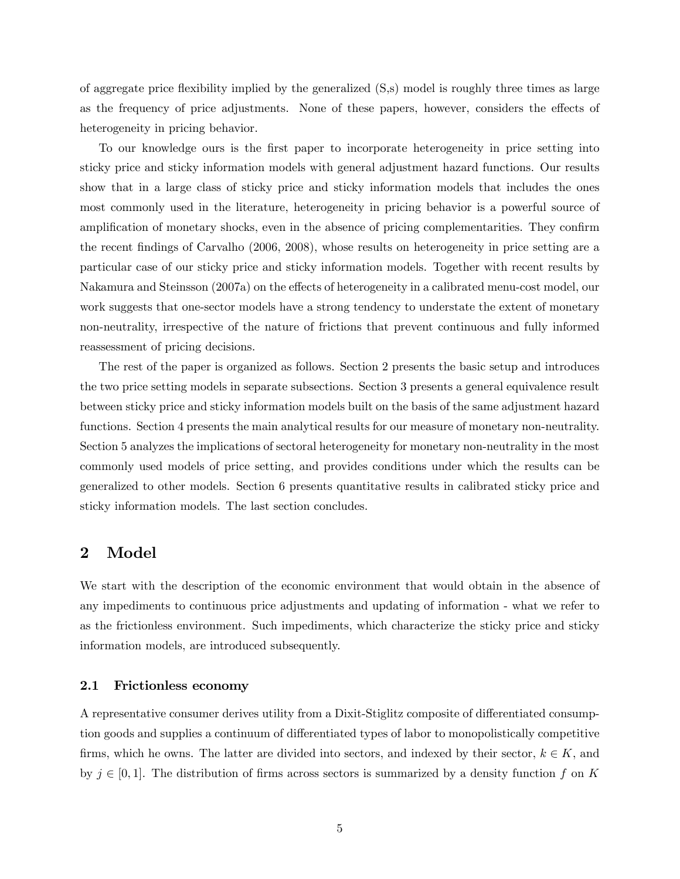of aggregate price flexibility implied by the generalized (S,s) model is roughly three times as large as the frequency of price adjustments. None of these papers, however, considers the effects of heterogeneity in pricing behavior.

To our knowledge ours is the first paper to incorporate heterogeneity in price setting into sticky price and sticky information models with general adjustment hazard functions. Our results show that in a large class of sticky price and sticky information models that includes the ones most commonly used in the literature, heterogeneity in pricing behavior is a powerful source of amplification of monetary shocks, even in the absence of pricing complementarities. They confirm the recent findings of Carvalho (2006, 2008), whose results on heterogeneity in price setting are a particular case of our sticky price and sticky information models. Together with recent results by Nakamura and Steinsson (2007a) on the effects of heterogeneity in a calibrated menu-cost model, our work suggests that one-sector models have a strong tendency to understate the extent of monetary non-neutrality, irrespective of the nature of frictions that prevent continuous and fully informed reassessment of pricing decisions.

The rest of the paper is organized as follows. Section 2 presents the basic setup and introduces the two price setting models in separate subsections. Section 3 presents a general equivalence result between sticky price and sticky information models built on the basis of the same adjustment hazard functions. Section 4 presents the main analytical results for our measure of monetary non-neutrality. Section 5 analyzes the implications of sectoral heterogeneity for monetary non-neutrality in the most commonly used models of price setting, and provides conditions under which the results can be generalized to other models. Section 6 presents quantitative results in calibrated sticky price and sticky information models. The last section concludes.

# 2 Model

We start with the description of the economic environment that would obtain in the absence of any impediments to continuous price adjustments and updating of information - what we refer to as the frictionless environment. Such impediments, which characterize the sticky price and sticky information models, are introduced subsequently.

## 2.1 Frictionless economy

A representative consumer derives utility from a Dixit-Stiglitz composite of differentiated consumption goods and supplies a continuum of differentiated types of labor to monopolistically competitive firms, which he owns. The latter are divided into sectors, and indexed by their sector, $k \in K$, and by $j \in [0,1]$. The distribution of firms across sectors is summarized by a density function $f$ on $K$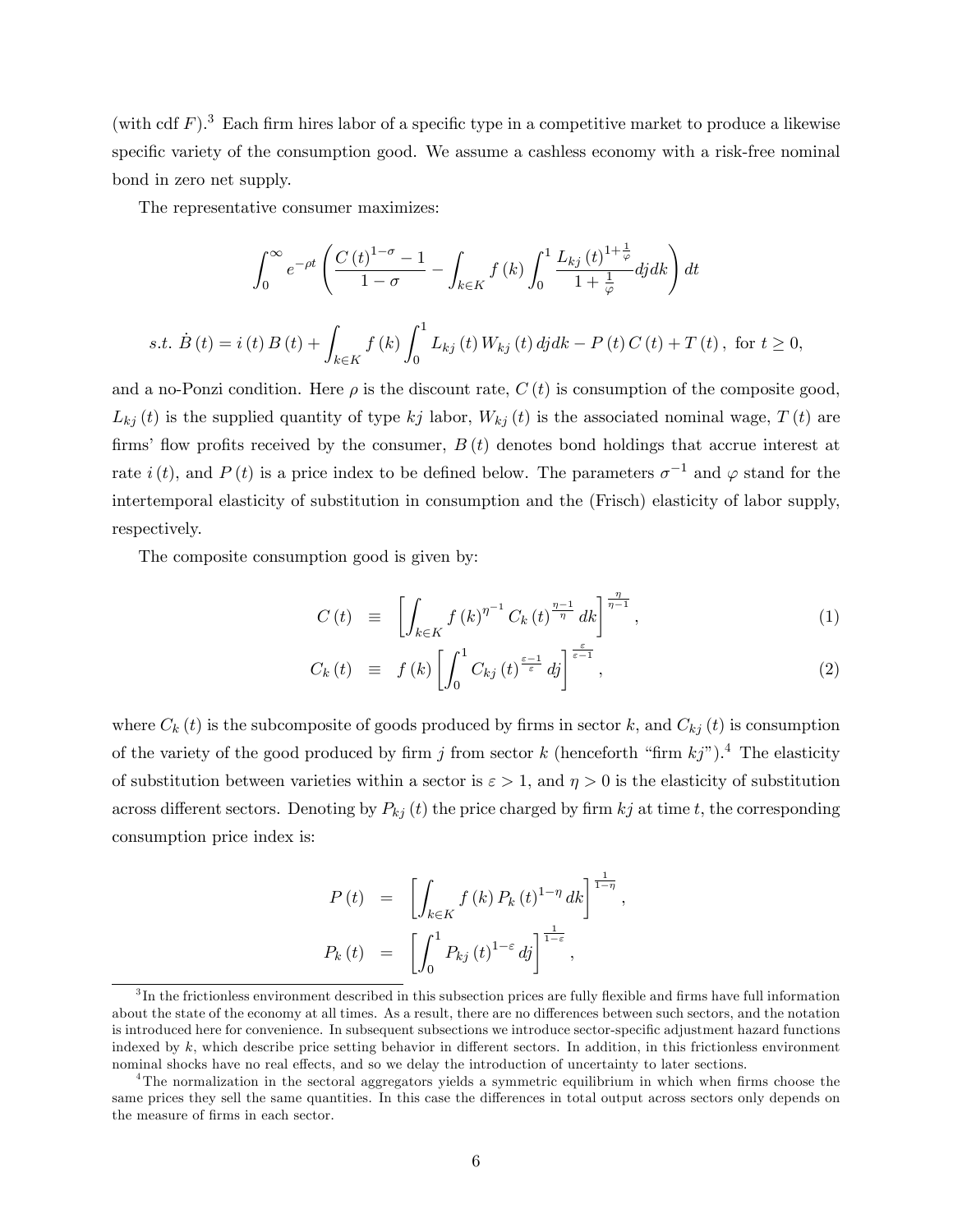(with cdf $F$).[3] Each firm hires labor of a specific type in a competitive market to produce a likewise specific variety of the consumption good. We assume a cashless economy with a risk-free nominal bond in zero net supply.

The representative consumer maximizes:

$$\int_0^\infty e^{-\rho t}\left(\frac{C(t)^{1-\sigma}-1}{1-\sigma}-\int_{k\in K} f(k)\int_0^1 \frac{L_{kj}(t)^{1+\frac{1}{\varphi}}}{1+\frac{1}{\varphi}}dj dk\right)dt$$

$$s.t.\ \dot{B}(t) = i(t)B(t) + \int_{k\in K} f(k)\int_0^1 L_{kj}(t)W_{kj}(t)dj dk - P(t)C(t) + T(t),\ \text{for } t\geq 0,$$

and a no-Ponzi condition. Here $\rho$ is the discount rate, $C(t)$ is consumption of the composite good, $L_{kj}(t)$ is the supplied quantity of type $kj$ labor, $W_{kj}(t)$ is the associated nominal wage, $T(t)$ are firms' flow profits received by the consumer, $B(t)$ denotes bond holdings that accrue interest at rate $i(t)$, and $P(t)$ is a price index to be defined below. The parameters $\sigma^{-1}$ and $\varphi$ stand for the intertemporal elasticity of substitution in consumption and the (Frisch) elasticity of labor supply, respectively.

The composite consumption good is given by:

$$C(t) \equiv \left[\int_{k\in K} f(k)^{\eta^{-1}} C_k(t)^{\frac{\eta-1}{\eta}} dk\right]^{\frac{\eta}{\eta-1}}, \tag{1}$$

$$C_k(t) \equiv f(k)\left[\int_0^1 C_{kj}(t)^{\frac{\varepsilon-1}{\varepsilon}} dj\right]^{\frac{\varepsilon}{\varepsilon-1}}, \tag{2}$$

where $C_k(t)$ is the subcomposite of goods produced by firms in sector $k$, and $C_{kj}(t)$ is consumption of the variety of the good produced by firm $j$ from sector $k$ (henceforth "firm $kj$").[4] The elasticity of substitution between varieties within a sector is $\varepsilon > 1$, and $\eta > 0$ is the elasticity of substitution across different sectors. Denoting by $P_{kj}(t)$ the price charged by firm $kj$ at time $t$, the corresponding consumption price index is:

$$P(t) = \left[\int_{k\in K} f(k) P_k(t)^{1-\eta} dk\right]^{\frac{1}{1-\eta}},$$

$$P_k(t) = \left[\int_0^1 P_{kj}(t)^{1-\varepsilon} dj\right]^{\frac{1}{1-\varepsilon}},$$

[3] In the frictionless environment described in this subsection prices are fully flexible and firms have full information about the state of the economy at all times. As a result, there are no differences between such sectors, and the notation is introduced here for convenience. In subsequent subsections we introduce sector-specific adjustment hazard functions indexed by $k$, which describe price setting behavior in different sectors. In addition, in this frictionless environment nominal shocks have no real effects, and so we delay the introduction of uncertainty to later sections.

[4] The normalization in the sectoral aggregators yields a symmetric equilibrium in which when firms choose the same prices they sell the same quantities. In this case the differences in total output across sectors only depends on the measure of firms in each sector.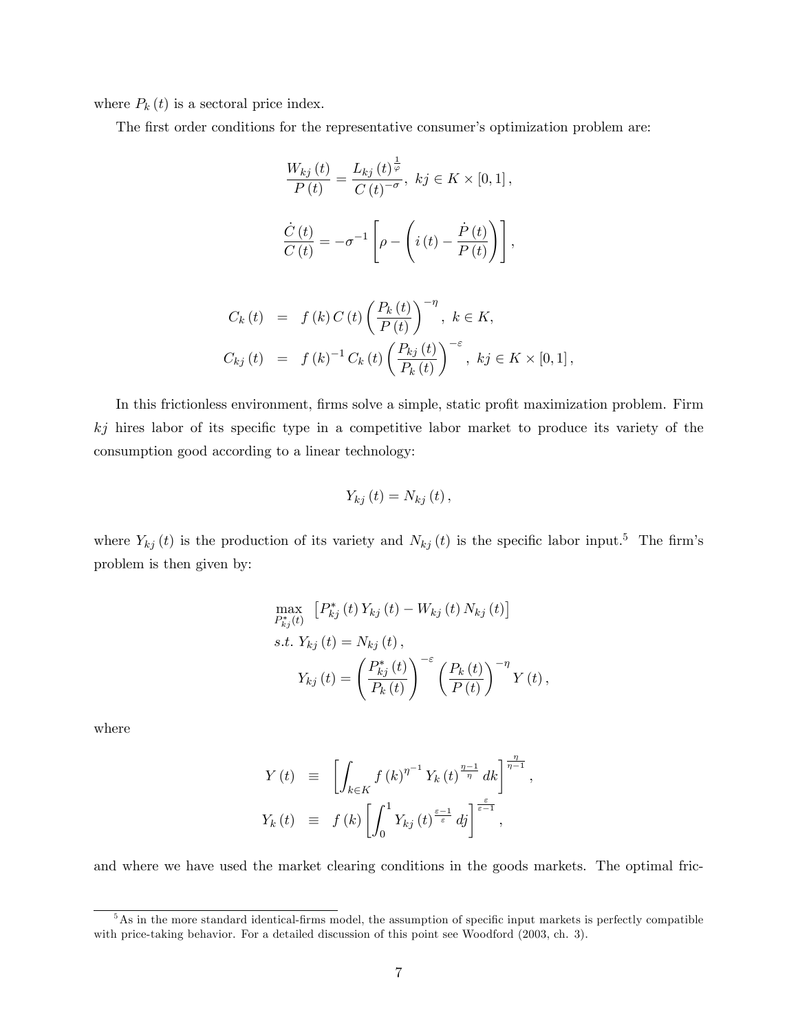where $P_k(t)$ is a sectoral price index.

The first order conditions for the representative consumer's optimization problem are:

$$\frac{W_{kj}(t)}{P(t)} = \frac{L_{kj}(t)^{\frac{1}{\varphi}}}{C(t)^{-\sigma}},\ kj \in K \times [0,1],$$

$$\frac{\dot{C}(t)}{C(t)} = -\sigma^{-1}\left[\rho - \left(i(t) - \frac{\dot{P}(t)}{P(t)}\right)\right],$$

$$\begin{aligned}
C_k(t) &= f(k)\, C(t) \left(\frac{P_k(t)}{P(t)}\right)^{-\eta},\ k \in K, \\
C_{kj}(t) &= f(k)^{-1} C_k(t) \left(\frac{P_{kj}(t)}{P_k(t)}\right)^{-\varepsilon},\ kj \in K \times [0,1],
\end{aligned}$$

In this frictionless environment, firms solve a simple, static profit maximization problem. Firm $kj$ hires labor of its specific type in a competitive labor market to produce its variety of the consumption good according to a linear technology:

$$Y_{kj}(t) = N_{kj}(t),$$

where $Y_{kj}(t)$ is the production of its variety and $N_{kj}(t)$ is the specific labor input.[5] The firm's problem is then given by:

$$\begin{aligned}
&\max_{P^*_{kj}(t)}\ \left[P^*_{kj}(t)\, Y_{kj}(t) - W_{kj}(t)\, N_{kj}(t)\right] \\
&s.t.\ Y_{kj}(t) = N_{kj}(t), \\
&\qquad Y_{kj}(t) = \left(\frac{P^*_{kj}(t)}{P_k(t)}\right)^{-\varepsilon} \left(\frac{P_k(t)}{P(t)}\right)^{-\eta} Y(t),
\end{aligned}$$

where

$$\begin{aligned}
Y(t) &\equiv \left[\int_{k \in K} f(k)^{\eta^{-1}}\, Y_k(t)^{\frac{\eta-1}{\eta}}\, dk\right]^{\frac{\eta}{\eta-1}}, \\
Y_k(t) &\equiv f(k) \left[\int_0^1 Y_{kj}(t)^{\frac{\varepsilon-1}{\varepsilon}}\, dj\right]^{\frac{\varepsilon}{\varepsilon-1}},
\end{aligned}$$

and where we have used the market clearing conditions in the goods markets. The optimal fric-

[5] As in the more standard identical-firms model, the assumption of specific input markets is perfectly compatible with price-taking behavior. For a detailed discussion of this point see Woodford (2003, ch. 3).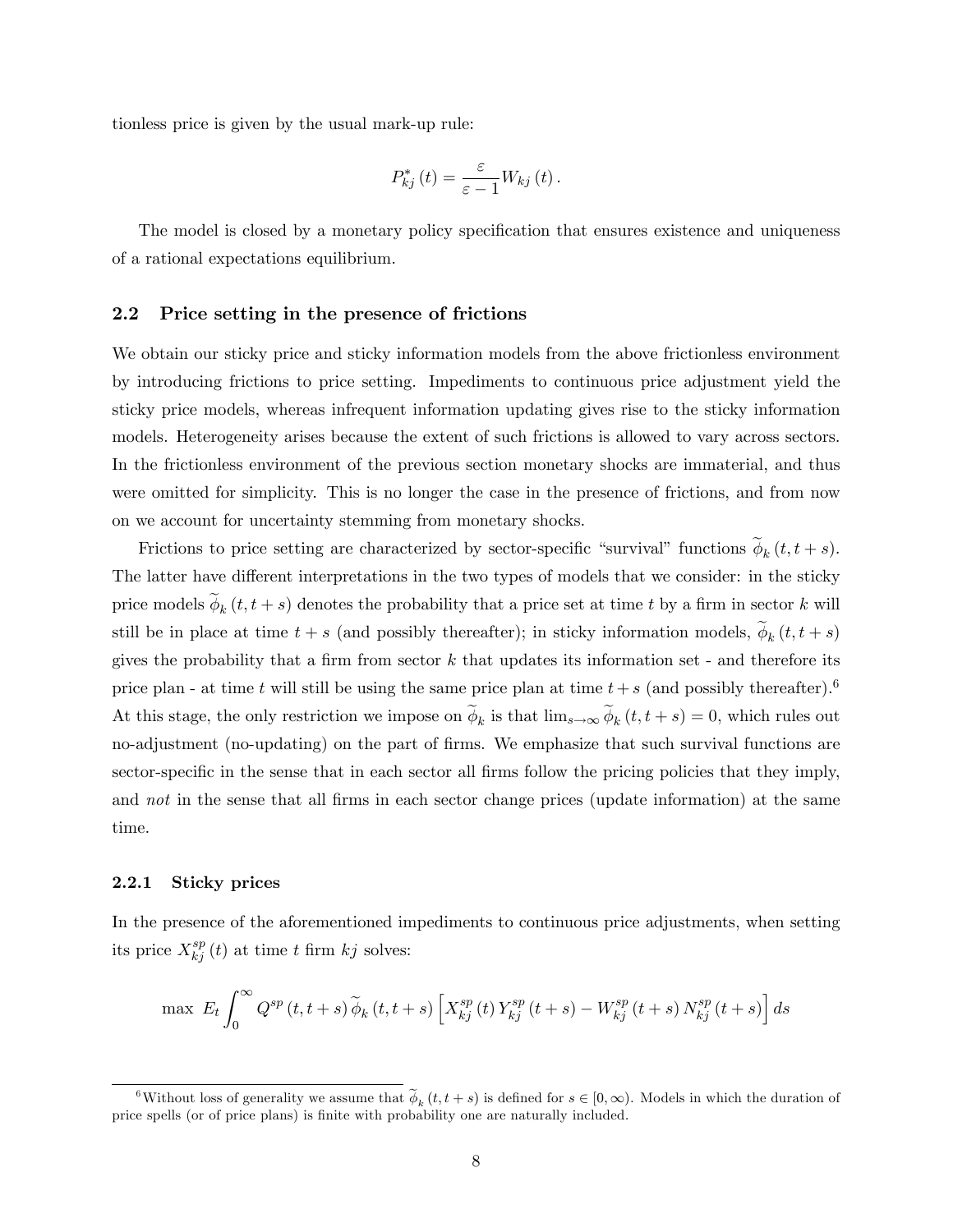tionless price is given by the usual mark-up rule:

$$P_{kj}^{*}(t) = \frac{\varepsilon}{\varepsilon - 1} W_{kj}(t).$$

The model is closed by a monetary policy specification that ensures existence and uniqueness of a rational expectations equilibrium.

## 2.2 Price setting in the presence of frictions

We obtain our sticky price and sticky information models from the above frictionless environment by introducing frictions to price setting. Impediments to continuous price adjustment yield the sticky price models, whereas infrequent information updating gives rise to the sticky information models. Heterogeneity arises because the extent of such frictions is allowed to vary across sectors. In the frictionless environment of the previous section monetary shocks are immaterial, and thus were omitted for simplicity. This is no longer the case in the presence of frictions, and from now on we account for uncertainty stemming from monetary shocks.

Frictions to price setting are characterized by sector-specific "survival" functions $\widetilde{\phi}_k(t, t+s)$. The latter have different interpretations in the two types of models that we consider: in the sticky price models $\widetilde{\phi}_k(t, t+s)$ denotes the probability that a price set at time $t$ by a firm in sector $k$ will still be in place at time $t+s$ (and possibly thereafter); in sticky information models, $\widetilde{\phi}_k(t, t+s)$ gives the probability that a firm from sector $k$ that updates its information set - and therefore its price plan - at time $t$ will still be using the same price plan at time $t+s$ (and possibly thereafter).[6] At this stage, the only restriction we impose on $\widetilde{\phi}_k$ is that $\lim_{s\to\infty} \widetilde{\phi}_k(t, t+s) = 0$, which rules out no-adjustment (no-updating) on the part of firms. We emphasize that such survival functions are sector-specific in the sense that in each sector all firms follow the pricing policies that they imply, and *not* in the sense that all firms in each sector change prices (update information) at the same time.

### 2.2.1 Sticky prices

In the presence of the aforementioned impediments to continuous price adjustments, when setting its price $X_{kj}^{sp}(t)$ at time $t$ firm $kj$ solves:

$$\max \ E_t \int_0^\infty Q^{sp}(t, t+s)\, \widetilde{\phi}_k(t, t+s) \left[ X_{kj}^{sp}(t)\, Y_{kj}^{sp}(t+s) - W_{kj}^{sp}(t+s)\, N_{kj}^{sp}(t+s) \right] ds$$

[6] Without loss of generality we assume that $\widetilde{\phi}_k(t, t+s)$ is defined for $s \in [0, \infty)$. Models in which the duration of price spells (or of price plans) is finite with probability one are naturally included.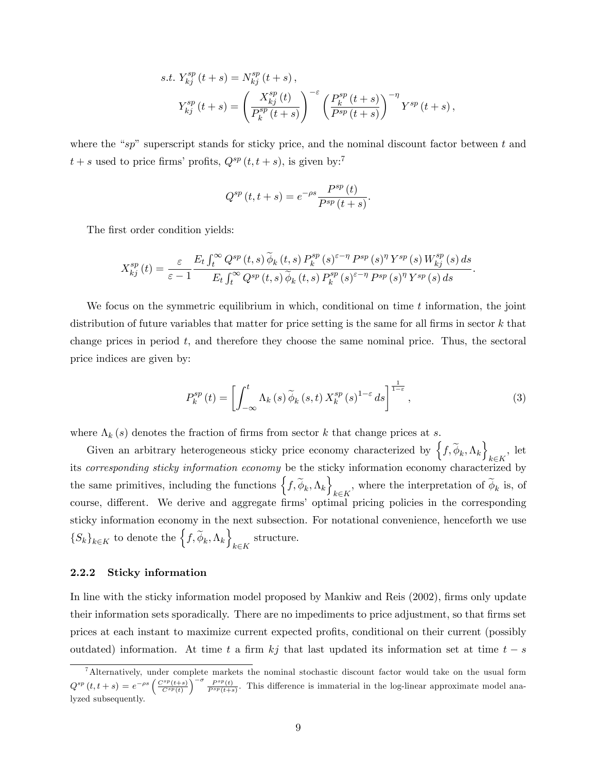$$s.t.\ Y_{kj}^{sp}(t+s) = N_{kj}^{sp}(t+s),$$

$$Y_{kj}^{sp}(t+s) = \left(\frac{X_{kj}^{sp}(t)}{P_k^{sp}(t+s)}\right)^{-\varepsilon} \left(\frac{P_k^{sp}(t+s)}{P^{sp}(t+s)}\right)^{-\eta} Y^{sp}(t+s),$$

where the "*sp*" superscript stands for sticky price, and the nominal discount factor between $t$ and $t+s$ used to price firms' profits, $Q^{sp}(t, t+s)$, is given by:[7]

$$Q^{sp}(t, t+s) = e^{-\rho s}\frac{P^{sp}(t)}{P^{sp}(t+s)}.$$

The first order condition yields:

$$X_{kj}^{sp}(t) = \frac{\varepsilon}{\varepsilon - 1} \frac{E_t \int_t^\infty Q^{sp}(t,s)\,\widetilde{\phi}_k(t,s)\,P_k^{sp}(s)^{\varepsilon-\eta}\,P^{sp}(s)^{\eta}\,Y^{sp}(s)\,W_{kj}^{sp}(s)\,ds}{E_t \int_t^\infty Q^{sp}(t,s)\,\widetilde{\phi}_k(t,s)\,P_k^{sp}(s)^{\varepsilon-\eta}\,P^{sp}(s)^{\eta}\,Y^{sp}(s)\,ds}.$$

We focus on the symmetric equilibrium in which, conditional on time $t$ information, the joint distribution of future variables that matter for price setting is the same for all firms in sector $k$ that change prices in period $t$, and therefore they choose the same nominal price. Thus, the sectoral price indices are given by:

$$P_k^{sp}(t) = \left[\int_{-\infty}^{t} \Lambda_k(s)\,\widetilde{\phi}_k(s,t)\,X_k^{sp}(s)^{1-\varepsilon}\,ds\right]^{\frac{1}{1-\varepsilon}}, \tag{3}$$

where $\Lambda_k(s)$ denotes the fraction of firms from sector $k$ that change prices at $s$.

Given an arbitrary heterogeneous sticky price economy characterized by $\left\{f, \widetilde{\phi}_k, \Lambda_k\right\}_{k\in K}$, let its *corresponding sticky information economy* be the sticky information economy characterized by the same primitives, including the functions $\left\{f, \widetilde{\phi}_k, \Lambda_k\right\}_{k\in K}$, where the interpretation of $\widetilde{\phi}_k$ is, of course, different. We derive and aggregate firms' optimal pricing policies in the corresponding sticky information economy in the next subsection. For notational convenience, henceforth we use $\{S_k\}_{k\in K}$ to denote the $\left\{f, \widetilde{\phi}_k, \Lambda_k\right\}_{k\in K}$ structure.

### 2.2.2 Sticky information

In line with the sticky information model proposed by Mankiw and Reis (2002), firms only update their information sets sporadically. There are no impediments to price adjustment, so that firms set prices at each instant to maximize current expected profits, conditional on their current (possibly outdated) information. At time $t$ a firm $kj$ that last updated its information set at time $t-s$

[7] Alternatively, under complete markets the nominal stochastic discount factor would take on the usual form $Q^{sp}(t, t+s) = e^{-\rho s}\left(\frac{C^{sp}(t+s)}{C^{sp}(t)}\right)^{-\sigma}\frac{P^{sp}(t)}{P^{sp}(t+s)}$. This difference is immaterial in the log-linear approximate model analyzed subsequently.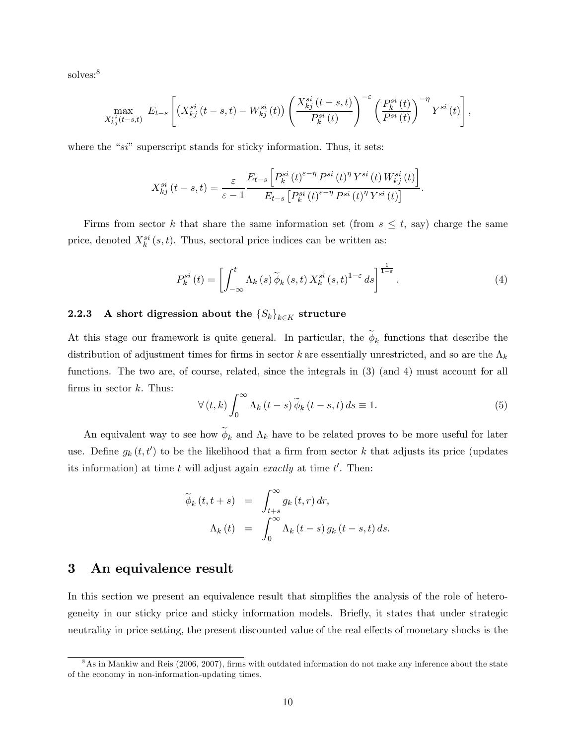solves:[8]

$$\max_{X_{kj}^{si}(t-s,t)} \; E_{t-s}\left[\left(X_{kj}^{si}(t-s,t)-W_{kj}^{si}(t)\right)\left(\frac{X_{kj}^{si}(t-s,t)}{P_k^{si}(t)}\right)^{-\varepsilon}\left(\frac{P_k^{si}(t)}{P^{si}(t)}\right)^{-\eta}Y^{si}(t)\right],$$

where the "$si$" superscript stands for sticky information. Thus, it sets:

$$X_{kj}^{si}(t-s,t)=\frac{\varepsilon}{\varepsilon-1}\frac{E_{t-s}\left[P_k^{si}(t)^{\varepsilon-\eta}P^{si}(t)^{\eta}Y^{si}(t)W_{kj}^{si}(t)\right]}{E_{t-s}\left[P_k^{si}(t)^{\varepsilon-\eta}P^{si}(t)^{\eta}Y^{si}(t)\right]}.$$

Firms from sector $k$ that share the same information set (from $s \leq t$, say) charge the same price, denoted $X_k^{si}(s,t)$. Thus, sectoral price indices can be written as:

$$P_k^{si}(t)=\left[\int_{-\infty}^{t}\Lambda_k(s)\,\widetilde{\phi}_k(s,t)\,X_k^{si}(s,t)^{1-\varepsilon}ds\right]^{\frac{1}{1-\varepsilon}}. \tag{4}$$

### 2.2.3 A short digression about the $\{S_k\}_{k\in K}$ structure

At this stage our framework is quite general. In particular, the $\widetilde{\phi}_k$ functions that describe the distribution of adjustment times for firms in sector $k$ are essentially unrestricted, and so are the $\Lambda_k$ functions. The two are, of course, related, since the integrals in (3) (and 4) must account for all firms in sector $k$. Thus:

$$\forall (t,k)\int_{0}^{\infty}\Lambda_k(t-s)\,\widetilde{\phi}_k(t-s,t)\,ds\equiv 1. \tag{5}$$

An equivalent way to see how $\widetilde{\phi}_k$ and $\Lambda_k$ have to be related proves to be more useful for later use. Define $g_k(t,t')$ to be the likelihood that a firm from sector $k$ that adjusts its price (updates its information) at time $t$ will adjust again *exactly* at time $t'$. Then:

$$\begin{aligned}
\widetilde{\phi}_k(t,t+s) &= \int_{t+s}^{\infty} g_k(t,r)\,dr,\\
\Lambda_k(t) &= \int_{0}^{\infty}\Lambda_k(t-s)\,g_k(t-s,t)\,ds.
\end{aligned}$$

# 3 An equivalence result

In this section we present an equivalence result that simplifies the analysis of the role of heterogeneity in our sticky price and sticky information models. Briefly, it states that under strategic neutrality in price setting, the present discounted value of the real effects of monetary shocks is the

[8] As in Mankiw and Reis (2006, 2007), firms with outdated information do not make any inference about the state of the economy in non-information-updating times.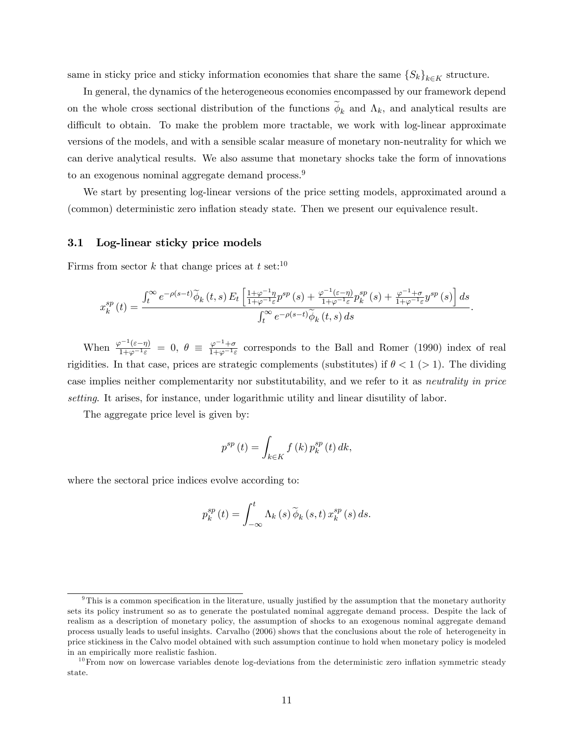same in sticky price and sticky information economies that share the same $\{S_k\}_{k\in K}$ structure.

In general, the dynamics of the heterogeneous economies encompassed by our framework depend on the whole cross sectional distribution of the functions $\widetilde{\phi}_k$ and $\Lambda_k$, and analytical results are difficult to obtain. To make the problem more tractable, we work with log-linear approximate versions of the models, and with a sensible scalar measure of monetary non-neutrality for which we can derive analytical results. We also assume that monetary shocks take the form of innovations to an exogenous nominal aggregate demand process.[9]

We start by presenting log-linear versions of the price setting models, approximated around a (common) deterministic zero inflation steady state. Then we present our equivalence result.

### 3.1 Log-linear sticky price models

Firms from sector $k$ that change prices at $t$ set:[10]

$$x_k^{sp}(t) = \frac{\int_t^{\infty} e^{-\rho(s-t)}\widetilde{\phi}_k(t,s)\, E_t\left[\frac{1+\varphi^{-1}\eta}{1+\varphi^{-1}\varepsilon}p^{sp}(s) + \frac{\varphi^{-1}(\varepsilon-\eta)}{1+\varphi^{-1}\varepsilon}p_k^{sp}(s) + \frac{\varphi^{-1}+\sigma}{1+\varphi^{-1}\varepsilon}y^{sp}(s)\right] ds}{\int_t^{\infty} e^{-\rho(s-t)}\widetilde{\phi}_k(t,s)\, ds}.$$

When $\frac{\varphi^{-1}(\varepsilon-\eta)}{1+\varphi^{-1}\varepsilon} = 0$, $\theta \equiv \frac{\varphi^{-1}+\sigma}{1+\varphi^{-1}\varepsilon}$ corresponds to the Ball and Romer (1990) index of real rigidities. In that case, prices are strategic complements (substitutes) if $\theta < 1$ ($> 1$). The dividing case implies neither complementarity nor substitutability, and we refer to it as *neutrality in price setting*. It arises, for instance, under logarithmic utility and linear disutility of labor.

The aggregate price level is given by:

$$p^{sp}(t) = \int_{k\in K} f(k)\, p_k^{sp}(t)\, dk,$$

where the sectoral price indices evolve according to:

$$p_k^{sp}(t) = \int_{-\infty}^{t} \Lambda_k(s)\, \widetilde{\phi}_k(s,t)\, x_k^{sp}(s)\, ds.$$

[9] This is a common specification in the literature, usually justified by the assumption that the monetary authority sets its policy instrument so as to generate the postulated nominal aggregate demand process. Despite the lack of realism as a description of monetary policy, the assumption of shocks to an exogenous nominal aggregate demand process usually leads to useful insights. Carvalho (2006) shows that the conclusions about the role of heterogeneity in price stickiness in the Calvo model obtained with such assumption continue to hold when monetary policy is modeled in an empirically more realistic fashion.

[10] From now on lowercase variables denote log-deviations from the deterministic zero inflation symmetric steady state.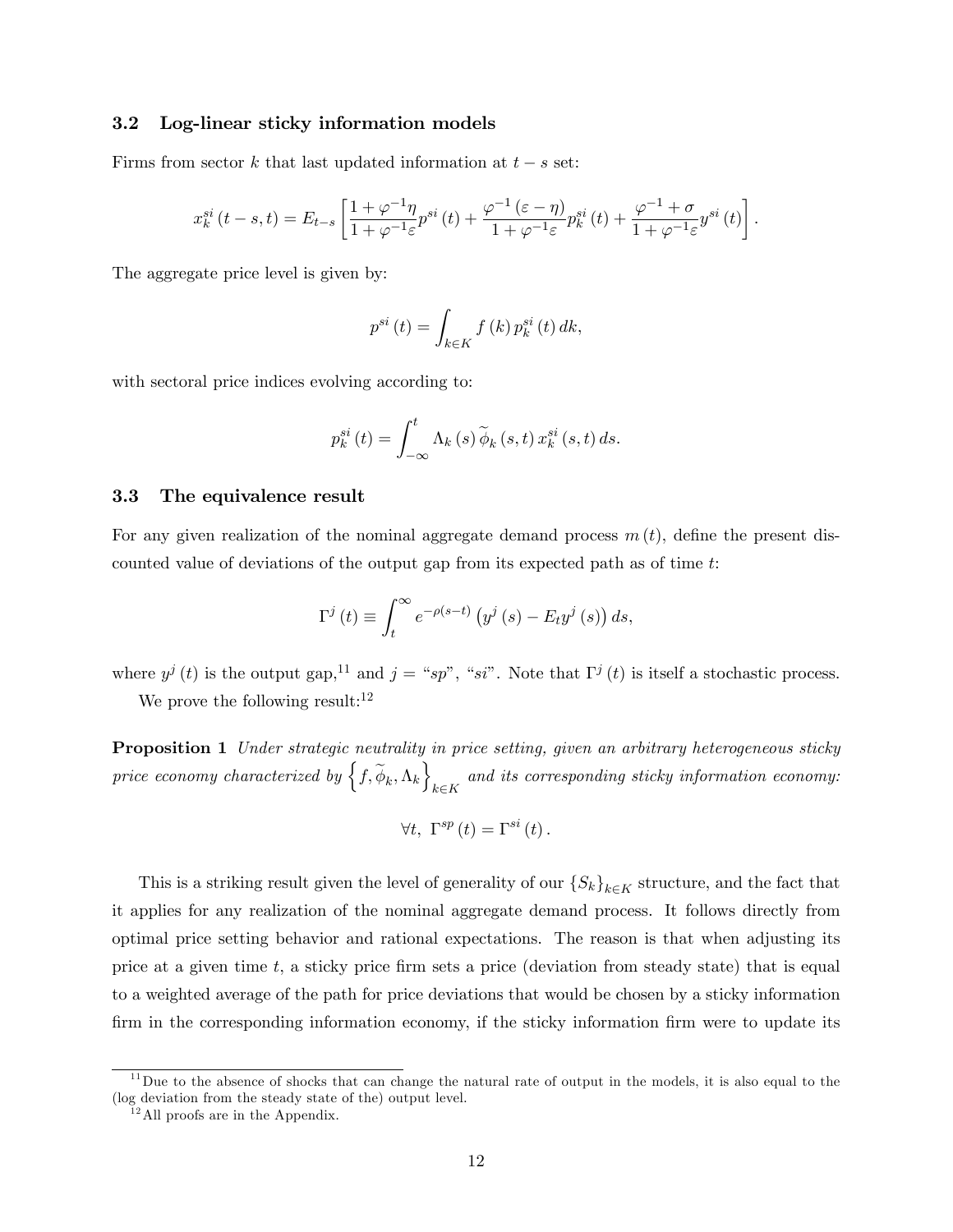### 3.2 Log-linear sticky information models

Firms from sector $k$ that last updated information at $t-s$ set:

$$x_k^{si}(t-s,t) = E_{t-s}\left[\frac{1+\varphi^{-1}\eta}{1+\varphi^{-1}\varepsilon}p^{si}(t) + \frac{\varphi^{-1}(\varepsilon-\eta)}{1+\varphi^{-1}\varepsilon}p_k^{si}(t) + \frac{\varphi^{-1}+\sigma}{1+\varphi^{-1}\varepsilon}y^{si}(t)\right].$$

The aggregate price level is given by:

$$p^{si}(t) = \int_{k\in K} f(k)\, p_k^{si}(t)\, dk,$$

with sectoral price indices evolving according to:

$$p_k^{si}(t) = \int_{-\infty}^{t} \Lambda_k(s)\, \widetilde{\phi}_k(s,t)\, x_k^{si}(s,t)\, ds.$$

### 3.3 The equivalence result

For any given realization of the nominal aggregate demand process $m(t)$, define the present discounted value of deviations of the output gap from its expected path as of time $t$:

$$\Gamma^j(t) \equiv \int_t^{\infty} e^{-\rho(s-t)}\left(y^j(s) - E_t y^j(s)\right) ds,$$

where $y^j(t)$ is the output gap,[11] and $j =$ "$sp$", "$si$". Note that $\Gamma^j(t)$ is itself a stochastic process.

We prove the following result:[12]

**Proposition 1** *Under strategic neutrality in price setting, given an arbitrary heterogeneous sticky price economy characterized by* $\left\{f, \widetilde{\phi}_k, \Lambda_k\right\}_{k\in K}$ *and its corresponding sticky information economy:*

$$\forall t,\ \Gamma^{sp}(t) = \Gamma^{si}(t).$$

This is a striking result given the level of generality of our $\{S_k\}_{k\in K}$ structure, and the fact that it applies for any realization of the nominal aggregate demand process. It follows directly from optimal price setting behavior and rational expectations. The reason is that when adjusting its price at a given time $t$, a sticky price firm sets a price (deviation from steady state) that is equal to a weighted average of the path for price deviations that would be chosen by a sticky information firm in the corresponding information economy, if the sticky information firm were to update its

[11] Due to the absence of shocks that can change the natural rate of output in the models, it is also equal to the (log deviation from the steady state of the) output level.

[12] All proofs are in the Appendix.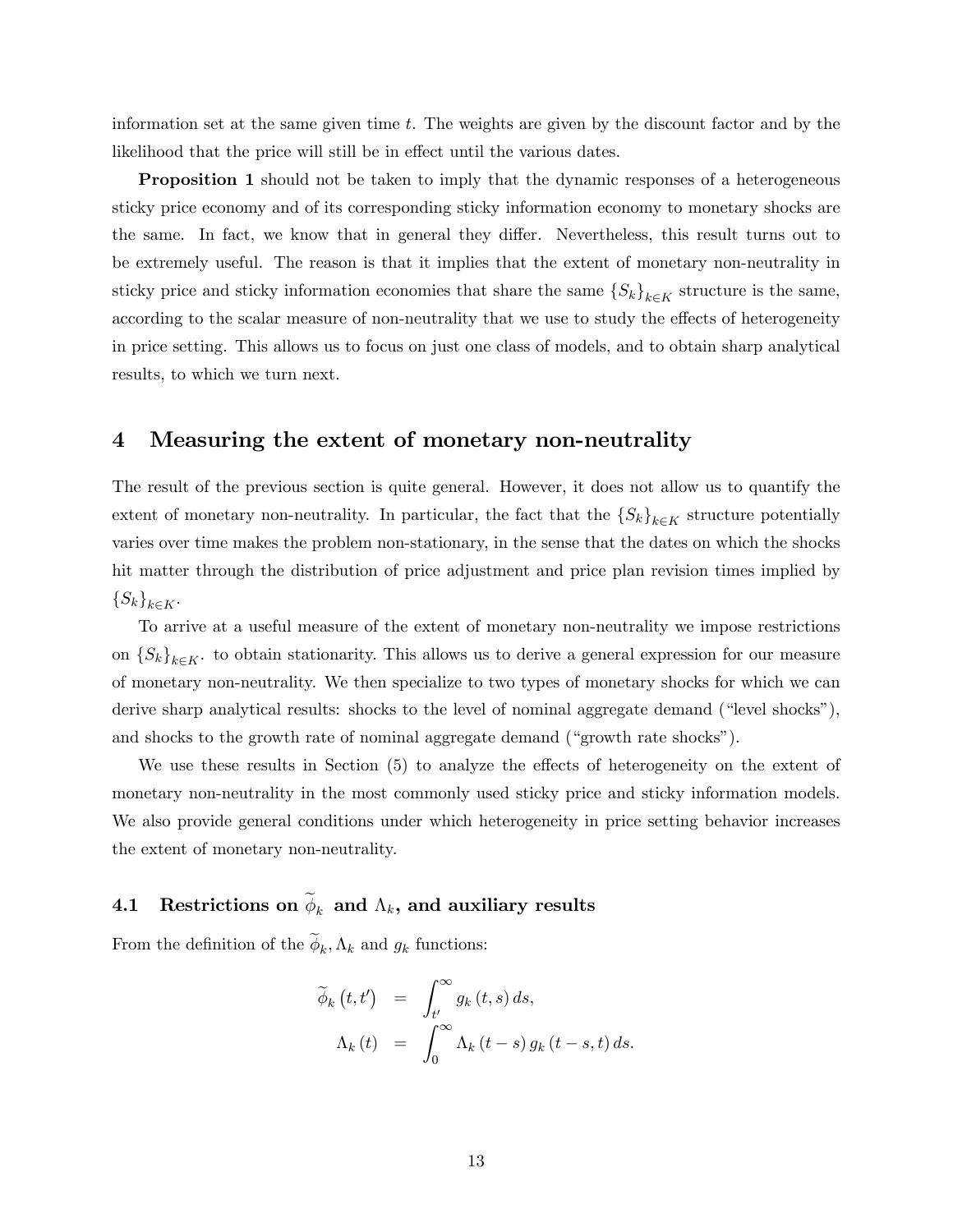information set at the same given time $t$. The weights are given by the discount factor and by the likelihood that the price will still be in effect until the various dates.

**Proposition 1** should not be taken to imply that the dynamic responses of a heterogeneous sticky price economy and of its corresponding sticky information economy to monetary shocks are the same. In fact, we know that in general they differ. Nevertheless, this result turns out to be extremely useful. The reason is that it implies that the extent of monetary non-neutrality in sticky price and sticky information economies that share the same $\{S_k\}_{k \in K}$ structure is the same, according to the scalar measure of non-neutrality that we use to study the effects of heterogeneity in price setting. This allows us to focus on just one class of models, and to obtain sharp analytical results, to which we turn next.

# 4 Measuring the extent of monetary non-neutrality

The result of the previous section is quite general. However, it does not allow us to quantify the extent of monetary non-neutrality. In particular, the fact that the $\{S_k\}_{k \in K}$ structure potentially varies over time makes the problem non-stationary, in the sense that the dates on which the shocks hit matter through the distribution of price adjustment and price plan revision times implied by $\{S_k\}_{k \in K}$.

To arrive at a useful measure of the extent of monetary non-neutrality we impose restrictions on $\{S_k\}_{k \in K}$. to obtain stationarity. This allows us to derive a general expression for our measure of monetary non-neutrality. We then specialize to two types of monetary shocks for which we can derive sharp analytical results: shocks to the level of nominal aggregate demand ("level shocks"), and shocks to the growth rate of nominal aggregate demand ("growth rate shocks").

We use these results in Section (5) to analyze the effects of heterogeneity on the extent of monetary non-neutrality in the most commonly used sticky price and sticky information models. We also provide general conditions under which heterogeneity in price setting behavior increases the extent of monetary non-neutrality.

## 4.1 Restrictions on $\widetilde{\phi}_k$ and $\Lambda_k$, and auxiliary results

From the definition of the $\widetilde{\phi}_k, \Lambda_k$ and $g_k$ functions:

$$
\begin{aligned}
\widetilde{\phi}_k(t, t') &= \int_{t'}^{\infty} g_k(t, s)\, ds, \\
\Lambda_k(t) &= \int_0^{\infty} \Lambda_k(t - s)\, g_k(t - s, t)\, ds.
\end{aligned}
$$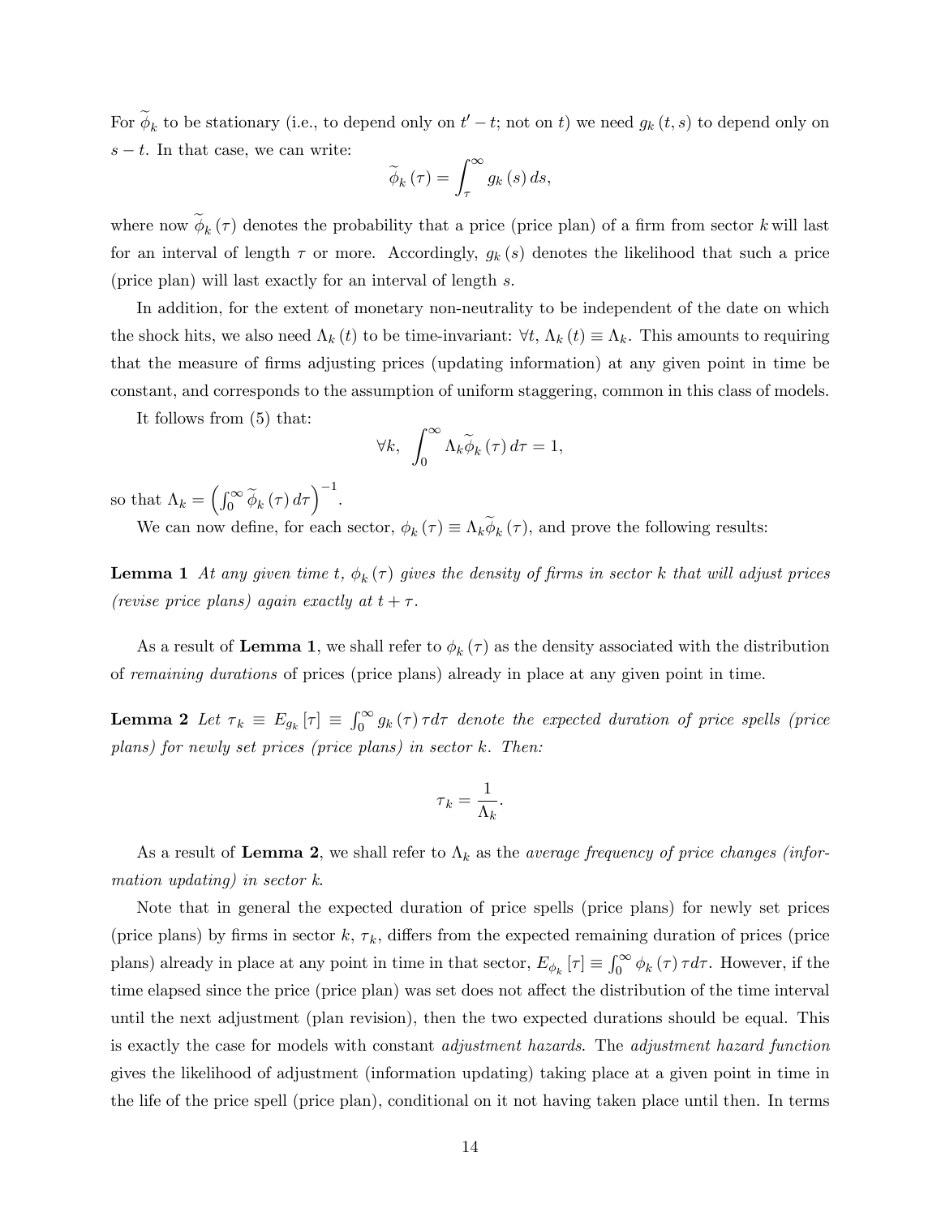For $\widetilde{\phi}_k$ to be stationary (i.e., to depend only on $t' - t$; not on $t$) we need $g_k(t, s)$ to depend only on $s - t$. In that case, we can write:

$$\widetilde{\phi}_k(\tau) = \int_{\tau}^{\infty} g_k(s)\, ds,$$

where now $\widetilde{\phi}_k(\tau)$ denotes the probability that a price (price plan) of a firm from sector $k$ will last for an interval of length $\tau$ or more. Accordingly, $g_k(s)$ denotes the likelihood that such a price (price plan) will last exactly for an interval of length $s$.

In addition, for the extent of monetary non-neutrality to be independent of the date on which the shock hits, we also need $\Lambda_k(t)$ to be time-invariant: $\forall t$, $\Lambda_k(t) \equiv \Lambda_k$. This amounts to requiring that the measure of firms adjusting prices (updating information) at any given point in time be constant, and corresponds to the assumption of uniform staggering, common in this class of models.

It follows from (5) that:

$$\forall k, \quad \int_0^{\infty} \Lambda_k \widetilde{\phi}_k(\tau)\, d\tau = 1,$$

so that $\Lambda_k = \left( \int_0^{\infty} \widetilde{\phi}_k(\tau)\, d\tau \right)^{-1}$.

We can now define, for each sector, $\phi_k(\tau) \equiv \Lambda_k \widetilde{\phi}_k(\tau)$, and prove the following results:

**Lemma 1** *At any given time $t$, $\phi_k(\tau)$ gives the density of firms in sector $k$ that will adjust prices (revise price plans) again exactly at $t + \tau$.*

As a result of **Lemma 1**, we shall refer to $\phi_k(\tau)$ as the density associated with the distribution of *remaining durations* of prices (price plans) already in place at any given point in time.

**Lemma 2** *Let $\tau_k \equiv E_{g_k}[\tau] \equiv \int_0^{\infty} g_k(\tau)\, \tau d\tau$ denote the expected duration of price spells (price plans) for newly set prices (price plans) in sector $k$. Then:*

$$\tau_k = \frac{1}{\Lambda_k}.$$

As a result of **Lemma 2**, we shall refer to $\Lambda_k$ as the *average frequency of price changes (information updating) in sector k*.

Note that in general the expected duration of price spells (price plans) for newly set prices (price plans) by firms in sector $k$, $\tau_k$, differs from the expected remaining duration of prices (price plans) already in place at any point in time in that sector, $E_{\phi_k}[\tau] \equiv \int_0^{\infty} \phi_k(\tau)\, \tau d\tau$. However, if the time elapsed since the price (price plan) was set does not affect the distribution of the time interval until the next adjustment (plan revision), then the two expected durations should be equal. This is exactly the case for models with constant *adjustment hazards*. The *adjustment hazard function* gives the likelihood of adjustment (information updating) taking place at a given point in time in the life of the price spell (price plan), conditional on it not having taken place until then. In terms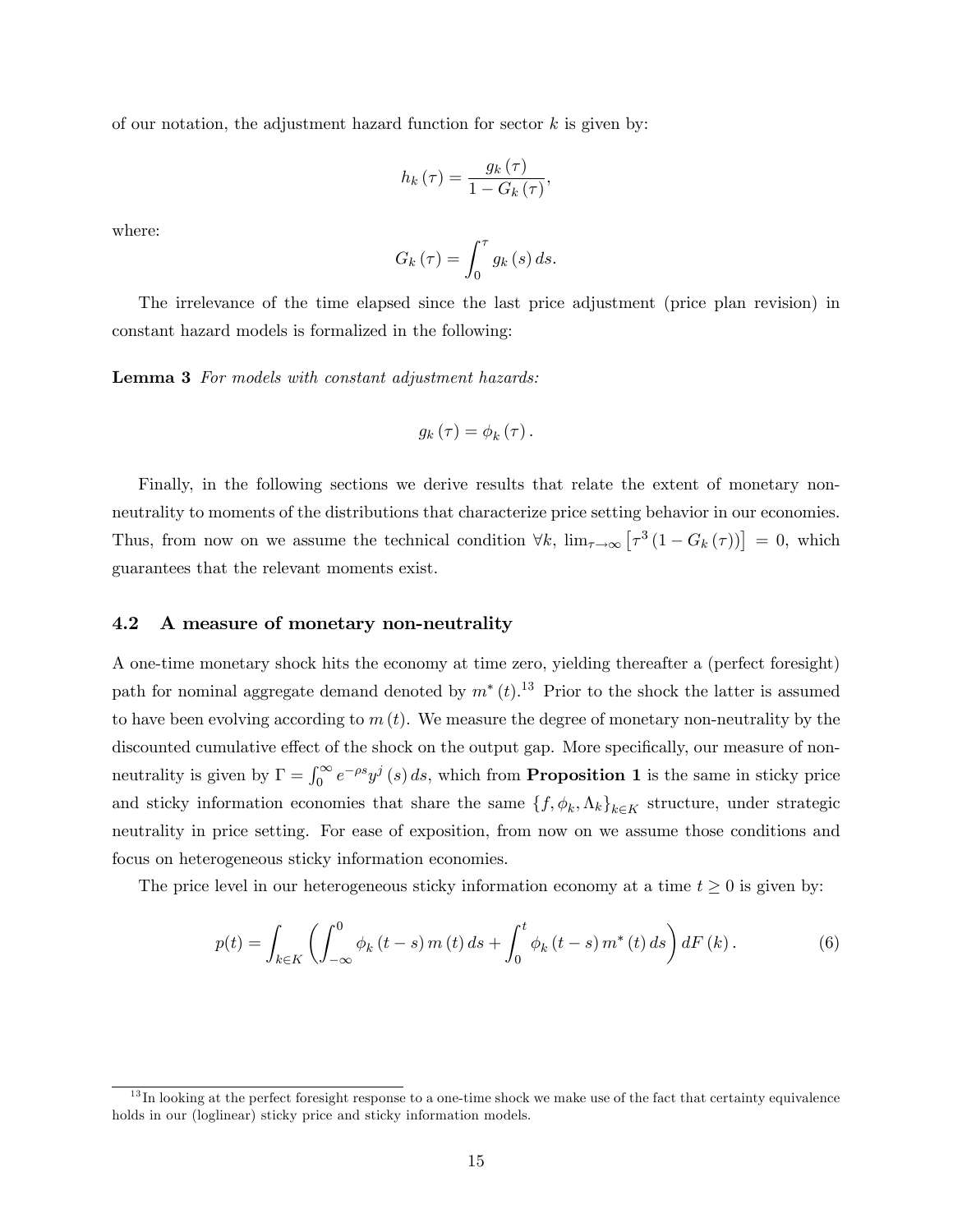of our notation, the adjustment hazard function for sector $k$ is given by:

$$h_k(\tau) = \frac{g_k(\tau)}{1 - G_k(\tau)},$$

where:

$$G_k(\tau) = \int_0^\tau g_k(s)\, ds.$$

The irrelevance of the time elapsed since the last price adjustment (price plan revision) in constant hazard models is formalized in the following:

**Lemma 3** *For models with constant adjustment hazards:*

$$g_k(\tau) = \phi_k(\tau).$$

Finally, in the following sections we derive results that relate the extent of monetary non-neutrality to moments of the distributions that characterize price setting behavior in our economies. Thus, from now on we assume the technical condition $\forall k,\ \lim_{\tau \to \infty}\left[\tau^3 (1 - G_k(\tau))\right] = 0$, which guarantees that the relevant moments exist.

## 4.2 A measure of monetary non-neutrality

A one-time monetary shock hits the economy at time zero, yielding thereafter a (perfect foresight) path for nominal aggregate demand denoted by $m^*(t)$.[13] Prior to the shock the latter is assumed to have been evolving according to $m(t)$. We measure the degree of monetary non-neutrality by the discounted cumulative effect of the shock on the output gap. More specifically, our measure of non-neutrality is given by $\Gamma = \int_0^\infty e^{-\rho s} y^j(s)\, ds$, which from **Proposition 1** is the same in sticky price and sticky information economies that share the same $\{f, \phi_k, \Lambda_k\}_{k \in K}$ structure, under strategic neutrality in price setting. For ease of exposition, from now on we assume those conditions and focus on heterogeneous sticky information economies.

The price level in our heterogeneous sticky information economy at a time $t \geq 0$ is given by:

$$p(t) = \int_{k \in K} \left( \int_{-\infty}^0 \phi_k(t - s)\, m(t)\, ds + \int_0^t \phi_k(t - s)\, m^*(t)\, ds \right) dF(k). \tag{6}$$

[13] In looking at the perfect foresight response to a one-time shock we make use of the fact that certainty equivalence holds in our (loglinear) sticky price and sticky information models.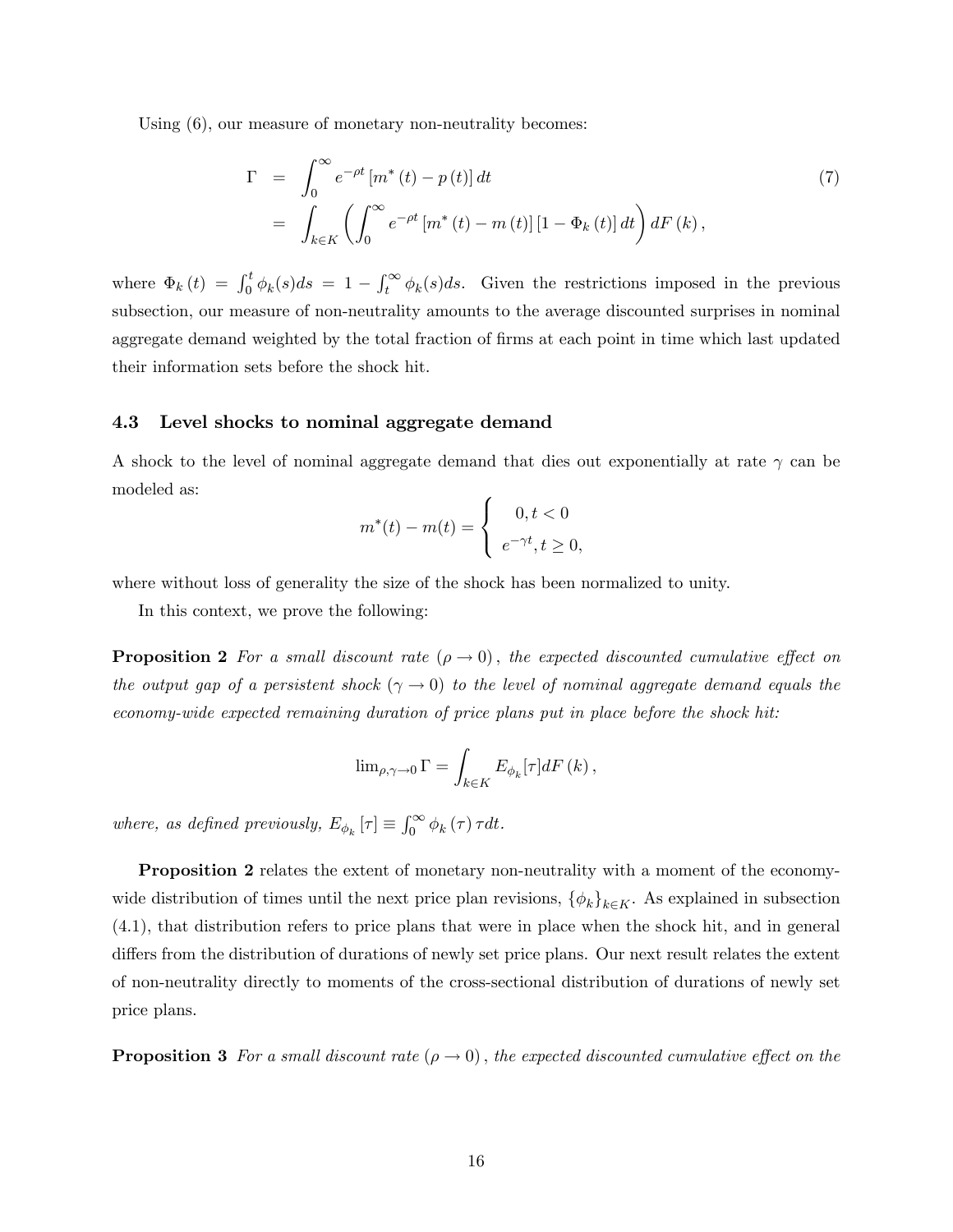Using (6), our measure of monetary non-neutrality becomes:

$$
\begin{aligned}
\Gamma &= \int_0^\infty e^{-\rho t} \left[m^*(t) - p(t)\right] dt \\
&= \int_{k \in K} \left( \int_0^\infty e^{-\rho t} \left[m^*(t) - m(t)\right] \left[1 - \Phi_k(t)\right] dt \right) dF(k),
\end{aligned}
\tag{7}
$$

where $\Phi_k(t) = \int_0^t \phi_k(s) ds = 1 - \int_t^\infty \phi_k(s) ds$. Given the restrictions imposed in the previous subsection, our measure of non-neutrality amounts to the average discounted surprises in nominal aggregate demand weighted by the total fraction of firms at each point in time which last updated their information sets before the shock hit.

### 4.3 Level shocks to nominal aggregate demand

A shock to the level of nominal aggregate demand that dies out exponentially at rate $\gamma$ can be modeled as:

$$
m^*(t) - m(t) = \begin{cases} 0, t < 0 \\ e^{-\gamma t}, t \geq 0, \end{cases}
$$

where without loss of generality the size of the shock has been normalized to unity.

In this context, we prove the following:

**Proposition 2** *For a small discount rate* $(\rho \to 0)$*, the expected discounted cumulative effect on the output gap of a persistent shock* $(\gamma \to 0)$ *to the level of nominal aggregate demand equals the economy-wide expected remaining duration of price plans put in place before the shock hit:*

$$
\lim_{\rho, \gamma \to 0} \Gamma = \int_{k \in K} E_{\phi_k}[\tau] dF(k),
$$

*where, as defined previously,* $E_{\phi_k}[\tau] \equiv \int_0^\infty \phi_k(\tau) \tau dt$.

**Proposition 2** relates the extent of monetary non-neutrality with a moment of the economy-wide distribution of times until the next price plan revisions, $\{\phi_k\}_{k \in K}$. As explained in subsection (4.1), that distribution refers to price plans that were in place when the shock hit, and in general differs from the distribution of durations of newly set price plans. Our next result relates the extent of non-neutrality directly to moments of the cross-sectional distribution of durations of newly set price plans.

**Proposition 3** *For a small discount rate* $(\rho \to 0)$*, the expected discounted cumulative effect on the*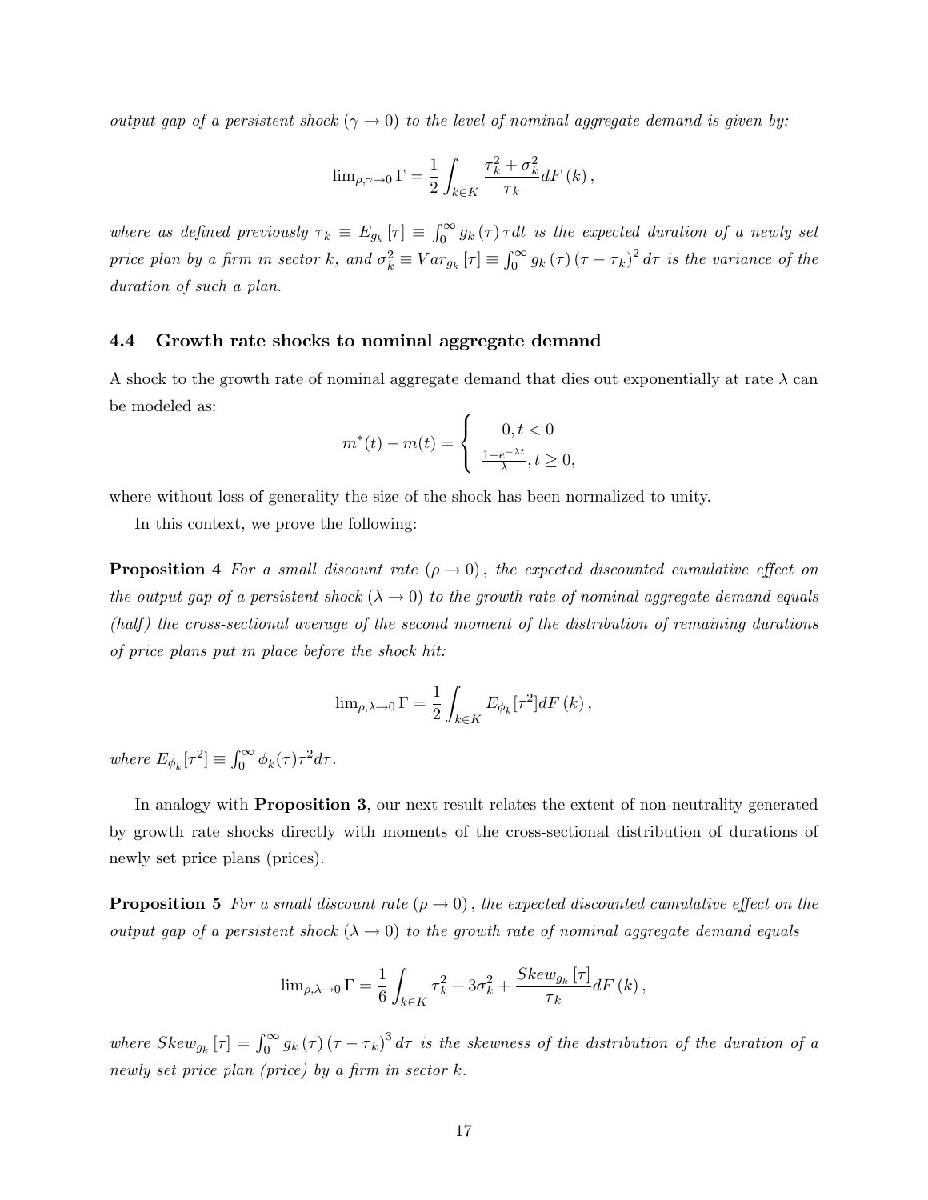*output gap of a persistent shock ($\gamma \to 0$) to the level of nominal aggregate demand is given by:*

$$\lim_{\rho,\gamma\to 0} \Gamma = \frac{1}{2}\int_{k\in K} \frac{\tau_k^2 + \sigma_k^2}{\tau_k} dF(k),$$

*where as defined previously $\tau_k \equiv E_{g_k}[\tau] \equiv \int_0^\infty g_k(\tau)\,\tau dt$ is the expected duration of a newly set price plan by a firm in sector $k$, and $\sigma_k^2 \equiv Var_{g_k}[\tau] \equiv \int_0^\infty g_k(\tau)(\tau - \tau_k)^2 d\tau$ is the variance of the duration of such a plan.*

### 4.4 Growth rate shocks to nominal aggregate demand

A shock to the growth rate of nominal aggregate demand that dies out exponentially at rate $\lambda$ can be modeled as:

$$m^*(t) - m(t) = \begin{cases} 0, t < 0 \\ \frac{1-e^{-\lambda t}}{\lambda}, t \geq 0, \end{cases}$$

where without loss of generality the size of the shock has been normalized to unity.

In this context, we prove the following:

**Proposition 4** *For a small discount rate ($\rho \to 0$), the expected discounted cumulative effect on the output gap of a persistent shock ($\lambda \to 0$) to the growth rate of nominal aggregate demand equals (half) the cross-sectional average of the second moment of the distribution of remaining durations of price plans put in place before the shock hit:*

$$\lim_{\rho,\lambda\to 0} \Gamma = \frac{1}{2}\int_{k\in K} E_{\phi_k}[\tau^2] dF(k),$$

*where $E_{\phi_k}[\tau^2] \equiv \int_0^\infty \phi_k(\tau)\tau^2 d\tau$.*

In analogy with **Proposition 3**, our next result relates the extent of non-neutrality generated by growth rate shocks directly with moments of the cross-sectional distribution of durations of newly set price plans (prices).

**Proposition 5** *For a small discount rate ($\rho \to 0$), the expected discounted cumulative effect on the output gap of a persistent shock ($\lambda \to 0$) to the growth rate of nominal aggregate demand equals*

$$\lim_{\rho,\lambda\to 0} \Gamma = \frac{1}{6}\int_{k\in K} \tau_k^2 + 3\sigma_k^2 + \frac{Skew_{g_k}[\tau]}{\tau_k} dF(k),$$

*where $Skew_{g_k}[\tau] = \int_0^\infty g_k(\tau)(\tau - \tau_k)^3 d\tau$ is the skewness of the distribution of the duration of a newly set price plan (price) by a firm in sector $k$.*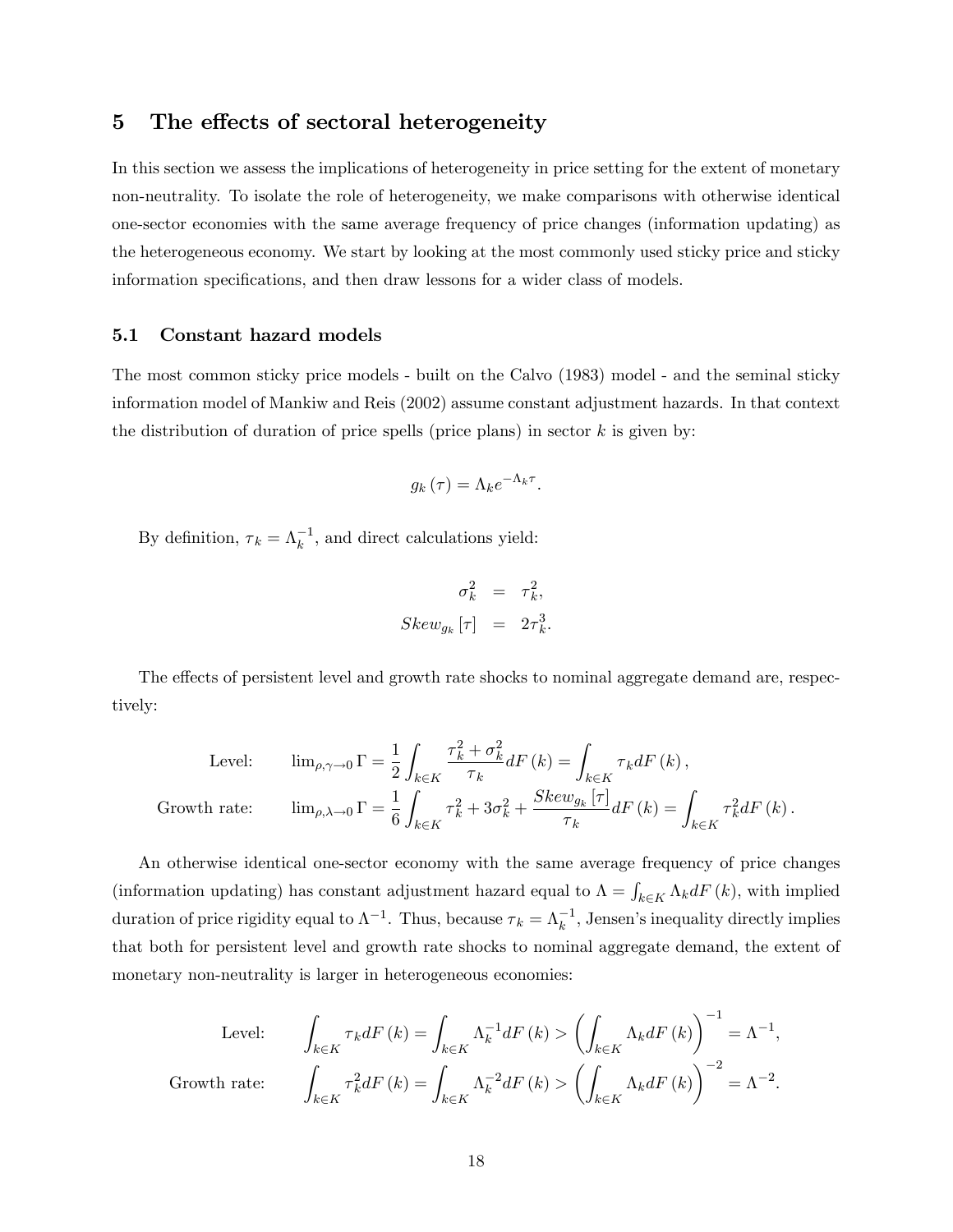## 5 The effects of sectoral heterogeneity

In this section we assess the implications of heterogeneity in price setting for the extent of monetary non-neutrality. To isolate the role of heterogeneity, we make comparisons with otherwise identical one-sector economies with the same average frequency of price changes (information updating) as the heterogeneous economy. We start by looking at the most commonly used sticky price and sticky information specifications, and then draw lessons for a wider class of models.

### 5.1 Constant hazard models

The most common sticky price models - built on the Calvo (1983) model - and the seminal sticky information model of Mankiw and Reis (2002) assume constant adjustment hazards. In that context the distribution of duration of price spells (price plans) in sector $k$ is given by:

$$g_k(\tau) = \Lambda_k e^{-\Lambda_k \tau}.$$

By definition, $\tau_k = \Lambda_k^{-1}$, and direct calculations yield:

$$\begin{aligned}
\sigma_k^2 &= \tau_k^2, \\
Skew_{g_k}[\tau] &= 2\tau_k^3.
\end{aligned}$$

The effects of persistent level and growth rate shocks to nominal aggregate demand are, respectively:

$$\begin{aligned}
\text{Level:} \qquad & \lim\nolimits_{\rho,\gamma\to 0} \Gamma = \frac{1}{2}\int_{k\in K} \frac{\tau_k^2+\sigma_k^2}{\tau_k} dF(k) = \int_{k\in K} \tau_k dF(k), \\
\text{Growth rate:} \qquad & \lim\nolimits_{\rho,\lambda\to 0} \Gamma = \frac{1}{6}\int_{k\in K} \tau_k^2 + 3\sigma_k^2 + \frac{Skew_{g_k}[\tau]}{\tau_k} dF(k) = \int_{k\in K} \tau_k^2 dF(k).
\end{aligned}$$

An otherwise identical one-sector economy with the same average frequency of price changes (information updating) has constant adjustment hazard equal to $\Lambda = \int_{k\in K} \Lambda_k dF(k)$, with implied duration of price rigidity equal to $\Lambda^{-1}$. Thus, because $\tau_k = \Lambda_k^{-1}$, Jensen's inequality directly implies that both for persistent level and growth rate shocks to nominal aggregate demand, the extent of monetary non-neutrality is larger in heterogeneous economies:

$$\begin{aligned}
\text{Level:} \qquad & \int_{k\in K} \tau_k dF(k) = \int_{k\in K} \Lambda_k^{-1} dF(k) > \left(\int_{k\in K} \Lambda_k dF(k)\right)^{-1} = \Lambda^{-1}, \\
\text{Growth rate:} \qquad & \int_{k\in K} \tau_k^2 dF(k) = \int_{k\in K} \Lambda_k^{-2} dF(k) > \left(\int_{k\in K} \Lambda_k dF(k)\right)^{-2} = \Lambda^{-2}.
\end{aligned}$$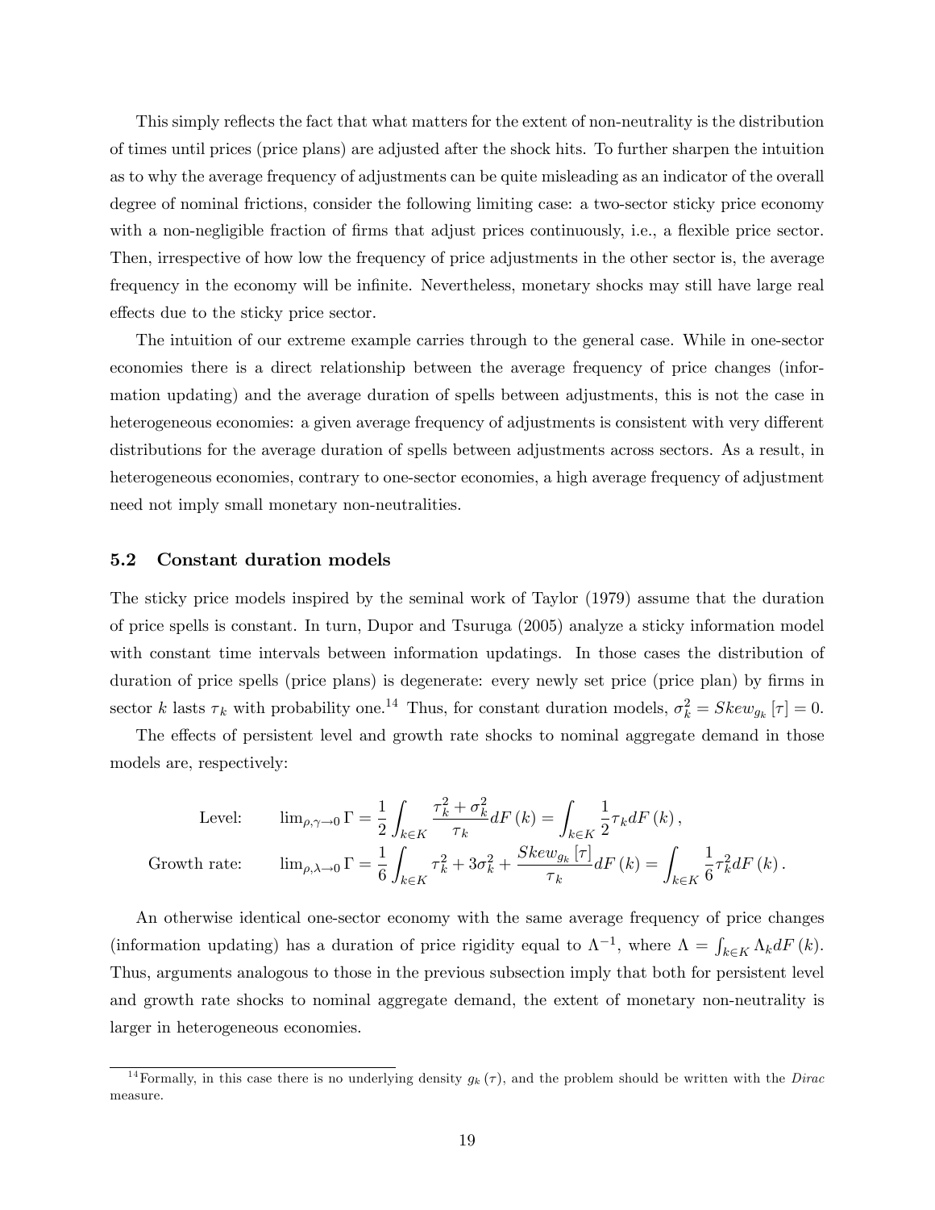This simply reflects the fact that what matters for the extent of non-neutrality is the distribution of times until prices (price plans) are adjusted after the shock hits. To further sharpen the intuition as to why the average frequency of adjustments can be quite misleading as an indicator of the overall degree of nominal frictions, consider the following limiting case: a two-sector sticky price economy with a non-negligible fraction of firms that adjust prices continuously, i.e., a flexible price sector. Then, irrespective of how low the frequency of price adjustments in the other sector is, the average frequency in the economy will be infinite. Nevertheless, monetary shocks may still have large real effects due to the sticky price sector.

The intuition of our extreme example carries through to the general case. While in one-sector economies there is a direct relationship between the average frequency of price changes (information updating) and the average duration of spells between adjustments, this is not the case in heterogeneous economies: a given average frequency of adjustments is consistent with very different distributions for the average duration of spells between adjustments across sectors. As a result, in heterogeneous economies, contrary to one-sector economies, a high average frequency of adjustment need not imply small monetary non-neutralities.

### 5.2 Constant duration models

The sticky price models inspired by the seminal work of Taylor (1979) assume that the duration of price spells is constant. In turn, Dupor and Tsuruga (2005) analyze a sticky information model with constant time intervals between information updatings. In those cases the distribution of duration of price spells (price plans) is degenerate: every newly set price (price plan) by firms in sector $k$ lasts $\tau_k$ with probability one.[14] Thus, for constant duration models, $\sigma_k^2 = Skew_{g_k}[\tau] = 0$.

The effects of persistent level and growth rate shocks to nominal aggregate demand in those models are, respectively:

$$\text{Level:} \qquad \lim_{\rho,\gamma\to 0} \Gamma = \frac{1}{2}\int_{k\in K} \frac{\tau_k^2 + \sigma_k^2}{\tau_k} dF(k) = \int_{k\in K} \frac{1}{2}\tau_k dF(k),$$

$$\text{Growth rate:} \qquad \lim_{\rho,\lambda\to 0} \Gamma = \frac{1}{6}\int_{k\in K} \tau_k^2 + 3\sigma_k^2 + \frac{Skew_{g_k}[\tau]}{\tau_k} dF(k) = \int_{k\in K} \frac{1}{6}\tau_k^2 dF(k).$$

An otherwise identical one-sector economy with the same average frequency of price changes (information updating) has a duration of price rigidity equal to $\Lambda^{-1}$, where $\Lambda = \int_{k\in K} \Lambda_k dF(k)$. Thus, arguments analogous to those in the previous subsection imply that both for persistent level and growth rate shocks to nominal aggregate demand, the extent of monetary non-neutrality is larger in heterogeneous economies.

[14] Formally, in this case there is no underlying density $g_k(\tau)$, and the problem should be written with the *Dirac* measure.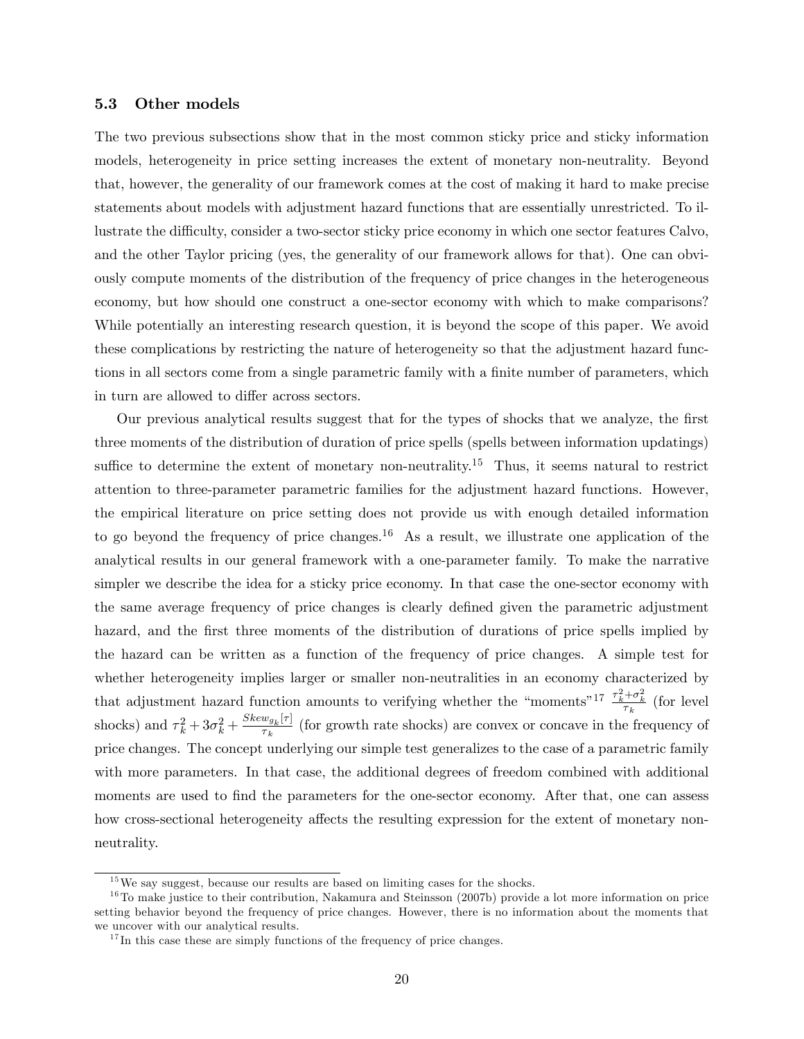### 5.3 Other models

The two previous subsections show that in the most common sticky price and sticky information models, heterogeneity in price setting increases the extent of monetary non-neutrality. Beyond that, however, the generality of our framework comes at the cost of making it hard to make precise statements about models with adjustment hazard functions that are essentially unrestricted. To illustrate the difficulty, consider a two-sector sticky price economy in which one sector features Calvo, and the other Taylor pricing (yes, the generality of our framework allows for that). One can obviously compute moments of the distribution of the frequency of price changes in the heterogeneous economy, but how should one construct a one-sector economy with which to make comparisons? While potentially an interesting research question, it is beyond the scope of this paper. We avoid these complications by restricting the nature of heterogeneity so that the adjustment hazard functions in all sectors come from a single parametric family with a finite number of parameters, which in turn are allowed to differ across sectors.

Our previous analytical results suggest that for the types of shocks that we analyze, the first three moments of the distribution of duration of price spells (spells between information updatings) suffice to determine the extent of monetary non-neutrality.[15] Thus, it seems natural to restrict attention to three-parameter parametric families for the adjustment hazard functions. However, the empirical literature on price setting does not provide us with enough detailed information to go beyond the frequency of price changes.[16] As a result, we illustrate one application of the analytical results in our general framework with a one-parameter family. To make the narrative simpler we describe the idea for a sticky price economy. In that case the one-sector economy with the same average frequency of price changes is clearly defined given the parametric adjustment hazard, and the first three moments of the distribution of durations of price spells implied by the hazard can be written as a function of the frequency of price changes. A simple test for whether heterogeneity implies larger or smaller non-neutralities in an economy characterized by that adjustment hazard function amounts to verifying whether the "moments"[17] $\frac{\tau_k^2+\sigma_k^2}{\tau_k}$ (for level shocks) and $\tau_k^2+3\sigma_k^2+\frac{Skew_{g_k}[\tau]}{\tau_k}$ (for growth rate shocks) are convex or concave in the frequency of price changes. The concept underlying our simple test generalizes to the case of a parametric family with more parameters. In that case, the additional degrees of freedom combined with additional moments are used to find the parameters for the one-sector economy. After that, one can assess how cross-sectional heterogeneity affects the resulting expression for the extent of monetary non-neutrality.

---

[15] We say suggest, because our results are based on limiting cases for the shocks.

[16] To make justice to their contribution, Nakamura and Steinsson (2007b) provide a lot more information on price setting behavior beyond the frequency of price changes. However, there is no information about the moments that we uncover with our analytical results.

[17] In this case these are simply functions of the frequency of price changes.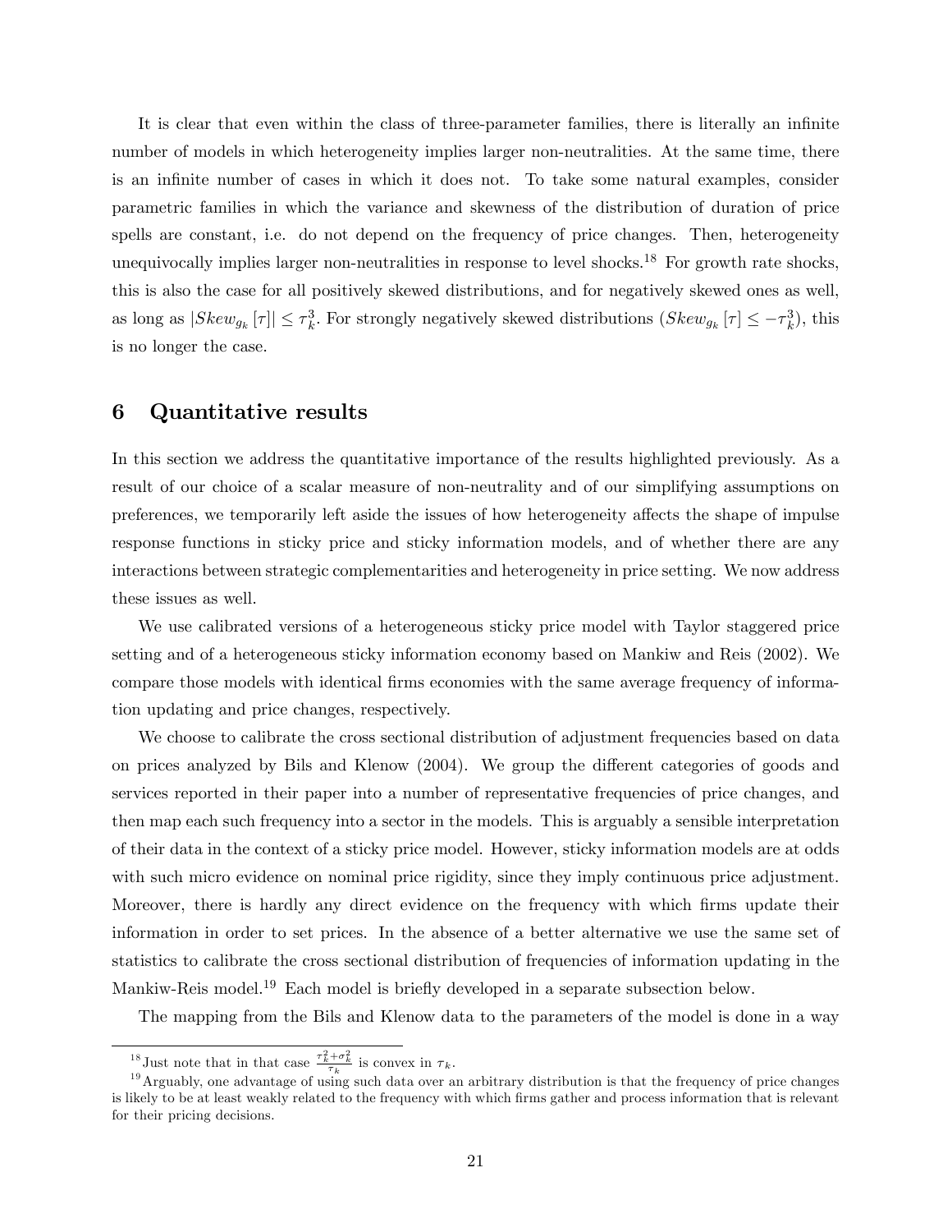It is clear that even within the class of three-parameter families, there is literally an infinite number of models in which heterogeneity implies larger non-neutralities. At the same time, there is an infinite number of cases in which it does not. To take some natural examples, consider parametric families in which the variance and skewness of the distribution of duration of price spells are constant, i.e. do not depend on the frequency of price changes. Then, heterogeneity unequivocally implies larger non-neutralities in response to level shocks.[18] For growth rate shocks, this is also the case for all positively skewed distributions, and for negatively skewed ones as well, as long as $|Skew_{g_k}[\tau]| \leq \tau_k^3$. For strongly negatively skewed distributions ($Skew_{g_k}[\tau] \leq -\tau_k^3$), this is no longer the case.

## 6 Quantitative results

In this section we address the quantitative importance of the results highlighted previously. As a result of our choice of a scalar measure of non-neutrality and of our simplifying assumptions on preferences, we temporarily left aside the issues of how heterogeneity affects the shape of impulse response functions in sticky price and sticky information models, and of whether there are any interactions between strategic complementarities and heterogeneity in price setting. We now address these issues as well.

We use calibrated versions of a heterogeneous sticky price model with Taylor staggered price setting and of a heterogeneous sticky information economy based on Mankiw and Reis (2002). We compare those models with identical firms economies with the same average frequency of information updating and price changes, respectively.

We choose to calibrate the cross sectional distribution of adjustment frequencies based on data on prices analyzed by Bils and Klenow (2004). We group the different categories of goods and services reported in their paper into a number of representative frequencies of price changes, and then map each such frequency into a sector in the models. This is arguably a sensible interpretation of their data in the context of a sticky price model. However, sticky information models are at odds with such micro evidence on nominal price rigidity, since they imply continuous price adjustment. Moreover, there is hardly any direct evidence on the frequency with which firms update their information in order to set prices. In the absence of a better alternative we use the same set of statistics to calibrate the cross sectional distribution of frequencies of information updating in the Mankiw-Reis model.[19] Each model is briefly developed in a separate subsection below.

The mapping from the Bils and Klenow data to the parameters of the model is done in a way

[18] Just note that in that case $\frac{\tau_k^2+\sigma_k^2}{\tau_k}$ is convex in $\tau_k$.

[19] Arguably, one advantage of using such data over an arbitrary distribution is that the frequency of price changes is likely to be at least weakly related to the frequency with which firms gather and process information that is relevant for their pricing decisions.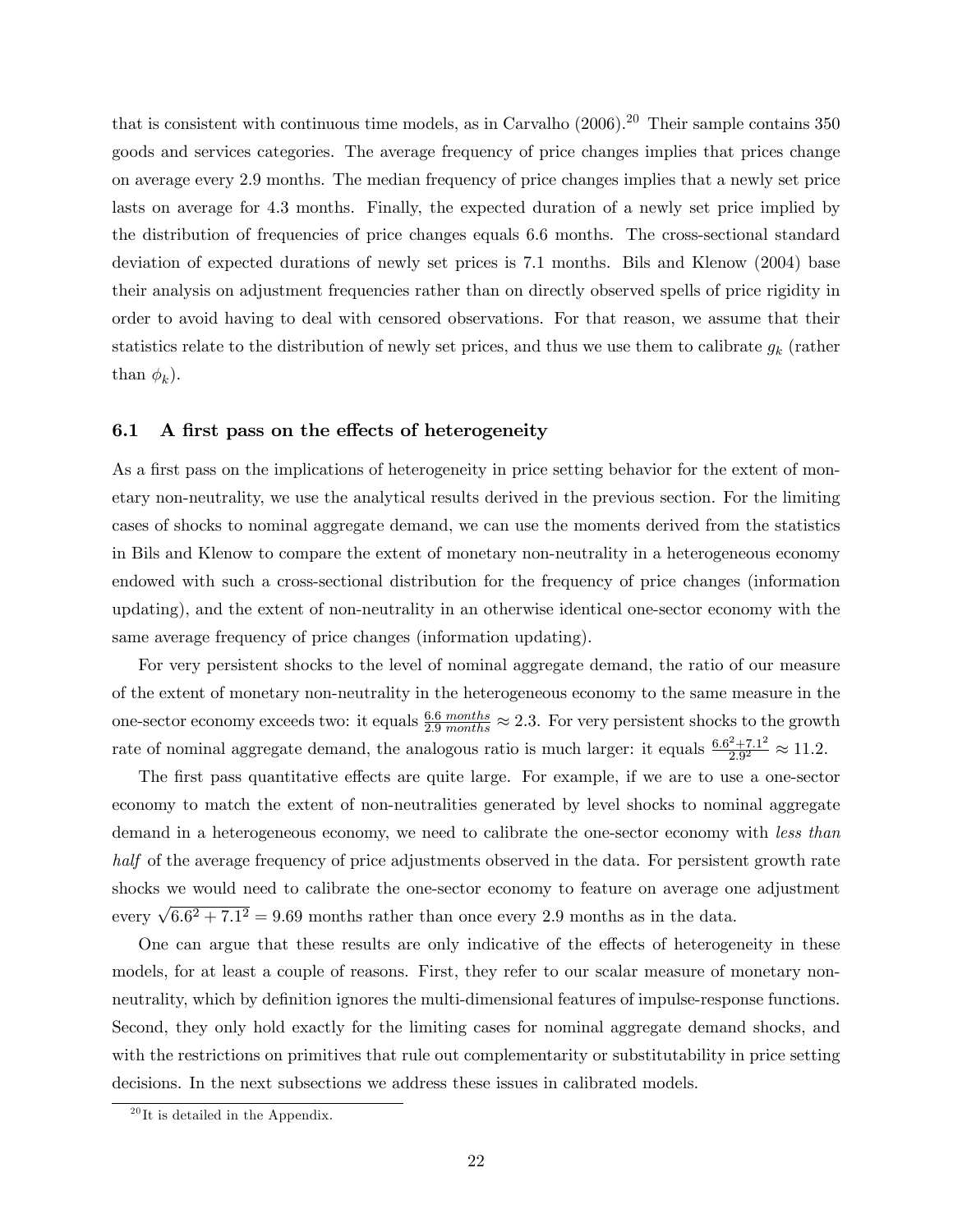that is consistent with continuous time models, as in Carvalho (2006).[20] Their sample contains 350 goods and services categories. The average frequency of price changes implies that prices change on average every 2.9 months. The median frequency of price changes implies that a newly set price lasts on average for 4.3 months. Finally, the expected duration of a newly set price implied by the distribution of frequencies of price changes equals 6.6 months. The cross-sectional standard deviation of expected durations of newly set prices is 7.1 months. Bils and Klenow (2004) base their analysis on adjustment frequencies rather than on directly observed spells of price rigidity in order to avoid having to deal with censored observations. For that reason, we assume that their statistics relate to the distribution of newly set prices, and thus we use them to calibrate $g_k$ (rather than $\phi_k$).

### 6.1 A first pass on the effects of heterogeneity

As a first pass on the implications of heterogeneity in price setting behavior for the extent of monetary non-neutrality, we use the analytical results derived in the previous section. For the limiting cases of shocks to nominal aggregate demand, we can use the moments derived from the statistics in Bils and Klenow to compare the extent of monetary non-neutrality in a heterogeneous economy endowed with such a cross-sectional distribution for the frequency of price changes (information updating), and the extent of non-neutrality in an otherwise identical one-sector economy with the same average frequency of price changes (information updating).

For very persistent shocks to the level of nominal aggregate demand, the ratio of our measure of the extent of monetary non-neutrality in the heterogeneous economy to the same measure in the one-sector economy exceeds two: it equals $\frac{6.6\ months}{2.9\ months} \approx 2.3$. For very persistent shocks to the growth rate of nominal aggregate demand, the analogous ratio is much larger: it equals $\frac{6.6^2+7.1^2}{2.9^2} \approx 11.2$.

The first pass quantitative effects are quite large. For example, if we are to use a one-sector economy to match the extent of non-neutralities generated by level shocks to nominal aggregate demand in a heterogeneous economy, we need to calibrate the one-sector economy with *less than half* of the average frequency of price adjustments observed in the data. For persistent growth rate shocks we would need to calibrate the one-sector economy to feature on average one adjustment every $\sqrt{6.6^2 + 7.1^2} = 9.69$ months rather than once every 2.9 months as in the data.

One can argue that these results are only indicative of the effects of heterogeneity in these models, for at least a couple of reasons. First, they refer to our scalar measure of monetary non-neutrality, which by definition ignores the multi-dimensional features of impulse-response functions. Second, they only hold exactly for the limiting cases for nominal aggregate demand shocks, and with the restrictions on primitives that rule out complementarity or substitutability in price setting decisions. In the next subsections we address these issues in calibrated models.

[20] It is detailed in the Appendix.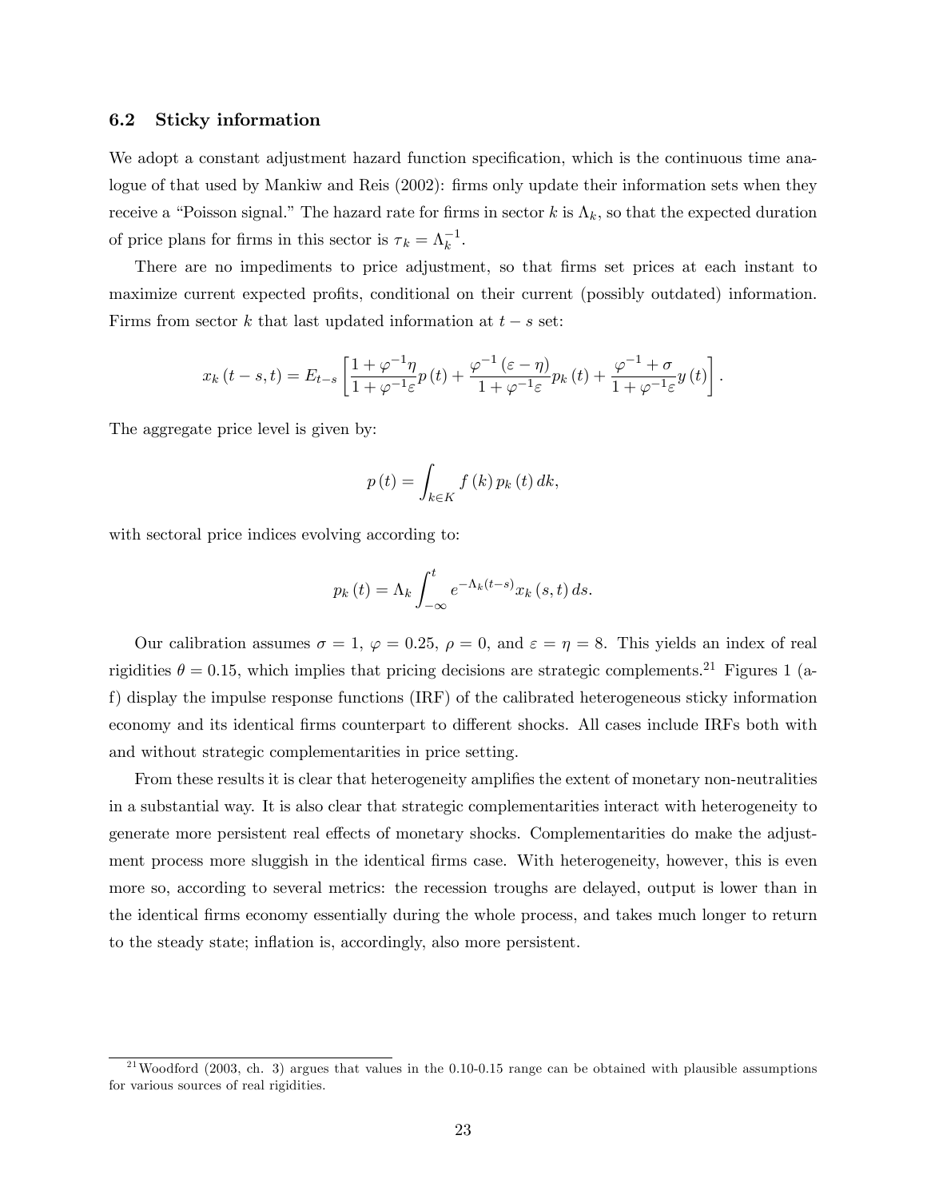### 6.2 Sticky information

We adopt a constant adjustment hazard function specification, which is the continuous time analogue of that used by Mankiw and Reis (2002): firms only update their information sets when they receive a "Poisson signal." The hazard rate for firms in sector $k$ is $\Lambda_k$, so that the expected duration of price plans for firms in this sector is $\tau_k = \Lambda_k^{-1}$.

There are no impediments to price adjustment, so that firms set prices at each instant to maximize current expected profits, conditional on their current (possibly outdated) information. Firms from sector $k$ that last updated information at $t-s$ set:

$$x_k(t-s,t) = E_{t-s}\left[\frac{1+\varphi^{-1}\eta}{1+\varphi^{-1}\varepsilon}p(t) + \frac{\varphi^{-1}(\varepsilon-\eta)}{1+\varphi^{-1}\varepsilon}p_k(t) + \frac{\varphi^{-1}+\sigma}{1+\varphi^{-1}\varepsilon}y(t)\right].$$

The aggregate price level is given by:

$$p(t) = \int_{k \in K} f(k)\, p_k(t)\, dk,$$

with sectoral price indices evolving according to:

$$p_k(t) = \Lambda_k \int_{-\infty}^{t} e^{-\Lambda_k(t-s)} x_k(s,t)\, ds.$$

Our calibration assumes $\sigma = 1$, $\varphi = 0.25$, $\rho = 0$, and $\varepsilon = \eta = 8$. This yields an index of real rigidities $\theta = 0.15$, which implies that pricing decisions are strategic complements.[21] Figures 1 (a-f) display the impulse response functions (IRF) of the calibrated heterogeneous sticky information economy and its identical firms counterpart to different shocks. All cases include IRFs both with and without strategic complementarities in price setting.

From these results it is clear that heterogeneity amplifies the extent of monetary non-neutralities in a substantial way. It is also clear that strategic complementarities interact with heterogeneity to generate more persistent real effects of monetary shocks. Complementarities do make the adjustment process more sluggish in the identical firms case. With heterogeneity, however, this is even more so, according to several metrics: the recession troughs are delayed, output is lower than in the identical firms economy essentially during the whole process, and takes much longer to return to the steady state; inflation is, accordingly, also more persistent.

[21] Woodford (2003, ch. 3) argues that values in the 0.10-0.15 range can be obtained with plausible assumptions for various sources of real rigidities.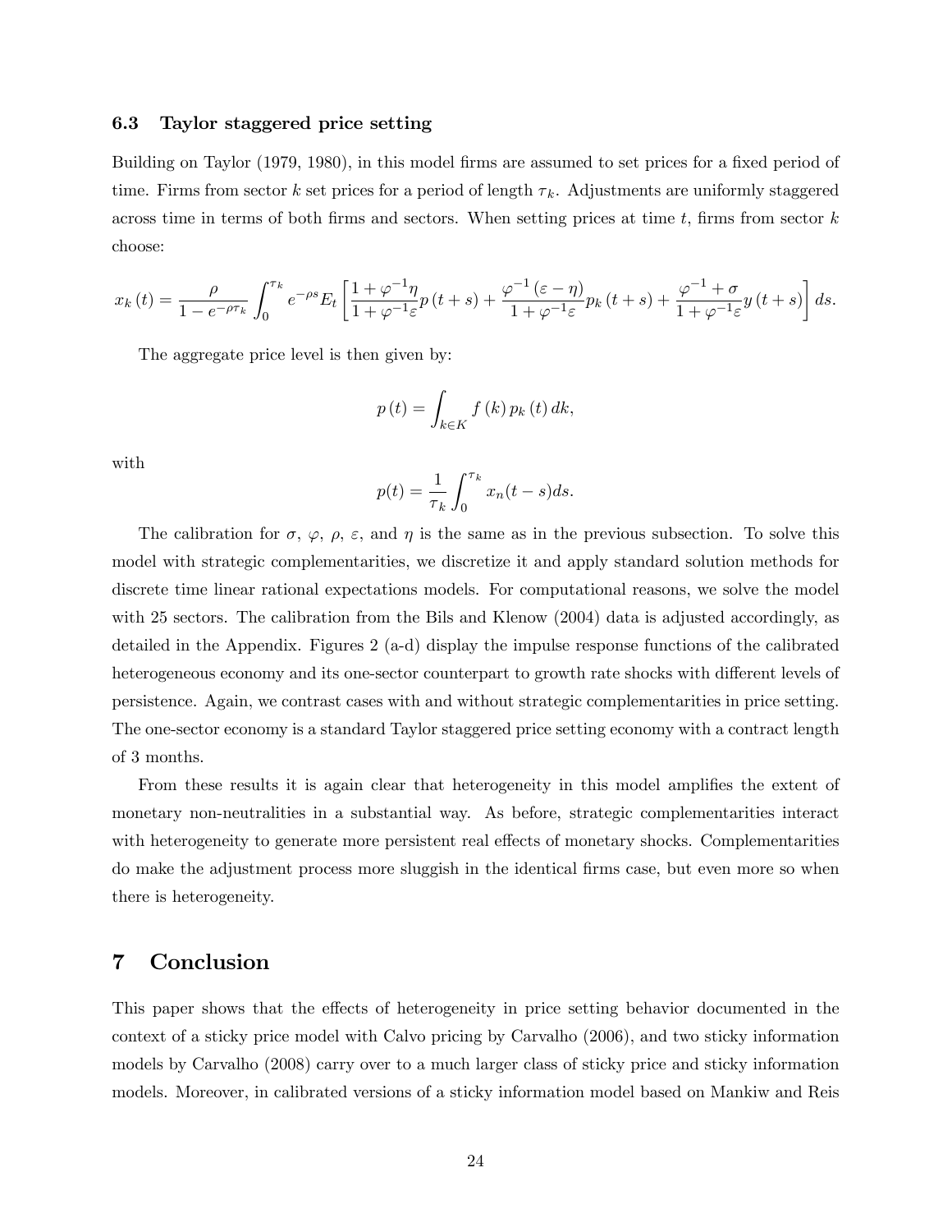### 6.3 Taylor staggered price setting

Building on Taylor (1979, 1980), in this model firms are assumed to set prices for a fixed period of time. Firms from sector $k$ set prices for a period of length $\tau_k$. Adjustments are uniformly staggered across time in terms of both firms and sectors. When setting prices at time $t$, firms from sector $k$ choose:

$$x_k(t) = \frac{\rho}{1 - e^{-\rho \tau_k}} \int_0^{\tau_k} e^{-\rho s} E_t \left[ \frac{1 + \varphi^{-1}\eta}{1 + \varphi^{-1}\varepsilon} p(t+s) + \frac{\varphi^{-1}(\varepsilon - \eta)}{1 + \varphi^{-1}\varepsilon} p_k(t+s) + \frac{\varphi^{-1} + \sigma}{1 + \varphi^{-1}\varepsilon} y(t+s) \right] ds.$$

The aggregate price level is then given by:

$$p(t) = \int_{k \in K} f(k) \, p_k(t) \, dk,$$

with

$$p(t) = \frac{1}{\tau_k} \int_0^{\tau_k} x_n(t - s) ds.$$

The calibration for $\sigma$, $\varphi$, $\rho$, $\varepsilon$, and $\eta$ is the same as in the previous subsection. To solve this model with strategic complementarities, we discretize it and apply standard solution methods for discrete time linear rational expectations models. For computational reasons, we solve the model with 25 sectors. The calibration from the Bils and Klenow (2004) data is adjusted accordingly, as detailed in the Appendix. Figures 2 (a-d) display the impulse response functions of the calibrated heterogeneous economy and its one-sector counterpart to growth rate shocks with different levels of persistence. Again, we contrast cases with and without strategic complementarities in price setting. The one-sector economy is a standard Taylor staggered price setting economy with a contract length of 3 months.

From these results it is again clear that heterogeneity in this model amplifies the extent of monetary non-neutralities in a substantial way. As before, strategic complementarities interact with heterogeneity to generate more persistent real effects of monetary shocks. Complementarities do make the adjustment process more sluggish in the identical firms case, but even more so when there is heterogeneity.

## 7 Conclusion

This paper shows that the effects of heterogeneity in price setting behavior documented in the context of a sticky price model with Calvo pricing by Carvalho (2006), and two sticky information models by Carvalho (2008) carry over to a much larger class of sticky price and sticky information models. Moreover, in calibrated versions of a sticky information model based on Mankiw and Reis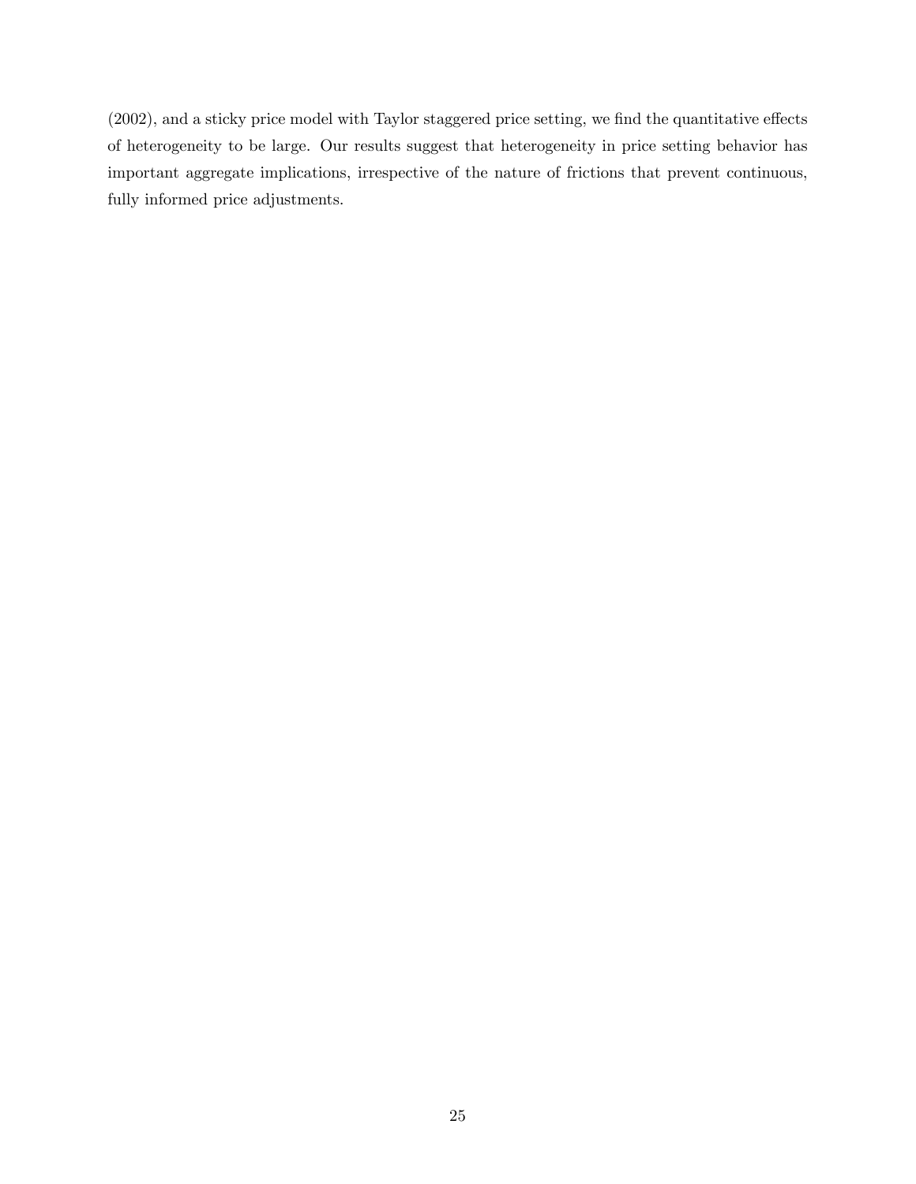(2002), and a sticky price model with Taylor staggered price setting, we find the quantitative effects of heterogeneity to be large. Our results suggest that heterogeneity in price setting behavior has important aggregate implications, irrespective of the nature of frictions that prevent continuous, fully informed price adjustments.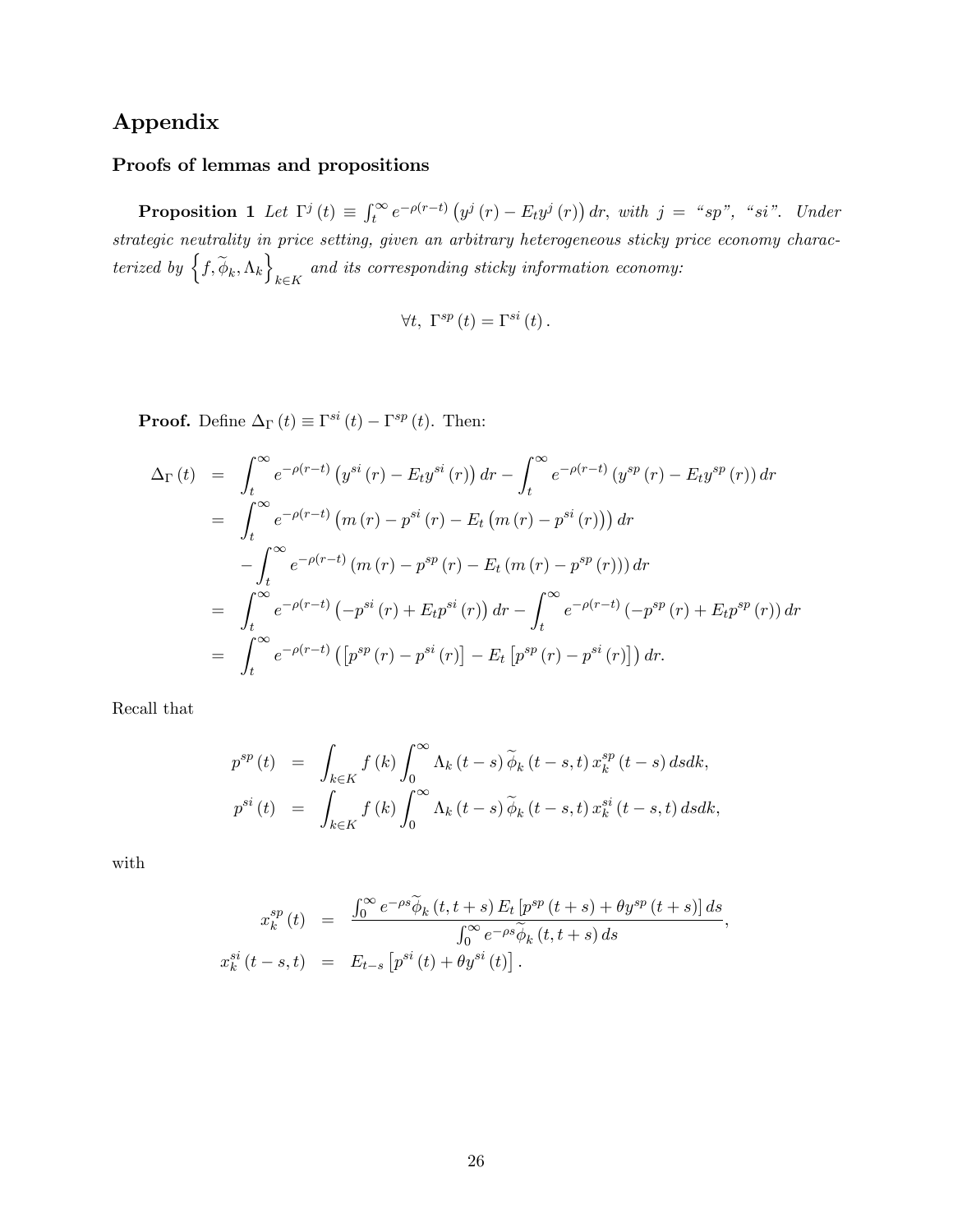# Appendix

## Proofs of lemmas and propositions

**Proposition 1** *Let $\Gamma^j(t) \equiv \int_t^\infty e^{-\rho(r-t)}\left(y^j(r) - E_t y^j(r)\right)dr$, with $j =$ "sp", "si". Under strategic neutrality in price setting, given an arbitrary heterogeneous sticky price economy characterized by $\left\{f, \widetilde{\phi}_k, \Lambda_k\right\}_{k\in K}$ and its corresponding sticky information economy:*

$$\forall t,\ \Gamma^{sp}(t) = \Gamma^{si}(t).$$

**Proof.** Define $\Delta_\Gamma(t) \equiv \Gamma^{si}(t) - \Gamma^{sp}(t)$. Then:

$$\begin{aligned}
\Delta_\Gamma(t) &= \int_t^\infty e^{-\rho(r-t)}\left(y^{si}(r) - E_t y^{si}(r)\right)dr - \int_t^\infty e^{-\rho(r-t)}\left(y^{sp}(r) - E_t y^{sp}(r)\right)dr \\
&= \int_t^\infty e^{-\rho(r-t)}\left(m(r) - p^{si}(r) - E_t\left(m(r) - p^{si}(r)\right)\right)dr \\
&\quad - \int_t^\infty e^{-\rho(r-t)}\left(m(r) - p^{sp}(r) - E_t\left(m(r) - p^{sp}(r)\right)\right)dr \\
&= \int_t^\infty e^{-\rho(r-t)}\left(-p^{si}(r) + E_t p^{si}(r)\right)dr - \int_t^\infty e^{-\rho(r-t)}\left(-p^{sp}(r) + E_t p^{sp}(r)\right)dr \\
&= \int_t^\infty e^{-\rho(r-t)}\left(\left[p^{sp}(r) - p^{si}(r)\right] - E_t\left[p^{sp}(r) - p^{si}(r)\right]\right)dr.
\end{aligned}$$

Recall that

$$\begin{aligned}
p^{sp}(t) &= \int_{k\in K} f(k)\int_0^\infty \Lambda_k(t-s)\,\widetilde{\phi}_k(t-s,t)\,x_k^{sp}(t-s)\,ds\,dk, \\
p^{si}(t) &= \int_{k\in K} f(k)\int_0^\infty \Lambda_k(t-s)\,\widetilde{\phi}_k(t-s,t)\,x_k^{si}(t-s,t)\,ds\,dk,
\end{aligned}$$

with

$$\begin{aligned}
x_k^{sp}(t) &= \frac{\int_0^\infty e^{-\rho s}\widetilde{\phi}_k(t,t+s)\,E_t\left[p^{sp}(t+s) + \theta y^{sp}(t+s)\right]ds}{\int_0^\infty e^{-\rho s}\widetilde{\phi}_k(t,t+s)\,ds}, \\
x_k^{si}(t-s,t) &= E_{t-s}\left[p^{si}(t) + \theta y^{si}(t)\right].
\end{aligned}$$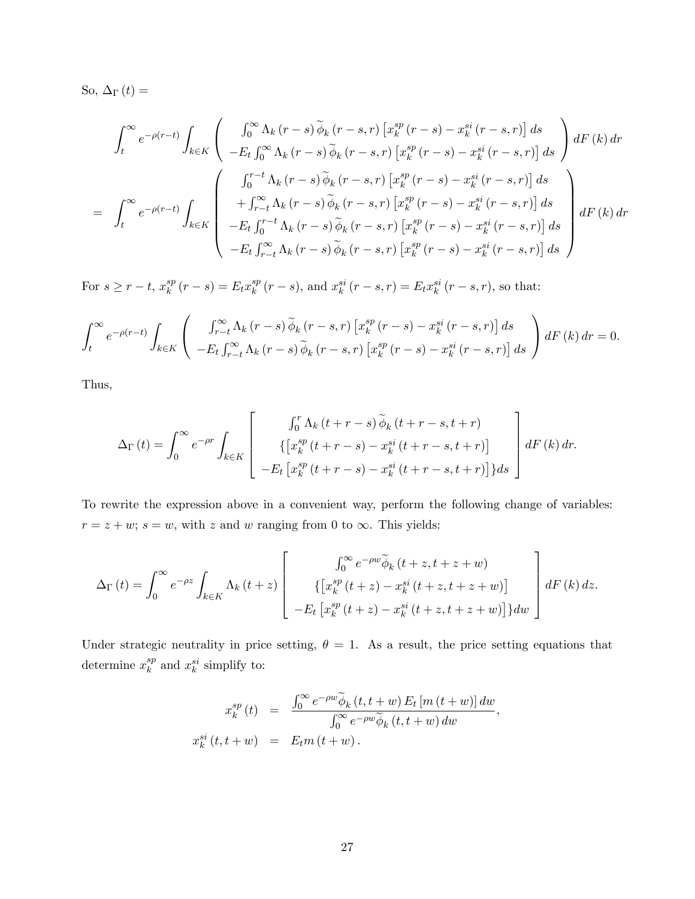So, $\Delta_\Gamma(t) =$

$$
\int_t^\infty e^{-\rho(r-t)} \int_{k\in K} \left( \begin{array}{c} \int_0^\infty \Lambda_k(r-s)\widetilde{\phi}_k(r-s,r)\left[x_k^{sp}(r-s) - x_k^{si}(r-s,r)\right]ds \\ -E_t \int_0^\infty \Lambda_k(r-s)\widetilde{\phi}_k(r-s,r)\left[x_k^{sp}(r-s) - x_k^{si}(r-s,r)\right]ds \end{array} \right) dF(k)\,dr
$$

$$
= \int_t^\infty e^{-\rho(r-t)} \int_{k\in K} \left( \begin{array}{c} \int_0^{r-t} \Lambda_k(r-s)\widetilde{\phi}_k(r-s,r)\left[x_k^{sp}(r-s) - x_k^{si}(r-s,r)\right]ds \\ +\int_{r-t}^\infty \Lambda_k(r-s)\widetilde{\phi}_k(r-s,r)\left[x_k^{sp}(r-s) - x_k^{si}(r-s,r)\right]ds \\ -E_t \int_0^{r-t} \Lambda_k(r-s)\widetilde{\phi}_k(r-s,r)\left[x_k^{sp}(r-s) - x_k^{si}(r-s,r)\right]ds \\ -E_t \int_{r-t}^\infty \Lambda_k(r-s)\widetilde{\phi}_k(r-s,r)\left[x_k^{sp}(r-s) - x_k^{si}(r-s,r)\right]ds \end{array} \right) dF(k)\,dr
$$

For $s \geq r-t$, $x_k^{sp}(r-s) = E_t x_k^{sp}(r-s)$, and $x_k^{si}(r-s,r) = E_t x_k^{si}(r-s,r)$, so that:

$$
\int_t^\infty e^{-\rho(r-t)} \int_{k\in K} \left( \begin{array}{c} \int_{r-t}^\infty \Lambda_k(r-s)\widetilde{\phi}_k(r-s,r)\left[x_k^{sp}(r-s) - x_k^{si}(r-s,r)\right]ds \\ -E_t \int_{r-t}^\infty \Lambda_k(r-s)\widetilde{\phi}_k(r-s,r)\left[x_k^{sp}(r-s) - x_k^{si}(r-s,r)\right]ds \end{array} \right) dF(k)\,dr = 0.
$$

Thus,

$$
\Delta_\Gamma(t) = \int_0^\infty e^{-\rho r} \int_{k\in K} \left[ \begin{array}{c} \int_0^r \Lambda_k(t+r-s)\widetilde{\phi}_k(t+r-s,t+r) \\ \left\{\left[x_k^{sp}(t+r-s) - x_k^{si}(t+r-s,t+r)\right]\right. \\ \left. -E_t\left[x_k^{sp}(t+r-s) - x_k^{si}(t+r-s,t+r)\right]\right\}ds \end{array} \right] dF(k)\,dr.
$$

To rewrite the expression above in a convenient way, perform the following change of variables: $r = z + w$; $s = w$, with $z$ and $w$ ranging from 0 to $\infty$. This yields:

$$
\Delta_\Gamma(t) = \int_0^\infty e^{-\rho z} \int_{k\in K} \Lambda_k(t+z) \left[ \begin{array}{c} \int_0^\infty e^{-\rho w}\widetilde{\phi}_k(t+z,t+z+w) \\ \left\{\left[x_k^{sp}(t+z) - x_k^{si}(t+z,t+z+w)\right]\right. \\ \left. -E_t\left[x_k^{sp}(t+z) - x_k^{si}(t+z,t+z+w)\right]\right\}dw \end{array} \right] dF(k)\,dz.
$$

Under strategic neutrality in price setting, $\theta = 1$. As a result, the price setting equations that determine $x_k^{sp}$ and $x_k^{si}$ simplify to:

$$
\begin{aligned}
x_k^{sp}(t) &= \frac{\int_0^\infty e^{-\rho w}\widetilde{\phi}_k(t,t+w)\,E_t\left[m(t+w)\right]dw}{\int_0^\infty e^{-\rho w}\widetilde{\phi}_k(t,t+w)\,dw}, \\
x_k^{si}(t,t+w) &= E_t m(t+w).
\end{aligned}
$$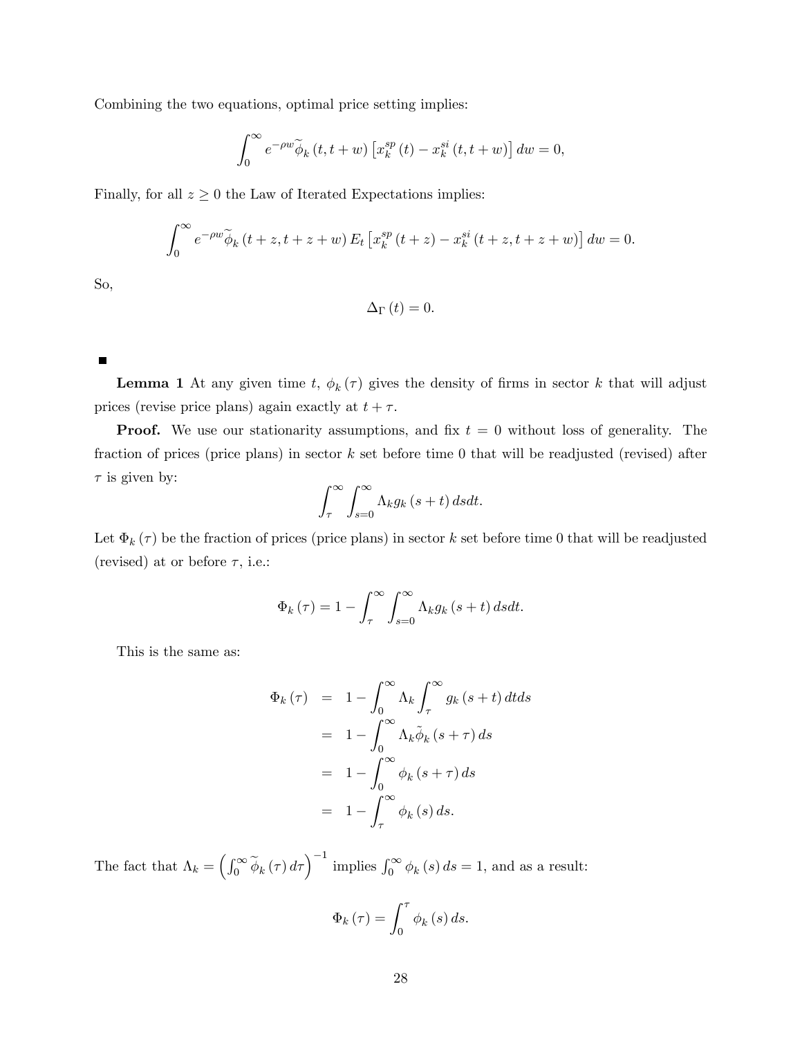Combining the two equations, optimal price setting implies:

$$\int_0^\infty e^{-\rho w} \widetilde{\phi}_k(t, t+w) \left[ x_k^{sp}(t) - x_k^{si}(t, t+w) \right] dw = 0,$$

Finally, for all $z \geq 0$ the Law of Iterated Expectations implies:

$$\int_0^\infty e^{-\rho w} \widetilde{\phi}_k(t+z, t+z+w) E_t \left[ x_k^{sp}(t+z) - x_k^{si}(t+z, t+z+w) \right] dw = 0.$$

So,

$$\Delta_\Gamma(t) = 0.$$

■

**Lemma 1** At any given time $t$, $\phi_k(\tau)$ gives the density of firms in sector $k$ that will adjust prices (revise price plans) again exactly at $t + \tau$.

**Proof.** We use our stationarity assumptions, and fix $t = 0$ without loss of generality. The fraction of prices (price plans) in sector $k$ set before time 0 that will be readjusted (revised) after $\tau$ is given by:

$$\int_\tau^\infty \int_{s=0}^\infty \Lambda_k g_k(s+t) \, ds dt.$$

Let $\Phi_k(\tau)$ be the fraction of prices (price plans) in sector $k$ set before time 0 that will be readjusted (revised) at or before $\tau$, i.e.:

$$\Phi_k(\tau) = 1 - \int_\tau^\infty \int_{s=0}^\infty \Lambda_k g_k(s+t) \, ds dt.$$

This is the same as:

$$\begin{aligned}
\Phi_k(\tau) &= 1 - \int_0^\infty \Lambda_k \int_\tau^\infty g_k(s+t) \, dt ds \\
&= 1 - \int_0^\infty \Lambda_k \tilde{\phi}_k(s+\tau) \, ds \\
&= 1 - \int_0^\infty \phi_k(s+\tau) \, ds \\
&= 1 - \int_\tau^\infty \phi_k(s) \, ds.
\end{aligned}$$

The fact that $\Lambda_k = \left( \int_0^\infty \widetilde{\phi}_k(\tau) \, d\tau \right)^{-1}$ implies $\int_0^\infty \phi_k(s) \, ds = 1$, and as a result:

$$\Phi_k(\tau) = \int_0^\tau \phi_k(s) \, ds.$$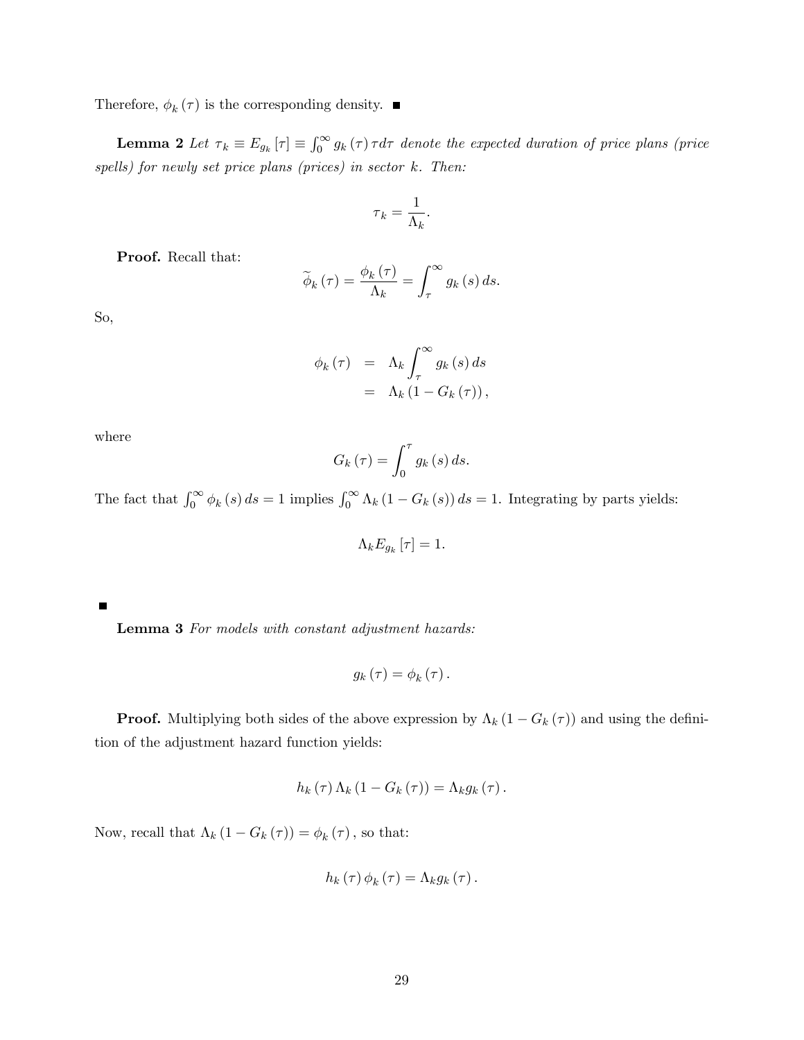Therefore, $\phi_k(\tau)$ is the corresponding density. ■

**Lemma 2** *Let $\tau_k \equiv E_{g_k}[\tau] \equiv \int_0^\infty g_k(\tau)\tau d\tau$ denote the expected duration of price plans (price spells) for newly set price plans (prices) in sector $k$. Then:*

$$\tau_k = \frac{1}{\Lambda_k}.$$

**Proof.** Recall that:

$$\widetilde{\phi}_k(\tau) = \frac{\phi_k(\tau)}{\Lambda_k} = \int_\tau^\infty g_k(s)\,ds.$$

So,

$$\begin{aligned}
\phi_k(\tau) &= \Lambda_k \int_\tau^\infty g_k(s)\,ds \\
&= \Lambda_k (1 - G_k(\tau)),
\end{aligned}$$

where

$$G_k(\tau) = \int_0^\tau g_k(s)\,ds.$$

The fact that $\int_0^\infty \phi_k(s)\,ds = 1$ implies $\int_0^\infty \Lambda_k(1 - G_k(s))\,ds = 1$. Integrating by parts yields:

$$\Lambda_k E_{g_k}[\tau] = 1.$$

■

**Lemma 3** *For models with constant adjustment hazards:*

$$g_k(\tau) = \phi_k(\tau).$$

**Proof.** Multiplying both sides of the above expression by $\Lambda_k(1 - G_k(\tau))$ and using the definition of the adjustment hazard function yields:

$$h_k(\tau)\Lambda_k(1 - G_k(\tau)) = \Lambda_k g_k(\tau).$$

Now, recall that $\Lambda_k(1 - G_k(\tau)) = \phi_k(\tau)$, so that:

$$h_k(\tau)\phi_k(\tau) = \Lambda_k g_k(\tau).$$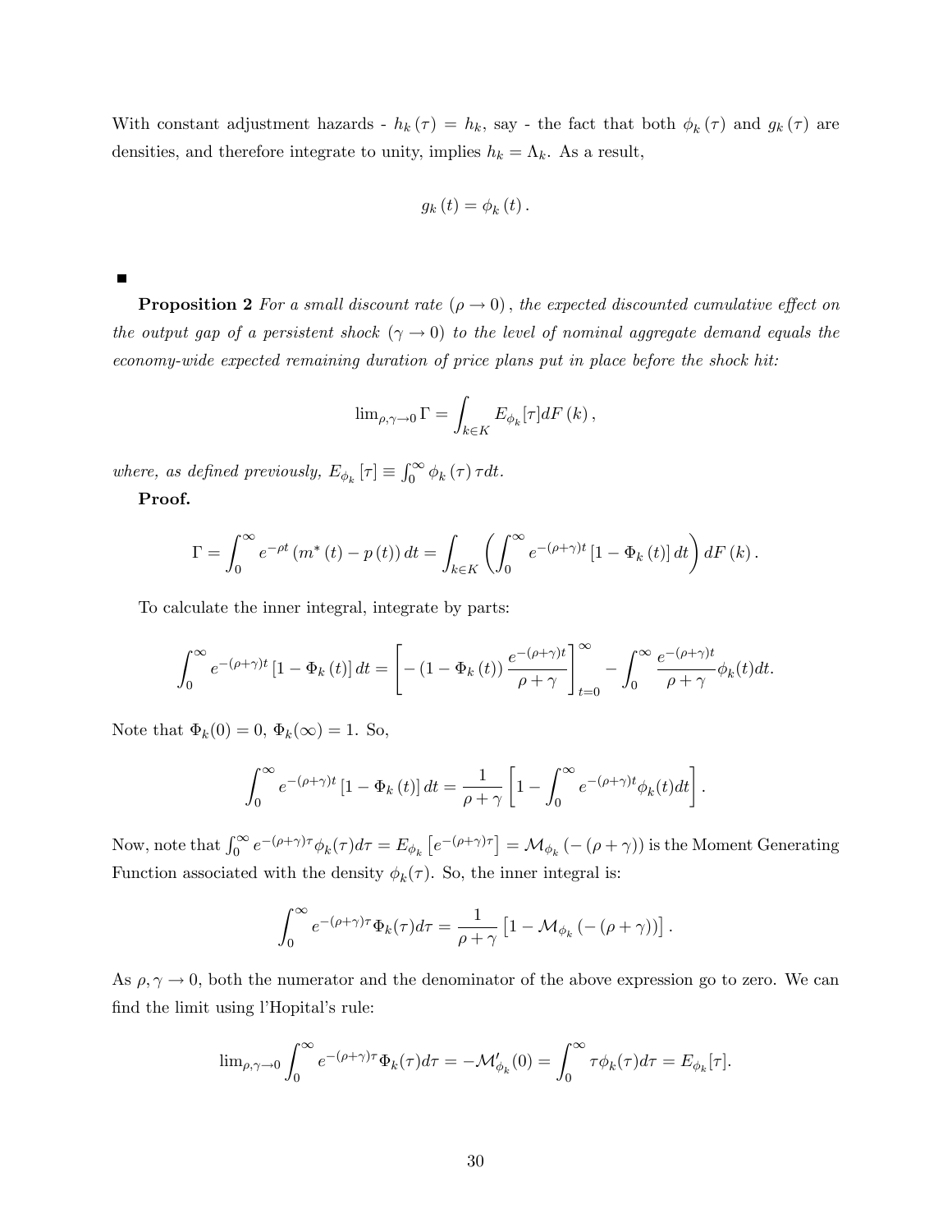With constant adjustment hazards - $h_k(\tau) = h_k$, say - the fact that both $\phi_k(\tau)$ and $g_k(\tau)$ are densities, and therefore integrate to unity, implies $h_k = \Lambda_k$. As a result,

$$g_k(t) = \phi_k(t).$$

■

**Proposition 2** *For a small discount rate ($\rho \to 0$), the expected discounted cumulative effect on the output gap of a persistent shock ($\gamma \to 0$) to the level of nominal aggregate demand equals the economy-wide expected remaining duration of price plans put in place before the shock hit:*

$$\lim_{\rho,\gamma\to 0} \Gamma = \int_{k\in K} E_{\phi_k}[\tau] dF(k),$$

*where, as defined previously, $E_{\phi_k}[\tau] \equiv \int_0^\infty \phi_k(\tau)\,\tau dt$.*

**Proof.**

$$\Gamma = \int_0^\infty e^{-\rho t}(m^*(t) - p(t))\,dt = \int_{k\in K}\left(\int_0^\infty e^{-(\rho+\gamma)t}[1-\Phi_k(t)]\,dt\right)dF(k).$$

To calculate the inner integral, integrate by parts:

$$\int_0^\infty e^{-(\rho+\gamma)t}[1-\Phi_k(t)]\,dt = \left[-(1-\Phi_k(t))\frac{e^{-(\rho+\gamma)t}}{\rho+\gamma}\right]_{t=0}^\infty - \int_0^\infty \frac{e^{-(\rho+\gamma)t}}{\rho+\gamma}\phi_k(t)dt.$$

Note that $\Phi_k(0) = 0$, $\Phi_k(\infty) = 1$. So,

$$\int_0^\infty e^{-(\rho+\gamma)t}[1-\Phi_k(t)]\,dt = \frac{1}{\rho+\gamma}\left[1 - \int_0^\infty e^{-(\rho+\gamma)t}\phi_k(t)dt\right].$$

Now, note that $\int_0^\infty e^{-(\rho+\gamma)\tau}\phi_k(\tau)d\tau = E_{\phi_k}\left[e^{-(\rho+\gamma)\tau}\right] = \mathcal{M}_{\phi_k}(-(\rho+\gamma))$ is the Moment Generating Function associated with the density $\phi_k(\tau)$. So, the inner integral is:

$$\int_0^\infty e^{-(\rho+\gamma)\tau}\Phi_k(\tau)d\tau = \frac{1}{\rho+\gamma}\left[1 - \mathcal{M}_{\phi_k}(-(\rho+\gamma))\right].$$

As $\rho, \gamma \to 0$, both the numerator and the denominator of the above expression go to zero. We can find the limit using l'Hopital's rule:

$$\lim_{\rho,\gamma\to 0}\int_0^\infty e^{-(\rho+\gamma)\tau}\Phi_k(\tau)d\tau = -\mathcal{M}'_{\phi_k}(0) = \int_0^\infty \tau\phi_k(\tau)d\tau = E_{\phi_k}[\tau].$$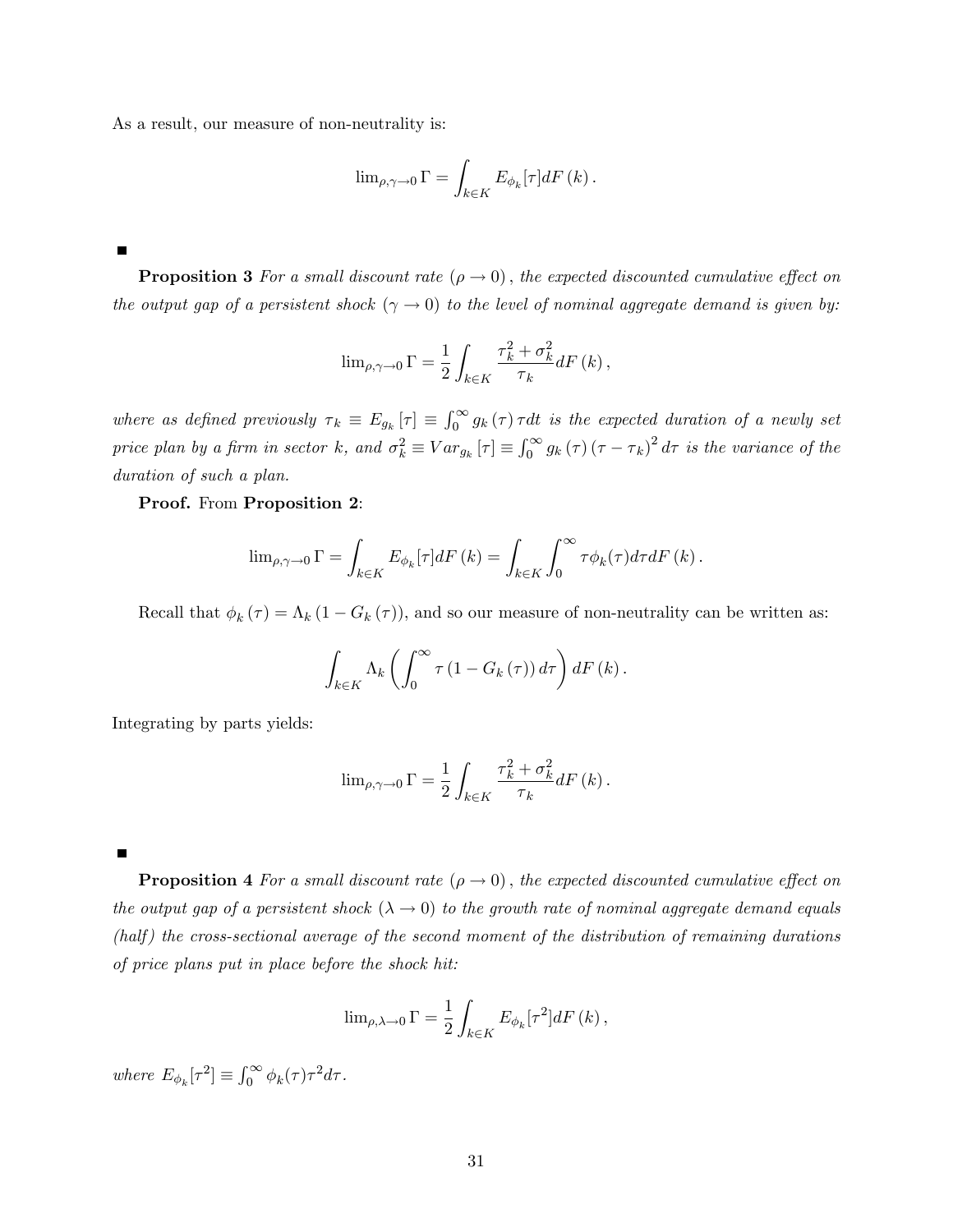As a result, our measure of non-neutrality is:

$$\lim_{\rho,\gamma\to 0}\Gamma = \int_{k\in K} E_{\phi_k}[\tau]dF\left(k\right).$$

■

**Proposition 3** *For a small discount rate $(\rho \to 0)$, the expected discounted cumulative effect on the output gap of a persistent shock $(\gamma \to 0)$ to the level of nominal aggregate demand is given by:*

$$\lim_{\rho,\gamma\to 0}\Gamma = \frac{1}{2}\int_{k\in K}\frac{\tau_k^2+\sigma_k^2}{\tau_k}dF\left(k\right),$$

*where as defined previously $\tau_k \equiv E_{g_k}[\tau] \equiv \int_0^\infty g_k(\tau)\,\tau dt$ is the expected duration of a newly set price plan by a firm in sector $k$, and $\sigma_k^2 \equiv Var_{g_k}[\tau] \equiv \int_0^\infty g_k(\tau)(\tau-\tau_k)^2 d\tau$ is the variance of the duration of such a plan.*

**Proof.** From **Proposition 2**:

$$\lim_{\rho,\gamma\to 0}\Gamma = \int_{k\in K} E_{\phi_k}[\tau]dF\left(k\right) = \int_{k\in K}\int_0^\infty \tau\phi_k(\tau)d\tau dF\left(k\right).$$

Recall that $\phi_k(\tau) = \Lambda_k\left(1-G_k(\tau)\right)$, and so our measure of non-neutrality can be written as:

$$\int_{k\in K}\Lambda_k\left(\int_0^\infty \tau\left(1-G_k(\tau)\right)d\tau\right)dF\left(k\right).$$

Integrating by parts yields:

$$\lim_{\rho,\gamma\to 0}\Gamma = \frac{1}{2}\int_{k\in K}\frac{\tau_k^2+\sigma_k^2}{\tau_k}dF\left(k\right).$$

■

**Proposition 4** *For a small discount rate $(\rho \to 0)$, the expected discounted cumulative effect on the output gap of a persistent shock $(\lambda \to 0)$ to the growth rate of nominal aggregate demand equals (half) the cross-sectional average of the second moment of the distribution of remaining durations of price plans put in place before the shock hit:*

$$\lim_{\rho,\lambda\to 0}\Gamma = \frac{1}{2}\int_{k\in K} E_{\phi_k}[\tau^2]dF\left(k\right),$$

*where $E_{\phi_k}[\tau^2] \equiv \int_0^\infty \phi_k(\tau)\tau^2 d\tau$.*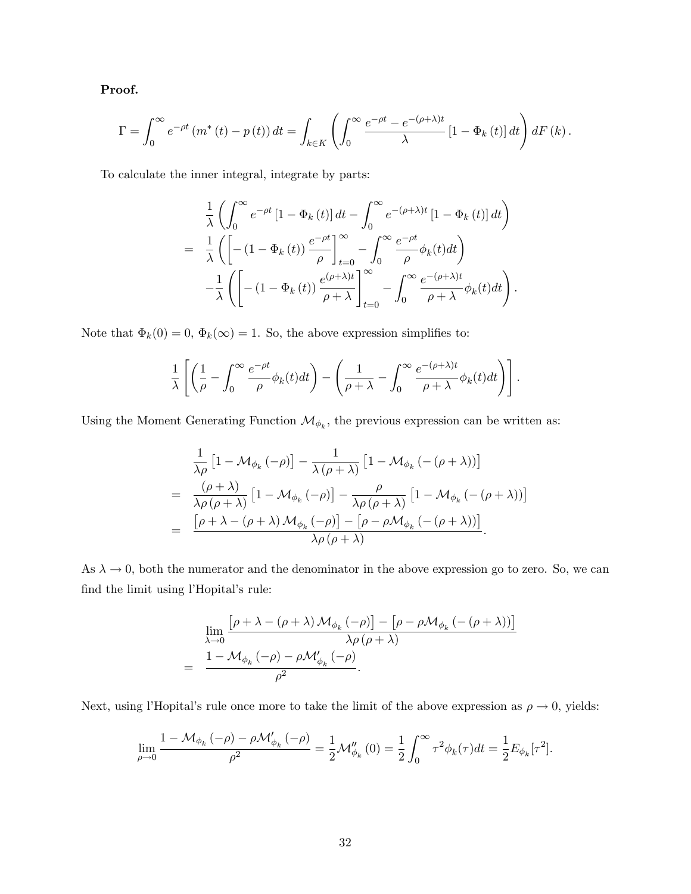**Proof.**

$$\Gamma = \int_0^\infty e^{-\rho t}\left(m^*(t) - p(t)\right)dt = \int_{k\in K}\left(\int_0^\infty \frac{e^{-\rho t} - e^{-(\rho+\lambda)t}}{\lambda}\left[1-\Phi_k(t)\right]dt\right)dF(k).$$

To calculate the inner integral, integrate by parts:

$$\begin{aligned}
& \frac{1}{\lambda}\left(\int_0^\infty e^{-\rho t}\left[1-\Phi_k(t)\right]dt - \int_0^\infty e^{-(\rho+\lambda)t}\left[1-\Phi_k(t)\right]dt\right) \\
= \; & \frac{1}{\lambda}\left(\left[-\left(1-\Phi_k(t)\right)\frac{e^{-\rho t}}{\rho}\right]_{t=0}^\infty - \int_0^\infty \frac{e^{-\rho t}}{\rho}\phi_k(t)dt\right) \\
& -\frac{1}{\lambda}\left(\left[-\left(1-\Phi_k(t)\right)\frac{e^{(\rho+\lambda)t}}{\rho+\lambda}\right]_{t=0}^\infty - \int_0^\infty \frac{e^{-(\rho+\lambda)t}}{\rho+\lambda}\phi_k(t)dt\right).
\end{aligned}$$

Note that $\Phi_k(0) = 0$, $\Phi_k(\infty) = 1$. So, the above expression simplifies to:

$$\frac{1}{\lambda}\left[\left(\frac{1}{\rho} - \int_0^\infty \frac{e^{-\rho t}}{\rho}\phi_k(t)dt\right) - \left(\frac{1}{\rho+\lambda} - \int_0^\infty \frac{e^{-(\rho+\lambda)t}}{\rho+\lambda}\phi_k(t)dt\right)\right].$$

Using the Moment Generating Function $\mathcal{M}_{\phi_k}$, the previous expression can be written as:

$$\begin{aligned}
& \frac{1}{\lambda\rho}\left[1-\mathcal{M}_{\phi_k}(-\rho)\right] - \frac{1}{\lambda(\rho+\lambda)}\left[1-\mathcal{M}_{\phi_k}(-(\rho+\lambda))\right] \\
= \; & \frac{(\rho+\lambda)}{\lambda\rho(\rho+\lambda)}\left[1-\mathcal{M}_{\phi_k}(-\rho)\right] - \frac{\rho}{\lambda\rho(\rho+\lambda)}\left[1-\mathcal{M}_{\phi_k}(-(\rho+\lambda))\right] \\
= \; & \frac{\left[\rho+\lambda-(\rho+\lambda)\mathcal{M}_{\phi_k}(-\rho)\right] - \left[\rho - \rho\mathcal{M}_{\phi_k}(-(\rho+\lambda))\right]}{\lambda\rho(\rho+\lambda)}.
\end{aligned}$$

As $\lambda \to 0$, both the numerator and the denominator in the above expression go to zero. So, we can find the limit using l'Hopital's rule:

$$\begin{aligned}
& \lim_{\lambda\to 0}\frac{\left[\rho+\lambda-(\rho+\lambda)\mathcal{M}_{\phi_k}(-\rho)\right] - \left[\rho - \rho\mathcal{M}_{\phi_k}(-(\rho+\lambda))\right]}{\lambda\rho(\rho+\lambda)} \\
= \; & \frac{1-\mathcal{M}_{\phi_k}(-\rho) - \rho\mathcal{M}'_{\phi_k}(-\rho)}{\rho^2}.
\end{aligned}$$

Next, using l'Hopital's rule once more to take the limit of the above expression as $\rho \to 0$, yields:

$$\lim_{\rho\to 0}\frac{1-\mathcal{M}_{\phi_k}(-\rho) - \rho\mathcal{M}'_{\phi_k}(-\rho)}{\rho^2} = \frac{1}{2}\mathcal{M}''_{\phi_k}(0) = \frac{1}{2}\int_0^\infty \tau^2\phi_k(\tau)dt = \frac{1}{2}E_{\phi_k}[\tau^2].$$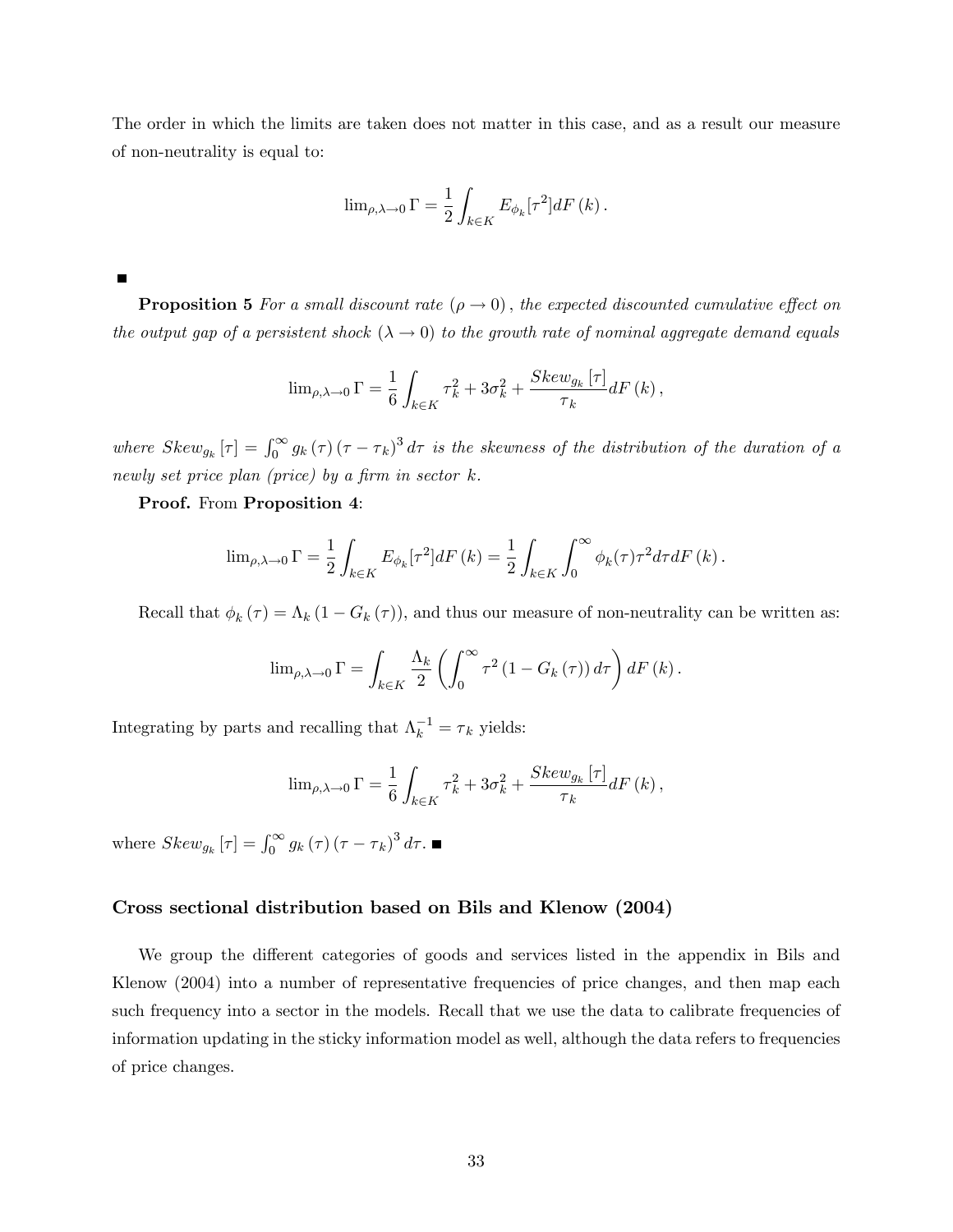The order in which the limits are taken does not matter in this case, and as a result our measure of non-neutrality is equal to:

$$\lim_{\rho,\lambda \to 0} \Gamma = \frac{1}{2} \int_{k \in K} E_{\phi_k}[\tau^2] dF(k).$$

■

**Proposition 5** *For a small discount rate* $(\rho \to 0)$*, the expected discounted cumulative effect on the output gap of a persistent shock* $(\lambda \to 0)$ *to the growth rate of nominal aggregate demand equals*

$$\lim_{\rho,\lambda \to 0} \Gamma = \frac{1}{6} \int_{k \in K} \tau_k^2 + 3\sigma_k^2 + \frac{Skew_{g_k}[\tau]}{\tau_k} dF(k),$$

*where* $Skew_{g_k}[\tau] = \int_0^\infty g_k(\tau)(\tau - \tau_k)^3 d\tau$ *is the skewness of the distribution of the duration of a newly set price plan (price) by a firm in sector* $k$.

**Proof.** From **Proposition 4**:

$$\lim_{\rho,\lambda \to 0} \Gamma = \frac{1}{2} \int_{k \in K} E_{\phi_k}[\tau^2] dF(k) = \frac{1}{2} \int_{k \in K} \int_0^\infty \phi_k(\tau) \tau^2 d\tau dF(k).$$

Recall that $\phi_k(\tau) = \Lambda_k (1 - G_k(\tau))$, and thus our measure of non-neutrality can be written as:

$$\lim_{\rho,\lambda \to 0} \Gamma = \int_{k \in K} \frac{\Lambda_k}{2} \left( \int_0^\infty \tau^2 (1 - G_k(\tau)) d\tau \right) dF(k).$$

Integrating by parts and recalling that $\Lambda_k^{-1} = \tau_k$ yields:

$$\lim_{\rho,\lambda \to 0} \Gamma = \frac{1}{6} \int_{k \in K} \tau_k^2 + 3\sigma_k^2 + \frac{Skew_{g_k}[\tau]}{\tau_k} dF(k),$$

where $Skew_{g_k}[\tau] = \int_0^\infty g_k(\tau)(\tau - \tau_k)^3 d\tau$. ■

### Cross sectional distribution based on Bils and Klenow (2004)

We group the different categories of goods and services listed in the appendix in Bils and Klenow (2004) into a number of representative frequencies of price changes, and then map each such frequency into a sector in the models. Recall that we use the data to calibrate frequencies of information updating in the sticky information model as well, although the data refers to frequencies of price changes.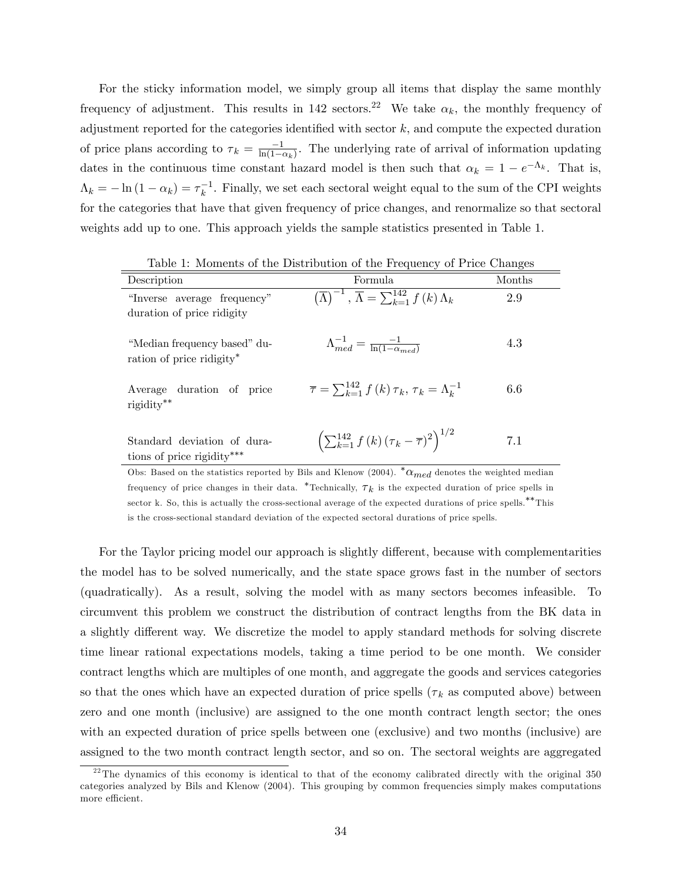For the sticky information model, we simply group all items that display the same monthly frequency of adjustment. This results in 142 sectors.[22] We take $\alpha_k$, the monthly frequency of adjustment reported for the categories identified with sector $k$, and compute the expected duration of price plans according to $\tau_k = \frac{-1}{\ln(1-\alpha_k)}$. The underlying rate of arrival of information updating dates in the continuous time constant hazard model is then such that $\alpha_k = 1 - e^{-\Lambda_k}$. That is, $\Lambda_k = -\ln(1-\alpha_k) = \tau_k^{-1}$. Finally, we set each sectoral weight equal to the sum of the CPI weights for the categories that have that given frequency of price changes, and renormalize so that sectoral weights add up to one. This approach yields the sample statistics presented in Table 1.

Table 1: Moments of the Distribution of the Frequency of Price Changes

| Description | Formula | Months |
|---|---|---|
| "Inverse average frequency" duration of price ridigity | $\left(\overline{\Lambda}\right)^{-1}$, $\overline{\Lambda} = \sum_{k=1}^{142} f(k)\Lambda_k$ | 2.9 |
| "Median frequency based" duration of price ridigity* | $\Lambda_{med}^{-1} = \frac{-1}{\ln(1-\alpha_{med})}$ | 4.3 |
| Average duration of price rigidity** | $\overline{\tau} = \sum_{k=1}^{142} f(k)\tau_k$, $\tau_k = \Lambda_k^{-1}$ | 6.6 |
| Standard deviation of durations of price rigidity*** | $\left(\sum_{k=1}^{142} f(k)\left(\tau_k - \overline{\tau}\right)^2\right)^{1/2}$ | 7.1 |

Obs: Based on the statistics reported by Bils and Klenow (2004). *$\alpha_{med}$ denotes the weighted median frequency of price changes in their data. *Technically, $\tau_k$ is the expected duration of price spells in sector k. So, this is actually the cross-sectional average of the expected durations of price spells.**This is the cross-sectional standard deviation of the expected sectoral durations of price spells.

For the Taylor pricing model our approach is slightly different, because with complementarities the model has to be solved numerically, and the state space grows fast in the number of sectors (quadratically). As a result, solving the model with as many sectors becomes infeasible. To circumvent this problem we construct the distribution of contract lengths from the BK data in a slightly different way. We discretize the model to apply standard methods for solving discrete time linear rational expectations models, taking a time period to be one month. We consider contract lengths which are multiples of one month, and aggregate the goods and services categories so that the ones which have an expected duration of price spells ($\tau_k$ as computed above) between zero and one month (inclusive) are assigned to the one month contract length sector; the ones with an expected duration of price spells between one (exclusive) and two months (inclusive) are assigned to the two month contract length sector, and so on. The sectoral weights are aggregated

[22] The dynamics of this economy is identical to that of the economy calibrated directly with the original 350 categories analyzed by Bils and Klenow (2004). This grouping by common frequencies simply makes computations more efficient.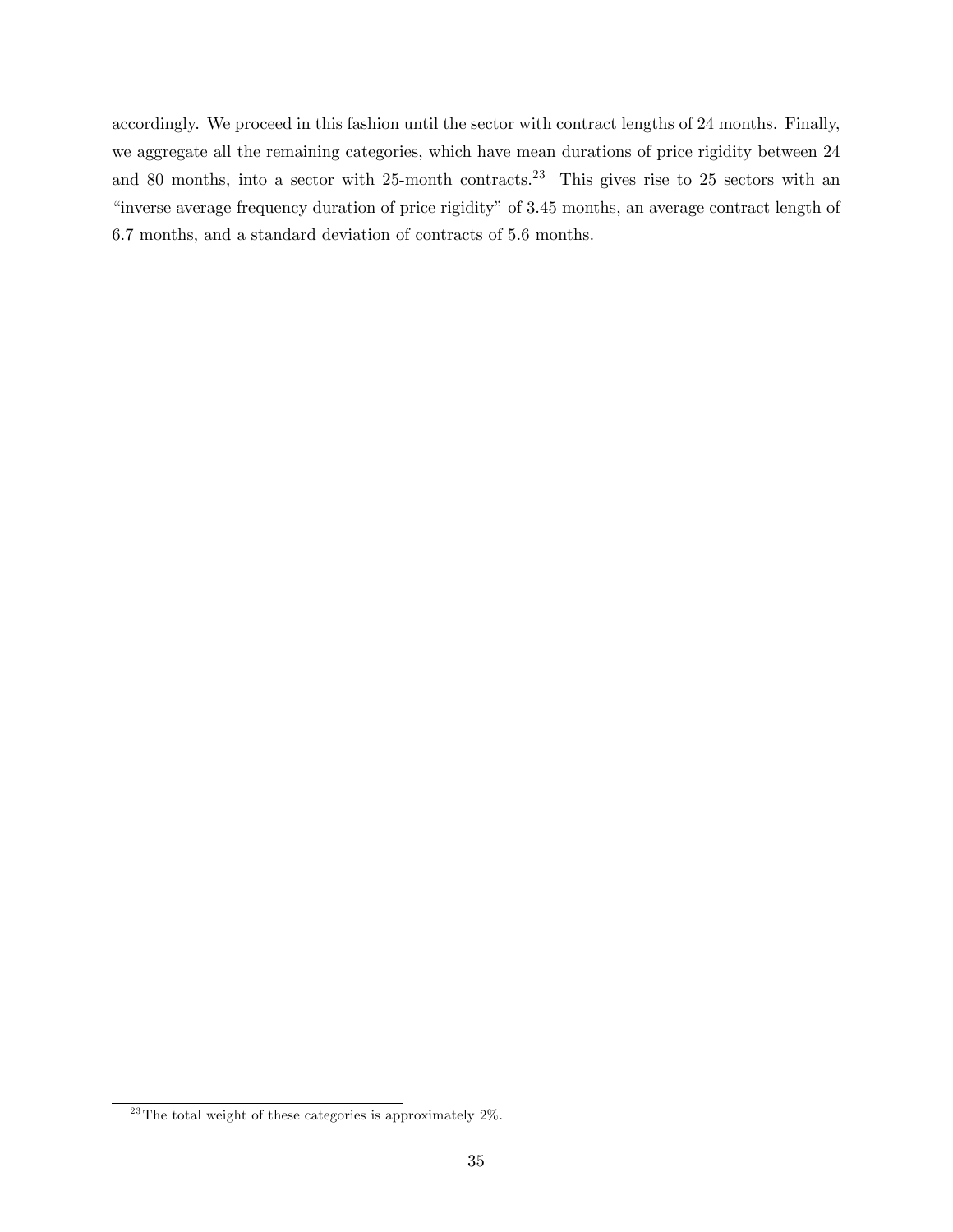accordingly. We proceed in this fashion until the sector with contract lengths of 24 months. Finally, we aggregate all the remaining categories, which have mean durations of price rigidity between 24 and 80 months, into a sector with 25-month contracts.[23] This gives rise to 25 sectors with an "inverse average frequency duration of price rigidity" of 3.45 months, an average contract length of 6.7 months, and a standard deviation of contracts of 5.6 months.

[23] The total weight of these categories is approximately 2%.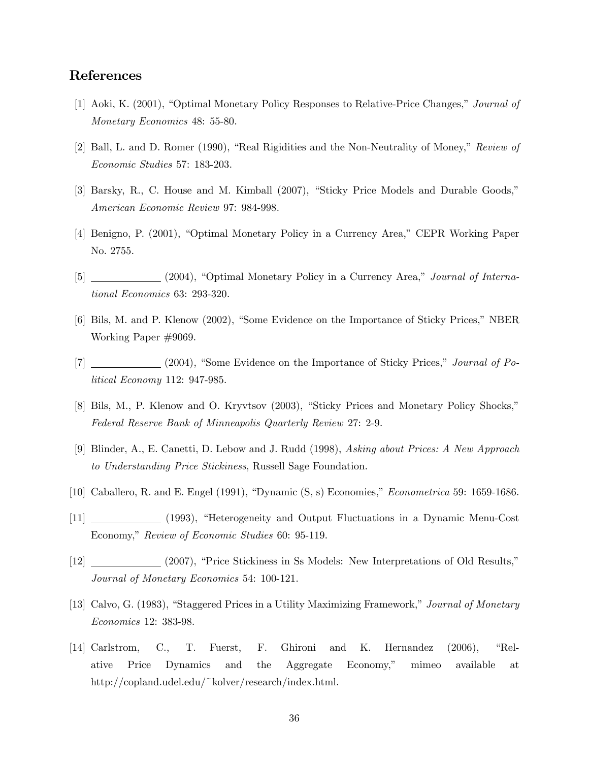## References

[1] Aoki, K. (2001), "Optimal Monetary Policy Responses to Relative-Price Changes," *Journal of Monetary Economics* 48: 55-80.

[2] Ball, L. and D. Romer (1990), "Real Rigidities and the Non-Neutrality of Money," *Review of Economic Studies* 57: 183-203.

[3] Barsky, R., C. House and M. Kimball (2007), "Sticky Price Models and Durable Goods," *American Economic Review* 97: 984-998.

[4] Benigno, P. (2001), "Optimal Monetary Policy in a Currency Area," CEPR Working Paper No. 2755.

[5] ___________ (2004), "Optimal Monetary Policy in a Currency Area," *Journal of International Economics* 63: 293-320.

[6] Bils, M. and P. Klenow (2002), "Some Evidence on the Importance of Sticky Prices," NBER Working Paper #9069.

[7] ___________ (2004), "Some Evidence on the Importance of Sticky Prices," *Journal of Political Economy* 112: 947-985.

[8] Bils, M., P. Klenow and O. Kryvtsov (2003), "Sticky Prices and Monetary Policy Shocks," *Federal Reserve Bank of Minneapolis Quarterly Review* 27: 2-9.

[9] Blinder, A., E. Canetti, D. Lebow and J. Rudd (1998), *Asking about Prices: A New Approach to Understanding Price Stickiness*, Russell Sage Foundation.

[10] Caballero, R. and E. Engel (1991), "Dynamic (S, s) Economies," *Econometrica* 59: 1659-1686.

[11] ___________ (1993), "Heterogeneity and Output Fluctuations in a Dynamic Menu-Cost Economy," *Review of Economic Studies* 60: 95-119.

[12] ___________ (2007), "Price Stickiness in Ss Models: New Interpretations of Old Results," *Journal of Monetary Economics* 54: 100-121.

[13] Calvo, G. (1983), "Staggered Prices in a Utility Maximizing Framework," *Journal of Monetary Economics* 12: 383-98.

[14] Carlstrom, C., T. Fuerst, F. Ghironi and K. Hernandez (2006), "Relative Price Dynamics and the Aggregate Economy," mimeo available at http://copland.udel.edu/~kolver/research/index.html.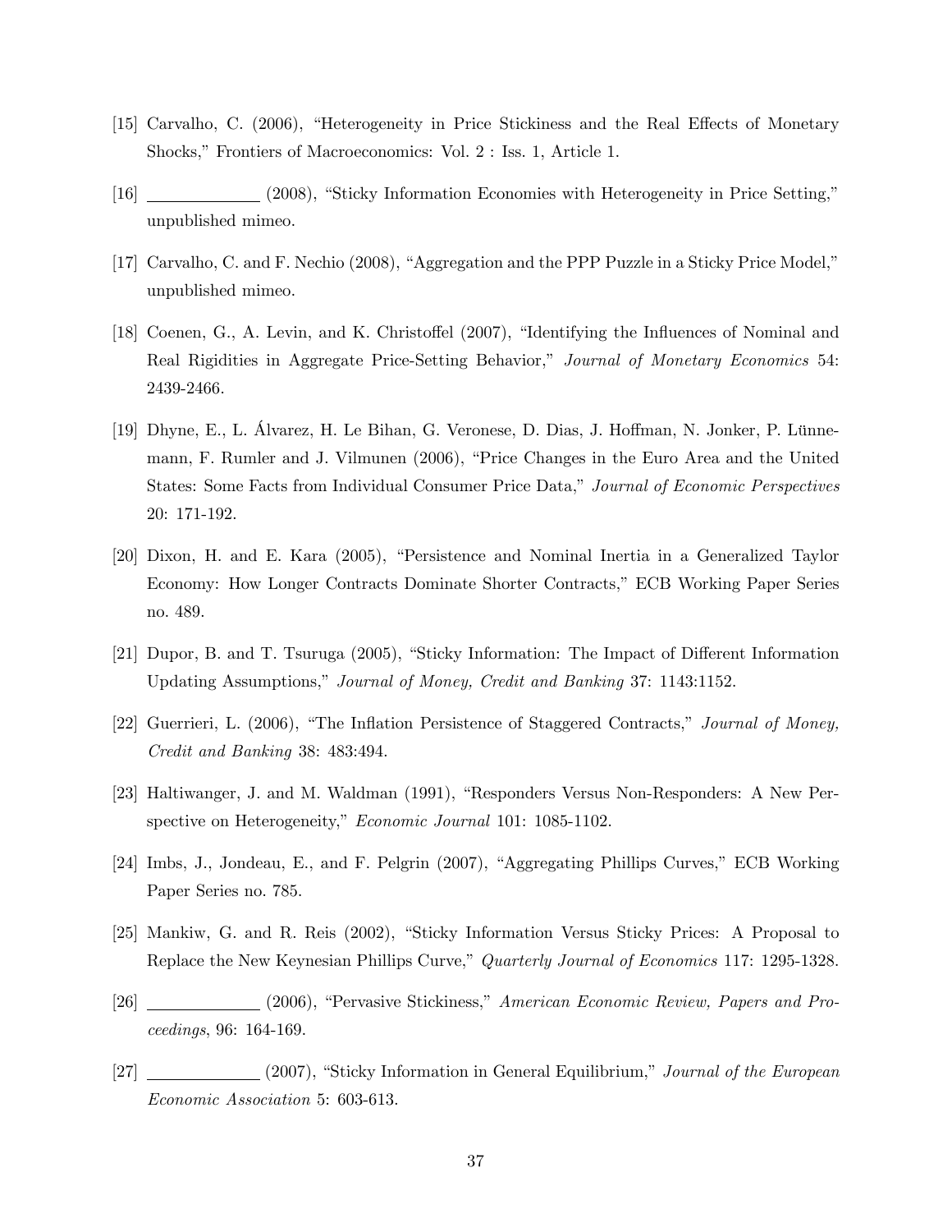[15] Carvalho, C. (2006), "Heterogeneity in Price Stickiness and the Real Effects of Monetary Shocks," Frontiers of Macroeconomics: Vol. 2 : Iss. 1, Article 1.

[16] ____________ (2008), "Sticky Information Economies with Heterogeneity in Price Setting," unpublished mimeo.

[17] Carvalho, C. and F. Nechio (2008), "Aggregation and the PPP Puzzle in a Sticky Price Model," unpublished mimeo.

[18] Coenen, G., A. Levin, and K. Christoffel (2007), "Identifying the Influences of Nominal and Real Rigidities in Aggregate Price-Setting Behavior," *Journal of Monetary Economics* 54: 2439-2466.

[19] Dhyne, E., L. Álvarez, H. Le Bihan, G. Veronese, D. Dias, J. Hoffman, N. Jonker, P. Lünnemann, F. Rumler and J. Vilmunen (2006), "Price Changes in the Euro Area and the United States: Some Facts from Individual Consumer Price Data," *Journal of Economic Perspectives* 20: 171-192.

[20] Dixon, H. and E. Kara (2005), "Persistence and Nominal Inertia in a Generalized Taylor Economy: How Longer Contracts Dominate Shorter Contracts," ECB Working Paper Series no. 489.

[21] Dupor, B. and T. Tsuruga (2005), "Sticky Information: The Impact of Different Information Updating Assumptions," *Journal of Money, Credit and Banking* 37: 1143:1152.

[22] Guerrieri, L. (2006), "The Inflation Persistence of Staggered Contracts," *Journal of Money, Credit and Banking* 38: 483:494.

[23] Haltiwanger, J. and M. Waldman (1991), "Responders Versus Non-Responders: A New Perspective on Heterogeneity," *Economic Journal* 101: 1085-1102.

[24] Imbs, J., Jondeau, E., and F. Pelgrin (2007), "Aggregating Phillips Curves," ECB Working Paper Series no. 785.

[25] Mankiw, G. and R. Reis (2002), "Sticky Information Versus Sticky Prices: A Proposal to Replace the New Keynesian Phillips Curve," *Quarterly Journal of Economics* 117: 1295-1328.

[26] ____________ (2006), "Pervasive Stickiness," *American Economic Review, Papers and Proceedings*, 96: 164-169.

[27] ____________ (2007), "Sticky Information in General Equilibrium," *Journal of the European Economic Association* 5: 603-613.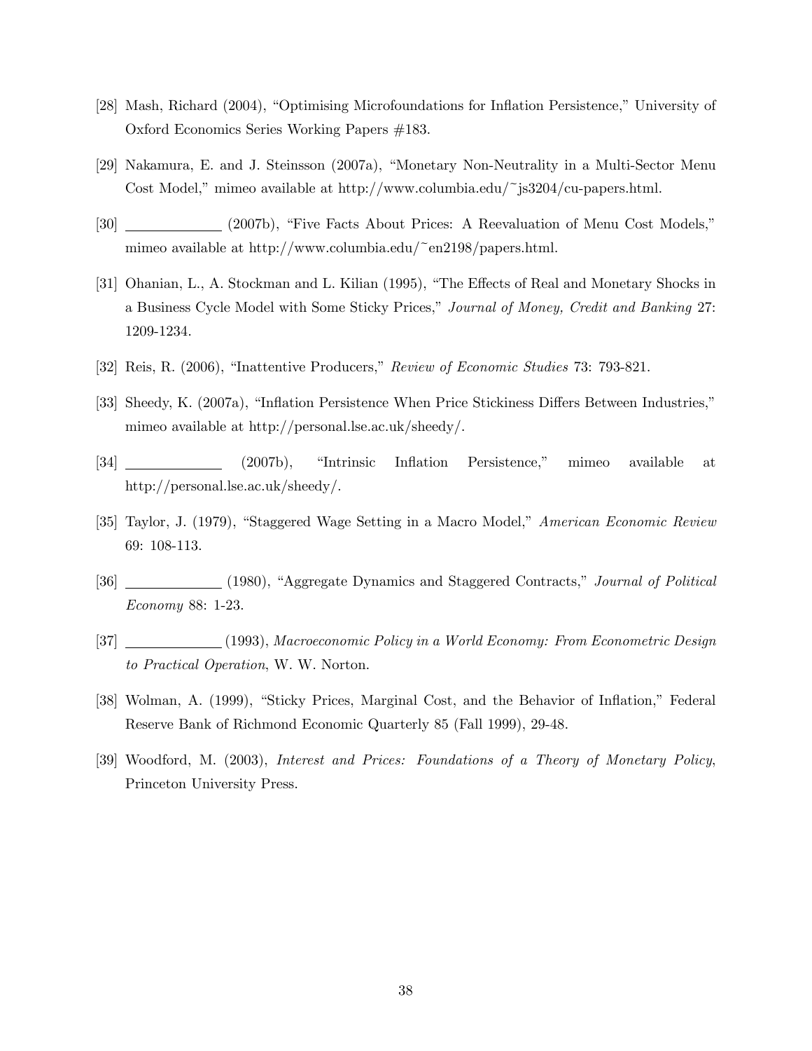[28] Mash, Richard (2004), "Optimising Microfoundations for Inflation Persistence," University of Oxford Economics Series Working Papers #183.

[29] Nakamura, E. and J. Steinsson (2007a), "Monetary Non-Neutrality in a Multi-Sector Menu Cost Model," mimeo available at http://www.columbia.edu/~js3204/cu-papers.html.

[30] ____________ (2007b), "Five Facts About Prices: A Reevaluation of Menu Cost Models," mimeo available at http://www.columbia.edu/~en2198/papers.html.

[31] Ohanian, L., A. Stockman and L. Kilian (1995), "The Effects of Real and Monetary Shocks in a Business Cycle Model with Some Sticky Prices," *Journal of Money, Credit and Banking* 27: 1209-1234.

[32] Reis, R. (2006), "Inattentive Producers," *Review of Economic Studies* 73: 793-821.

[33] Sheedy, K. (2007a), "Inflation Persistence When Price Stickiness Differs Between Industries," mimeo available at http://personal.lse.ac.uk/sheedy/.

[34] ____________ (2007b), "Intrinsic Inflation Persistence," mimeo available at http://personal.lse.ac.uk/sheedy/.

[35] Taylor, J. (1979), "Staggered Wage Setting in a Macro Model," *American Economic Review* 69: 108-113.

[36] ____________ (1980), "Aggregate Dynamics and Staggered Contracts," *Journal of Political Economy* 88: 1-23.

[37] ____________ (1993), *Macroeconomic Policy in a World Economy: From Econometric Design to Practical Operation*, W. W. Norton.

[38] Wolman, A. (1999), "Sticky Prices, Marginal Cost, and the Behavior of Inflation," Federal Reserve Bank of Richmond Economic Quarterly 85 (Fall 1999), 29-48.

[39] Woodford, M. (2003), *Interest and Prices: Foundations of a Theory of Monetary Policy*, Princeton University Press.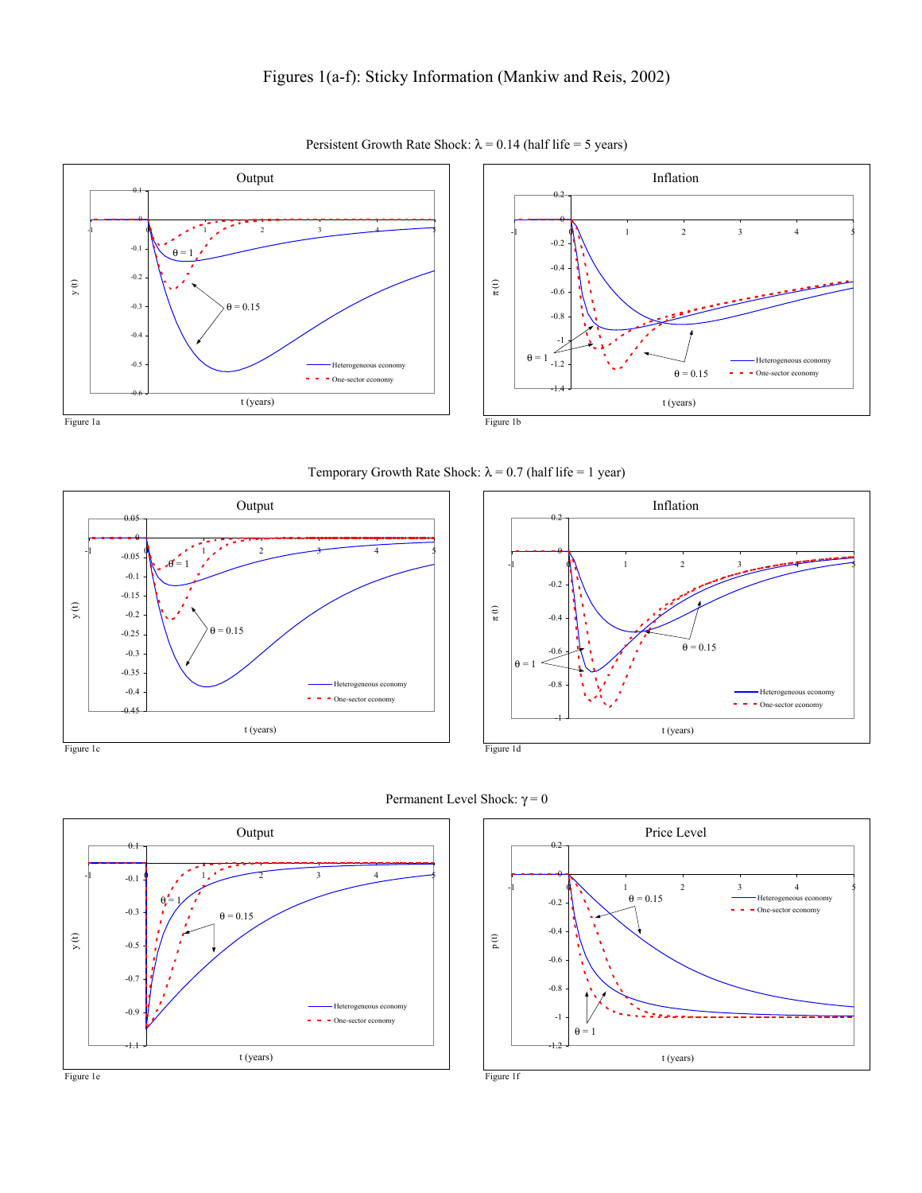# Figures 1(a-f): Sticky Information (Mankiw and Reis, 2002)

Persistent Growth Rate Shock: $\lambda = 0.14$ (half life = 5 years)

Figure 1a

Figure 1b

Temporary Growth Rate Shock: $\lambda = 0.7$ (half life = 1 year)

Figure 1c

Figure 1d

Permanent Level Shock: $\gamma = 0$

Figure 1e

Figure 1f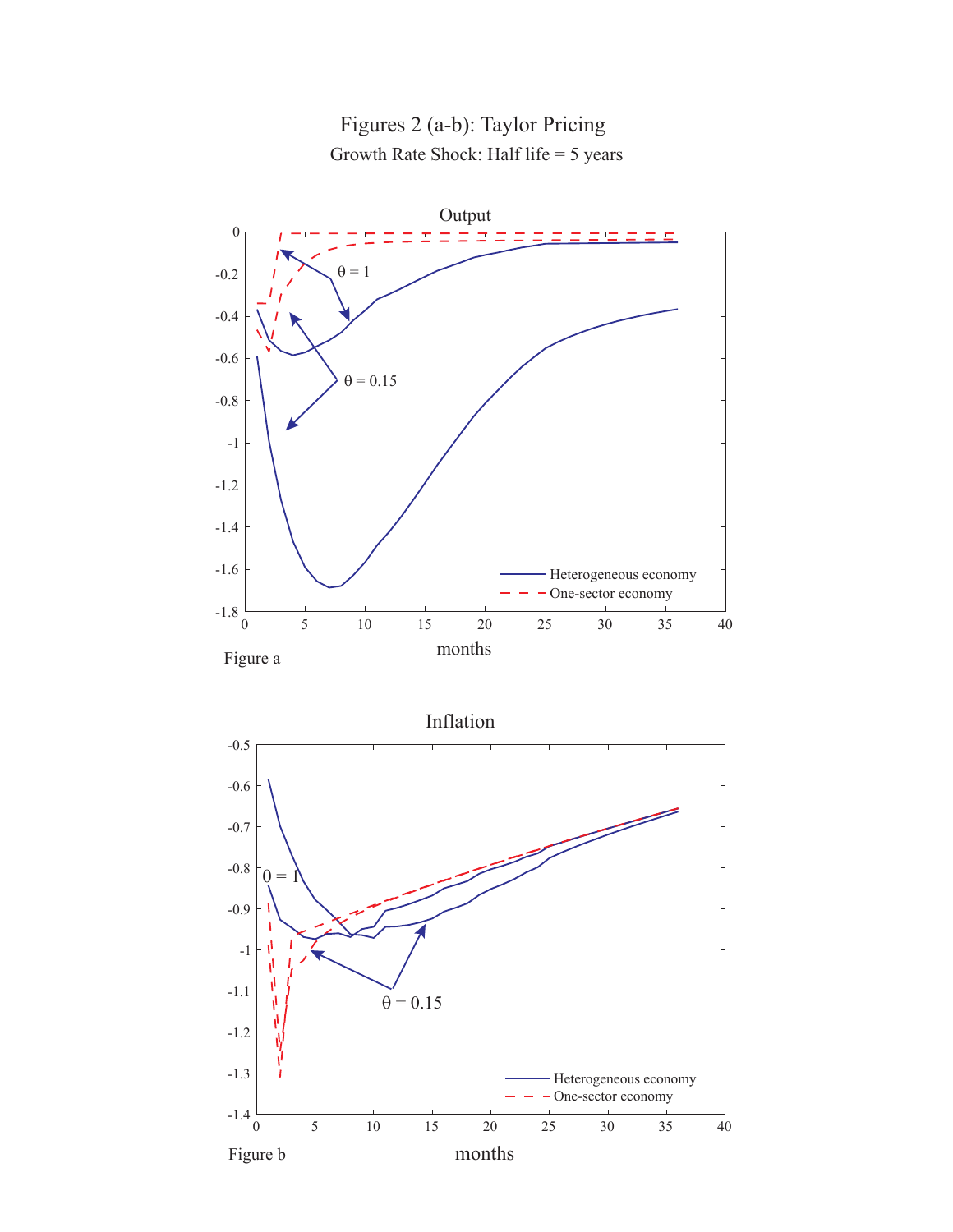# Figures 2 (a-b): Taylor Pricing

Growth Rate Shock: Half life = 5 years

Figure a

Figure b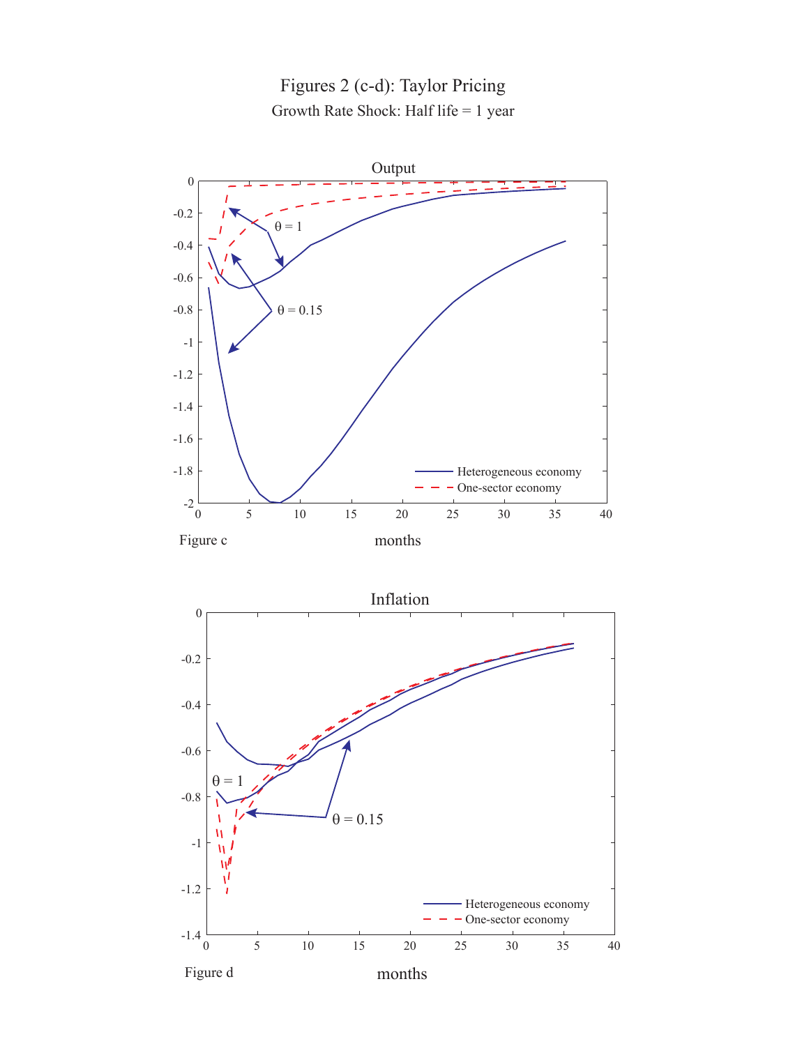# Figures 2 (c-d): Taylor Pricing

Growth Rate Shock: Half life = 1 year

Output

0
-0.2
-0.4
-0.6
-0.8
-1
-1.2
-1.4
-1.6
-1.8
-2

0 5 10 15 20 25 30 35 40

θ = 1

θ = 0.15

Heterogeneous economy

One-sector economy

Figure c

months

Inflation

0
-0.2
-0.4
-0.6
-0.8
-1
-1.2
-1.4

0 5 10 15 20 25 30 35 40

θ = 1

θ = 0.15

Heterogeneous economy

One-sector economy

Figure d

months